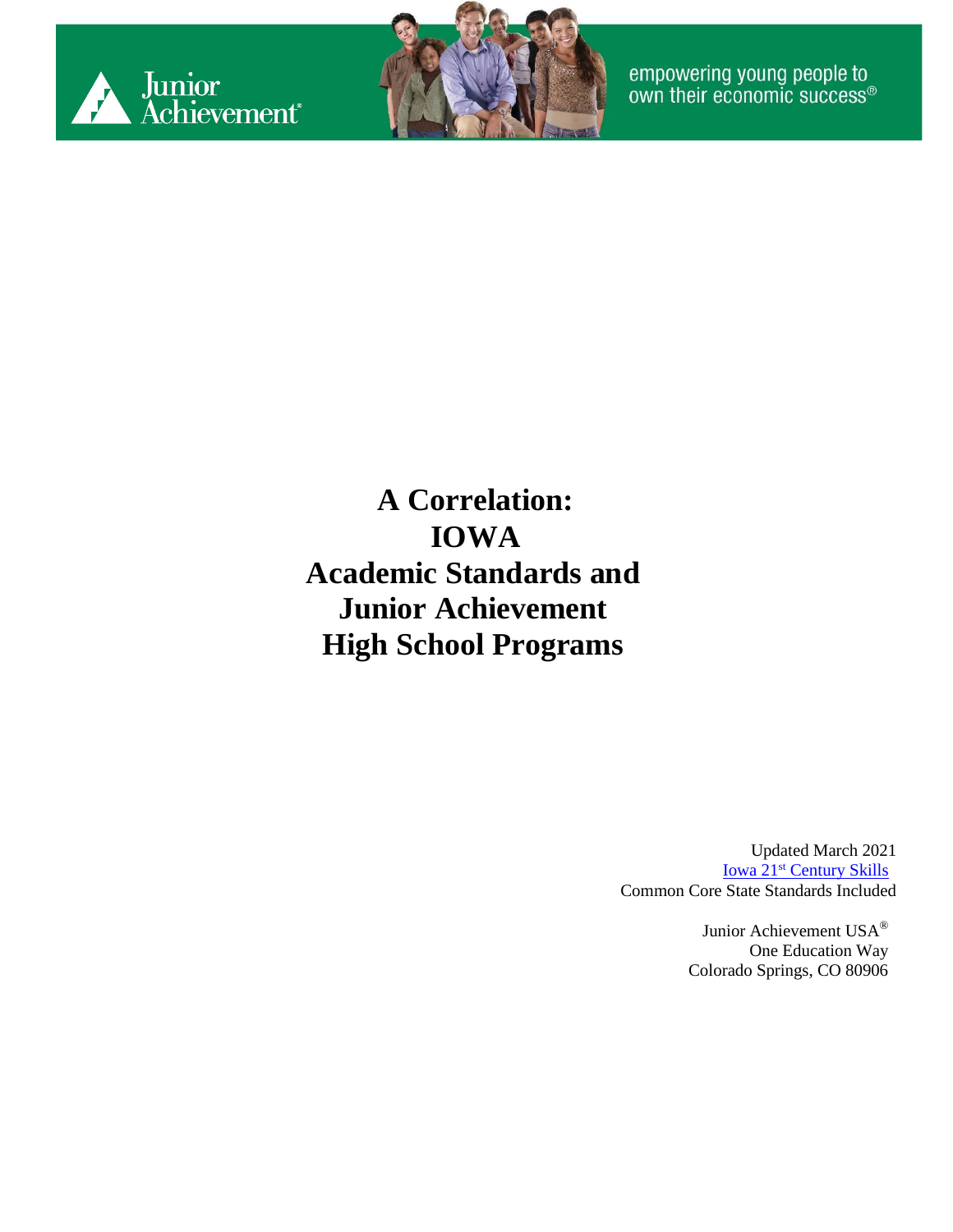Junior Achievement

empowering young people to own their economic success®

# A Correlation: IOWA Academic Standards and Junior Achievement High School Programs

Updated March 2021

Iowa 21st Century Skills

Common Core State Standards Included

Junior Achievement USA®

One Education Way

Colorado Springs, CO 80906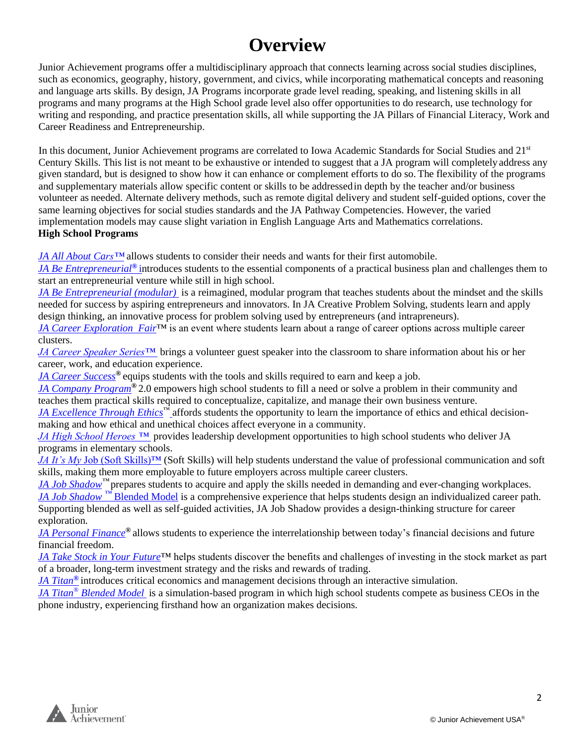# Overview

Junior Achievement programs offer a multidisciplinary approach that connects learning across social studies disciplines, such as economics, geography, history, government, and civics, while incorporating mathematical concepts and reasoning and language arts skills. By design, JA Programs incorporate grade level reading, speaking, and listening skills in all programs and many programs at the High School grade level also offer opportunities to do research, use technology for writing and responding, and practice presentation skills, all while supporting the JA Pillars of Financial Literacy, Work and Career Readiness and Entrepreneurship.

In this document, Junior Achievement programs are correlated to Iowa Academic Standards for Social Studies and 21st Century Skills. This list is not meant to be exhaustive or intended to suggest that a JA program will completely address any given standard, but is designed to show how it can enhance or complement efforts to do so. The flexibility of the programs and supplementary materials allow specific content or skills to be addressed in depth by the teacher and/or business volunteer as needed. Alternate delivery methods, such as remote digital delivery and student self-guided options, cover the same learning objectives for social studies standards and the JA Pathway Competencies. However, the varied implementation models may cause slight variation in English Language Arts and Mathematics correlations.

**High School Programs**

*JA All About Cars™* allows students to consider their needs and wants for their first automobile.

*JA Be Entrepreneurial®* introduces students to the essential components of a practical business plan and challenges them to start an entrepreneurial venture while still in high school.

*JA Be Entrepreneurial (modular)* is a reimagined, modular program that teaches students about the mindset and the skills needed for success by aspiring entrepreneurs and innovators. In JA Creative Problem Solving, students learn and apply design thinking, an innovative process for problem solving used by entrepreneurs (and intrapreneurs).

*JA Career Exploration Fair™* is an event where students learn about a range of career options across multiple career clusters.

*JA Career Speaker Series™* brings a volunteer guest speaker into the classroom to share information about his or her career, work, and education experience.

*JA Career Success®* equips students with the tools and skills required to earn and keep a job.

*JA Company Program®* 2.0 empowers high school students to fill a need or solve a problem in their community and teaches them practical skills required to conceptualize, capitalize, and manage their own business venture.

*JA Excellence Through Ethics™* affords students the opportunity to learn the importance of ethics and ethical decision-making and how ethical and unethical choices affect everyone in a community.

*JA High School Heroes ™* provides leadership development opportunities to high school students who deliver JA programs in elementary schools.

*JA It's My* Job (Soft Skills)™ (Soft Skills) will help students understand the value of professional communication and soft skills, making them more employable to future employers across multiple career clusters.

*JA Job Shadow™* prepares students to acquire and apply the skills needed in demanding and ever-changing workplaces.

*JA Job Shadow ™* Blended Model is a comprehensive experience that helps students design an individualized career path. Supporting blended as well as self-guided activities, JA Job Shadow provides a design-thinking structure for career exploration.

*JA Personal Finance®* allows students to experience the interrelationship between today's financial decisions and future financial freedom.

*JA Take Stock in Your Future™* helps students discover the benefits and challenges of investing in the stock market as part of a broader, long-term investment strategy and the risks and rewards of trading.

*JA Titan®* introduces critical economics and management decisions through an interactive simulation.

*JA Titan® Blended Model* is a simulation-based program in which high school students compete as business CEOs in the phone industry, experiencing firsthand how an organization makes decisions.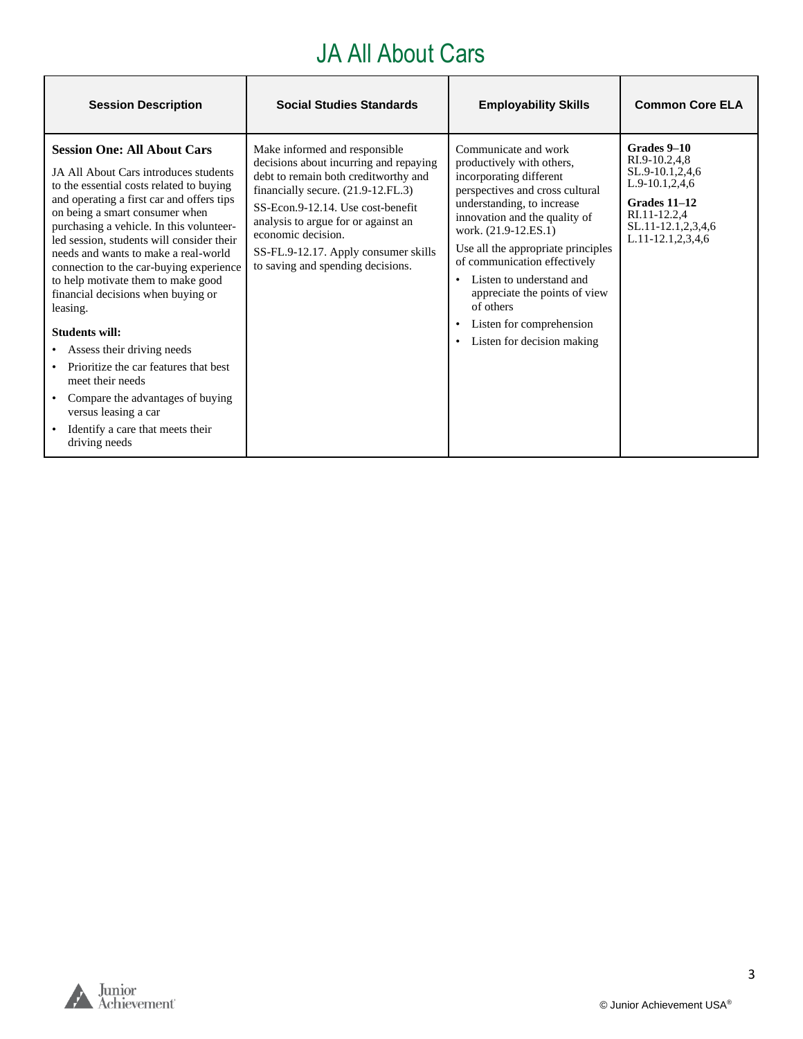# JA All About Cars

| Session Description | Social Studies Standards | Employability Skills | Common Core ELA |
|---|---|---|---|
| **Session One: All About Cars**<br><br>JA All About Cars introduces students to the essential costs related to buying and operating a first car and offers tips on being a smart consumer when purchasing a vehicle. In this volunteer-led session, students will consider their needs and wants to make a real-world connection to the car-buying experience to help motivate them to make good financial decisions when buying or leasing.<br><br>**Students will:**<br>• Assess their driving needs<br>• Prioritize the car features that best meet their needs<br>• Compare the advantages of buying versus leasing a car<br>• Identify a care that meets their driving needs | Make informed and responsible decisions about incurring and repaying debt to remain both creditworthy and financially secure. (21.9-12.FL.3)<br><br>SS-Econ.9-12.14. Use cost-benefit analysis to argue for or against an economic decision.<br><br>SS-FL.9-12.17. Apply consumer skills to saving and spending decisions. | Communicate and work productively with others, incorporating different perspectives and cross cultural understanding, to increase innovation and the quality of work. (21.9-12.ES.1)<br><br>Use all the appropriate principles of communication effectively<br>• Listen to understand and appreciate the points of view of others<br>• Listen for comprehension<br>• Listen for decision making | **Grades 9–10**<br>RI.9-10.2,4,8<br>SL.9-10.1,2,4,6<br>L.9-10.1,2,4,6<br><br>**Grades 11–12**<br>RI.11-12.2,4<br>SL.11-12.1,2,3,4,6<br>L.11-12.1,2,3,4,6 |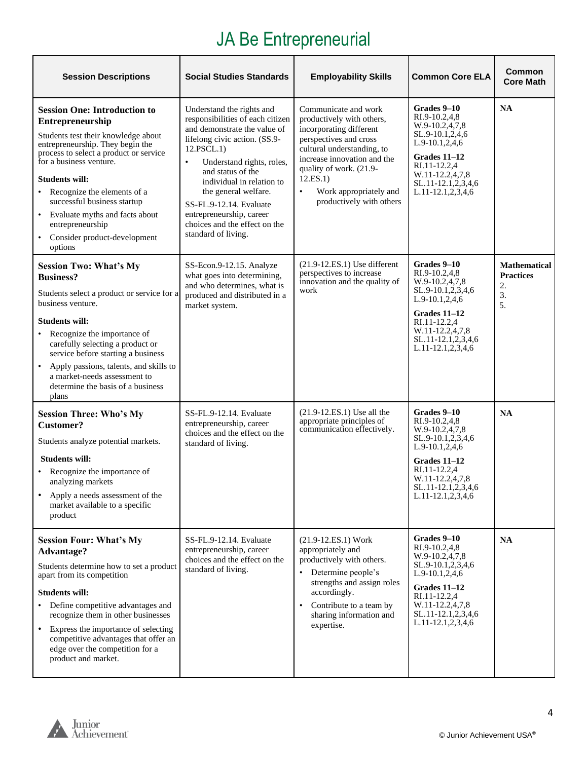# JA Be Entrepreneurial

| Session Descriptions | Social Studies Standards | Employability Skills | Common Core ELA | Common Core Math |
|---|---|---|---|---|
| **Session One: Introduction to Entrepreneurship**<br><br>Students test their knowledge about entrepreneurship. They begin the process to select a product or service for a business venture.<br><br>**Students will:**<br>• Recognize the elements of a successful business startup<br>• Evaluate myths and facts about entrepreneurship<br>• Consider product-development options | Understand the rights and responsibilities of each citizen and demonstrate the value of lifelong civic action. (SS.9-12.PSCL.1)<br>• Understand rights, roles, and status of the individual in relation to the general welfare.<br><br>SS-FL.9-12.14. Evaluate entrepreneurship, career choices and the effect on the standard of living. | Communicate and work productively with others, incorporating different perspectives and cross cultural understanding, to increase innovation and the quality of work. (21.9-12.ES.1)<br>• Work appropriately and productively with others | **Grades 9–10**<br>RI.9-10.2,4,8<br>W.9-10.2,4,7,8<br>SL.9-10.1,2,4,6<br>L.9-10.1,2,4,6<br><br>**Grades 11–12**<br>RI.11-12.2,4<br>W.11-12.2,4,7,8<br>SL.11-12.1,2,3,4,6<br>L.11-12.1,2,3,4,6 | **NA** |
| **Session Two: What's My Business?**<br><br>Students select a product or service for a business venture.<br><br>**Students will:**<br>• Recognize the importance of carefully selecting a product or service before starting a business<br>• Apply passions, talents, and skills to a market-needs assessment to determine the basis of a business plans | SS-Econ.9-12.15. Analyze what goes into determining, and who determines, what is produced and distributed in a market system. | (21.9-12.ES.1) Use different perspectives to increase innovation and the quality of work | **Grades 9–10**<br>RI.9-10.2,4,8<br>W.9-10.2,4,7,8<br>SL.9-10.1,2,3,4,6<br>L.9-10.1,2,4,6<br><br>**Grades 11–12**<br>RI.11-12.2,4<br>W.11-12.2,4,7,8<br>SL.11-12.1,2,3,4,6<br>L.11-12.1,2,3,4,6 | **Mathematical Practices**<br>2.<br>3.<br>5. |
| **Session Three: Who's My Customer?**<br><br>Students analyze potential markets.<br><br>**Students will:**<br>• Recognize the importance of analyzing markets<br>• Apply a needs assessment of the market available to a specific product | SS-FL.9-12.14. Evaluate entrepreneurship, career choices and the effect on the standard of living. | (21.9-12.ES.1) Use all the appropriate principles of communication effectively. | **Grades 9–10**<br>RI.9-10.2,4,8<br>W.9-10.2,4,7,8<br>SL.9-10.1,2,3,4,6<br>L.9-10.1,2,4,6<br><br>**Grades 11–12**<br>RI.11-12.2,4<br>W.11-12.2,4,7,8<br>SL.11-12.1,2,3,4,6<br>L.11-12.1,2,3,4,6 | **NA** |
| **Session Four: What's My Advantage?**<br><br>Students determine how to set a product apart from its competition<br><br>**Students will:**<br>• Define competitive advantages and recognize them in other businesses<br>• Express the importance of selecting competitive advantages that offer an edge over the competition for a product and market. | SS-FL.9-12.14. Evaluate entrepreneurship, career choices and the effect on the standard of living. | (21.9-12.ES.1) Work appropriately and productively with others.<br>• Determine people's strengths and assign roles accordingly.<br>• Contribute to a team by sharing information and expertise. | **Grades 9–10**<br>RI.9-10.2,4,8<br>W.9-10.2,4,7,8<br>SL.9-10.1,2,3,4,6<br>L.9-10.1,2,4,6<br><br>**Grades 11–12**<br>RI.11-12.2,4<br>W.11-12.2,4,7,8<br>SL.11-12.1,2,3,4,6<br>L.11-12.1,2,3,4,6 | **NA** |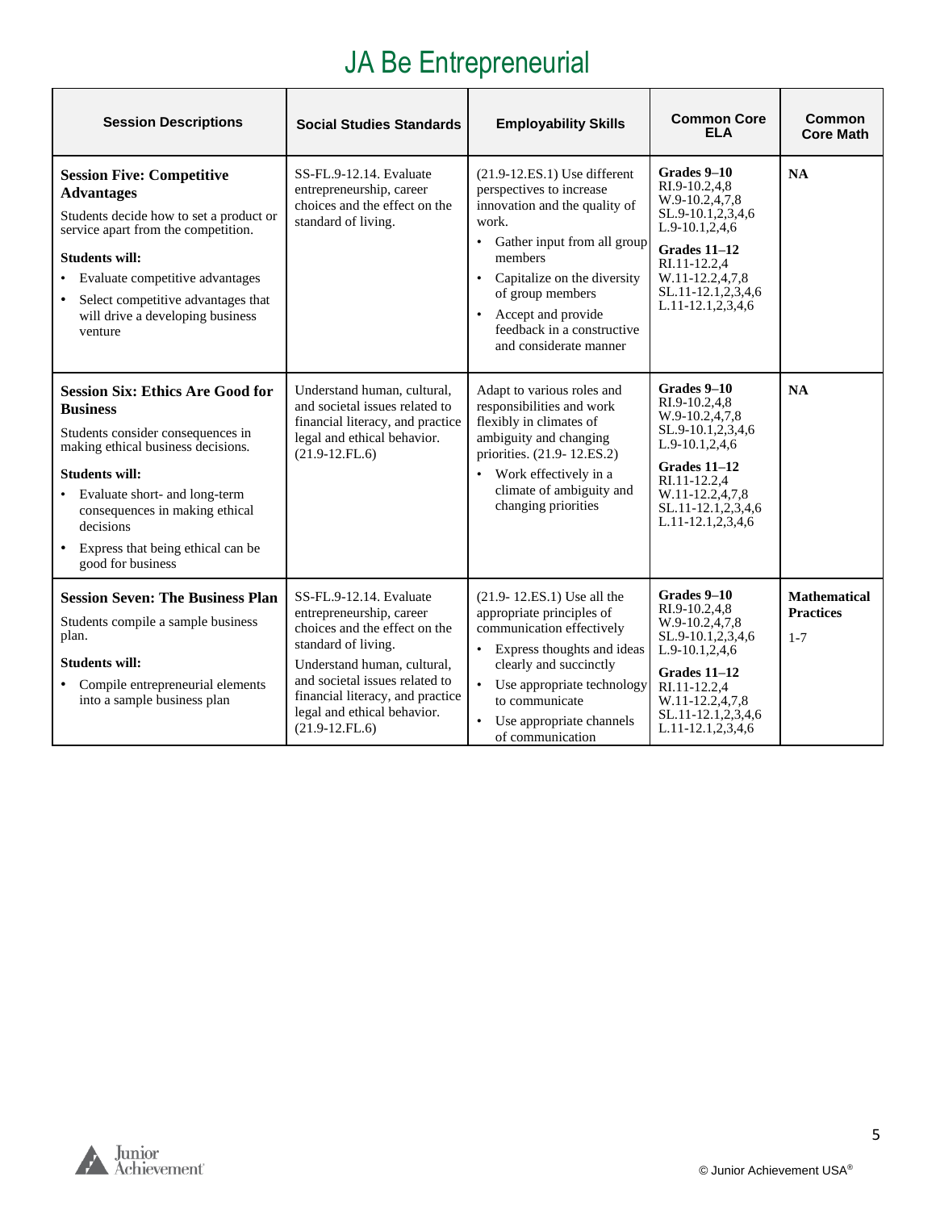# JA Be Entrepreneurial

| Session Descriptions | Social Studies Standards | Employability Skills | Common Core ELA | Common Core Math |
|---|---|---|---|---|
| **Session Five: Competitive Advantages**<br>Students decide how to set a product or service apart from the competition.<br>**Students will:**<br>• Evaluate competitive advantages<br>• Select competitive advantages that will drive a developing business venture | SS-FL.9-12.14. Evaluate entrepreneurship, career choices and the effect on the standard of living. | (21.9-12.ES.1) Use different perspectives to increase innovation and the quality of work.<br>• Gather input from all group members<br>• Capitalize on the diversity of group members<br>• Accept and provide feedback in a constructive and considerate manner | **Grades 9–10**<br>RI.9-10.2,4,8<br>W.9-10.2,4,7,8<br>SL.9-10.1,2,3,4,6<br>L.9-10.1,2,4,6<br>**Grades 11–12**<br>RI.11-12.2,4<br>W.11-12.2,4,7,8<br>SL.11-12.1,2,3,4,6<br>L.11-12.1,2,3,4,6 | **NA** |
| **Session Six: Ethics Are Good for Business**<br>Students consider consequences in making ethical business decisions.<br>**Students will:**<br>• Evaluate short- and long-term consequences in making ethical decisions<br>• Express that being ethical can be good for business | Understand human, cultural, and societal issues related to financial literacy, and practice legal and ethical behavior. (21.9-12.FL.6) | Adapt to various roles and responsibilities and work flexibly in climates of ambiguity and changing priorities. (21.9- 12.ES.2)<br>• Work effectively in a climate of ambiguity and changing priorities | **Grades 9–10**<br>RI.9-10.2,4,8<br>W.9-10.2,4,7,8<br>SL.9-10.1,2,3,4,6<br>L.9-10.1,2,4,6<br>**Grades 11–12**<br>RI.11-12.2,4<br>W.11-12.2,4,7,8<br>SL.11-12.1,2,3,4,6<br>L.11-12.1,2,3,4,6 | **NA** |
| **Session Seven: The Business Plan**<br>Students compile a sample business plan.<br>**Students will:**<br>• Compile entrepreneurial elements into a sample business plan | SS-FL.9-12.14. Evaluate entrepreneurship, career choices and the effect on the standard of living.<br>Understand human, cultural, and societal issues related to financial literacy, and practice legal and ethical behavior. (21.9-12.FL.6) | (21.9- 12.ES.1) Use all the appropriate principles of communication effectively<br>• Express thoughts and ideas clearly and succinctly<br>• Use appropriate technology to communicate<br>• Use appropriate channels of communication | **Grades 9–10**<br>RI.9-10.2,4,8<br>W.9-10.2,4,7,8<br>SL.9-10.1,2,3,4,6<br>L.9-10.1,2,4,6<br>**Grades 11–12**<br>RI.11-12.2,4<br>W.11-12.2,4,7,8<br>SL.11-12.1,2,3,4,6<br>L.11-12.1,2,3,4,6 | **Mathematical Practices**<br>1-7 |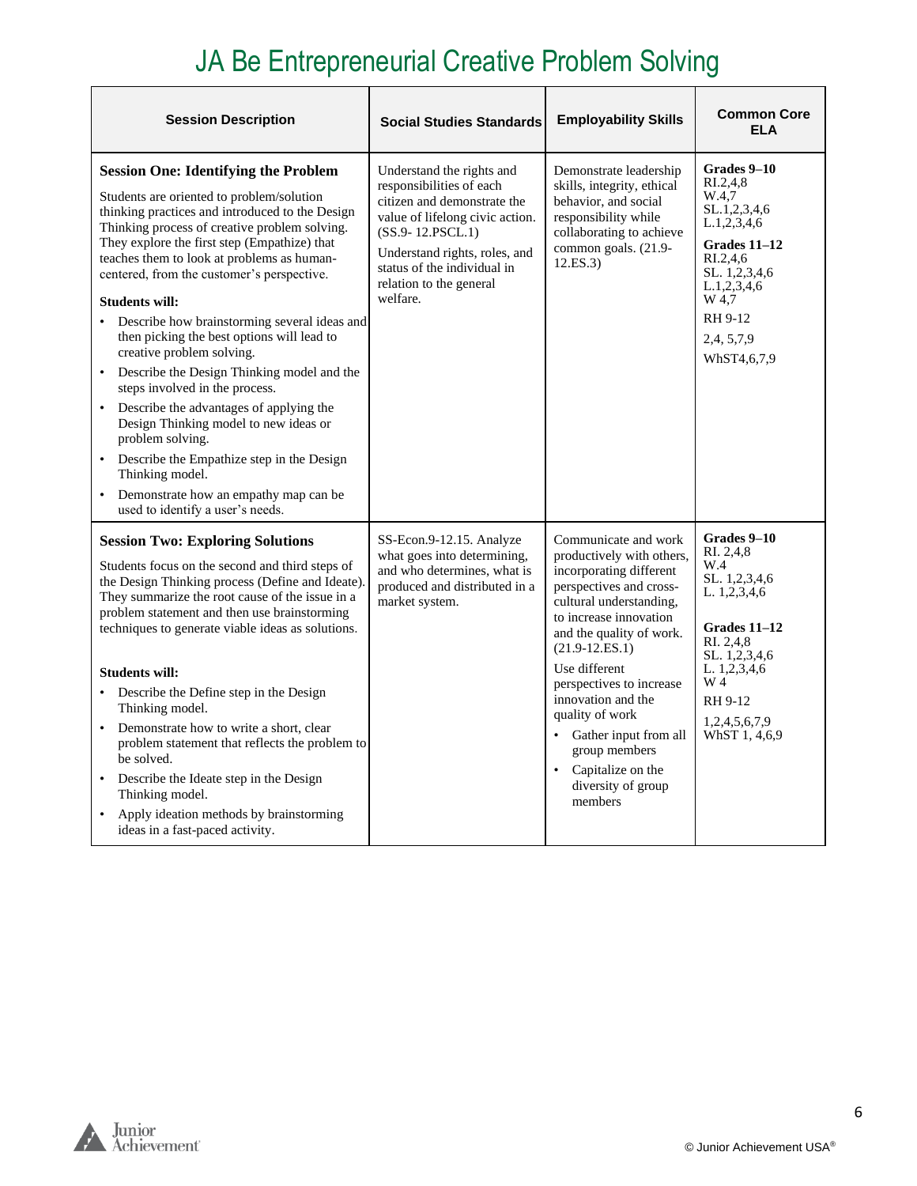# JA Be Entrepreneurial Creative Problem Solving

| Session Description | Social Studies Standards | Employability Skills | Common Core ELA |
|---|---|---|---|
| **Session One: Identifying the Problem**<br><br>Students are oriented to problem/solution thinking practices and introduced to the Design Thinking process of creative problem solving. They explore the first step (Empathize) that teaches them to look at problems as human-centered, from the customer's perspective.<br><br>**Students will:**<br>• Describe how brainstorming several ideas and then picking the best options will lead to creative problem solving.<br>• Describe the Design Thinking model and the steps involved in the process.<br>• Describe the advantages of applying the Design Thinking model to new ideas or problem solving.<br>• Describe the Empathize step in the Design Thinking model.<br>• Demonstrate how an empathy map can be used to identify a user's needs. | Understand the rights and responsibilities of each citizen and demonstrate the value of lifelong civic action. (SS.9- 12.PSCL.1)<br><br>Understand rights, roles, and status of the individual in relation to the general welfare. | Demonstrate leadership skills, integrity, ethical behavior, and social responsibility while collaborating to achieve common goals. (21.9-12.ES.3) | **Grades 9–10**<br>RI.2,4,8<br>W.4,7<br>SL.1,2,3,4,6<br>L.1,2,3,4,6<br><br>**Grades 11–12**<br>RI.2,4,6<br>SL. 1,2,3,4,6<br>L.1,2,3,4,6<br>W 4,7<br><br>RH 9-12<br><br>2,4, 5,7,9<br><br>WhST4,6,7,9 |
| **Session Two: Exploring Solutions**<br><br>Students focus on the second and third steps of the Design Thinking process (Define and Ideate). They summarize the root cause of the issue in a problem statement and then use brainstorming techniques to generate viable ideas as solutions.<br><br>**Students will:**<br>• Describe the Define step in the Design Thinking model.<br>• Demonstrate how to write a short, clear problem statement that reflects the problem to be solved.<br>• Describe the Ideate step in the Design Thinking model.<br>• Apply ideation methods by brainstorming ideas in a fast-paced activity. | SS-Econ.9-12.15. Analyze what goes into determining, and who determines, what is produced and distributed in a market system. | Communicate and work productively with others, incorporating different perspectives and cross-cultural understanding, to increase innovation and the quality of work. (21.9-12.ES.1)<br><br>Use different perspectives to increase innovation and the quality of work<br>• Gather input from all group members<br>• Capitalize on the diversity of group members | **Grades 9–10**<br>RI. 2,4,8<br>W.4<br>SL. 1,2,3,4,6<br>L. 1,2,3,4,6<br><br>**Grades 11–12**<br>RI. 2,4,8<br>SL. 1,2,3,4,6<br>L. 1,2,3,4,6<br>W 4<br><br>RH 9-12<br><br>1,2,4,5,6,7,9<br>WhST 1, 4,6,9 |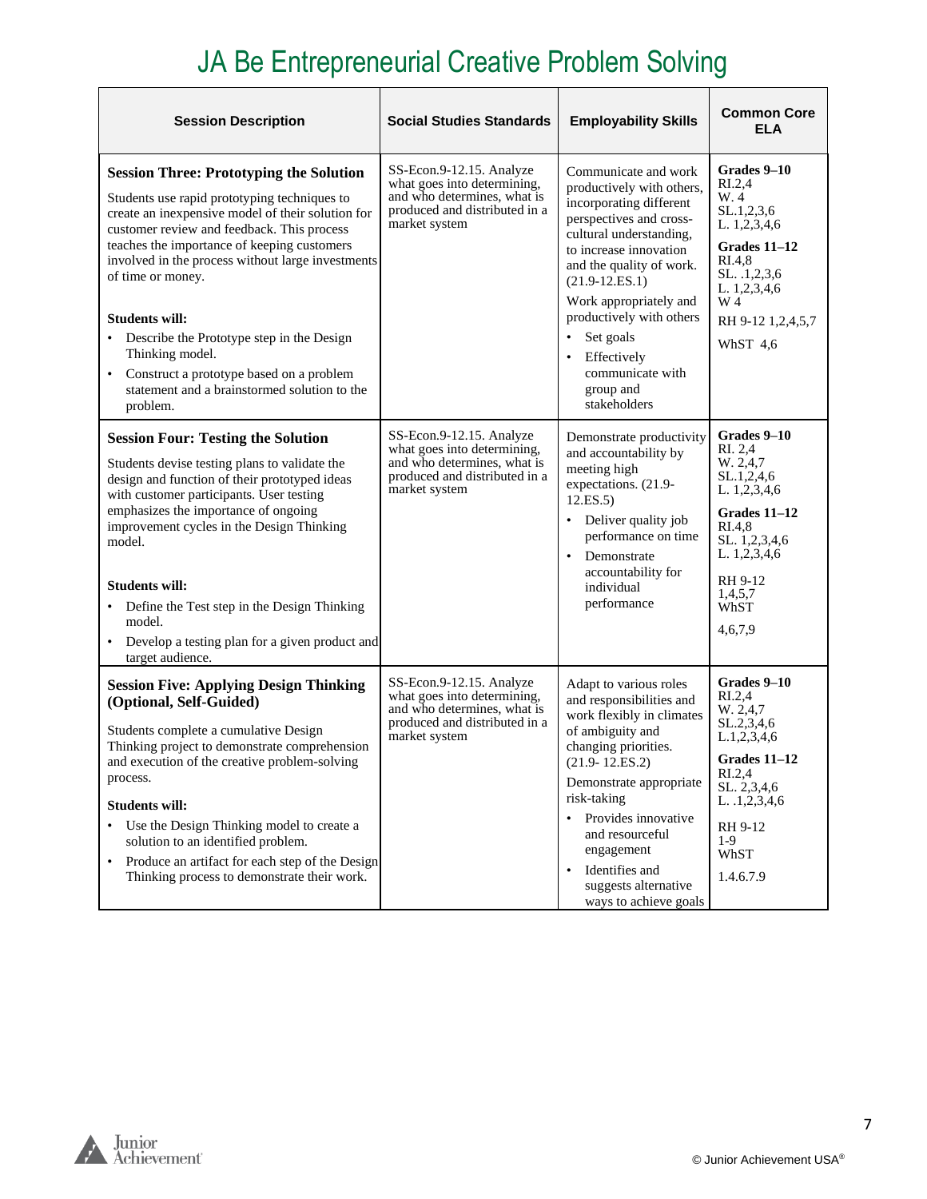# JA Be Entrepreneurial Creative Problem Solving

| Session Description | Social Studies Standards | Employability Skills | Common Core ELA |
|---|---|---|---|
| **Session Three: Prototyping the Solution**<br><br>Students use rapid prototyping techniques to create an inexpensive model of their solution for customer review and feedback. This process teaches the importance of keeping customers involved in the process without large investments of time or money.<br><br>**Students will:**<br>• Describe the Prototype step in the Design Thinking model.<br>• Construct a prototype based on a problem statement and a brainstormed solution to the problem. | SS-Econ.9-12.15. Analyze what goes into determining, and who determines, what is produced and distributed in a market system | Communicate and work productively with others, incorporating different perspectives and cross-cultural understanding, to increase innovation and the quality of work. (21.9-12.ES.1)<br><br>Work appropriately and productively with others<br>• Set goals<br>• Effectively communicate with group and stakeholders | **Grades 9–10**<br>RI.2,4<br>W. 4<br>SL.1,2,3,6<br>L. 1,2,3,4,6<br><br>**Grades 11–12**<br>RI.4,8<br>SL. .1,2,3,6<br>L. 1,2,3,4,6<br>W 4<br>RH 9-12 1,2,4,5,7<br>WhST 4,6 |
| **Session Four: Testing the Solution**<br><br>Students devise testing plans to validate the design and function of their prototyped ideas with customer participants. User testing emphasizes the importance of ongoing improvement cycles in the Design Thinking model.<br><br>**Students will:**<br>• Define the Test step in the Design Thinking model.<br>• Develop a testing plan for a given product and target audience. | SS-Econ.9-12.15. Analyze what goes into determining, and who determines, what is produced and distributed in a market system | Demonstrate productivity and accountability by meeting high expectations. (21.9-12.ES.5)<br>• Deliver quality job performance on time<br>• Demonstrate accountability for individual performance | **Grades 9–10**<br>RI. 2,4<br>W. 2,4,7<br>SL.1,2,4,6<br>L. 1,2,3,4,6<br><br>**Grades 11–12**<br>RI.4,8<br>SL. 1,2,3,4,6<br>L. 1,2,3,4,6<br>RH 9-12<br>1,4,5,7<br>WhST<br>4,6,7,9 |
| **Session Five: Applying Design Thinking (Optional, Self-Guided)**<br><br>Students complete a cumulative Design Thinking project to demonstrate comprehension and execution of the creative problem-solving process.<br><br>**Students will:**<br>• Use the Design Thinking model to create a solution to an identified problem.<br>• Produce an artifact for each step of the Design Thinking process to demonstrate their work. | SS-Econ.9-12.15. Analyze what goes into determining, and who determines, what is produced and distributed in a market system | Adapt to various roles and responsibilities and work flexibly in climates of ambiguity and changing priorities. (21.9- 12.ES.2)<br><br>Demonstrate appropriate risk-taking<br>• Provides innovative and resourceful engagement<br>• Identifies and suggests alternative ways to achieve goals | **Grades 9–10**<br>RI.2,4<br>W. 2,4,7<br>SL.2,3,4,6<br>L.1,2,3,4,6<br><br>**Grades 11–12**<br>RI.2,4<br>SL. 2,3,4,6<br>L. .1,2,3,4,6<br>RH 9-12<br>1-9<br>WhST<br>1.4.6.7.9 |

© Junior Achievement USA®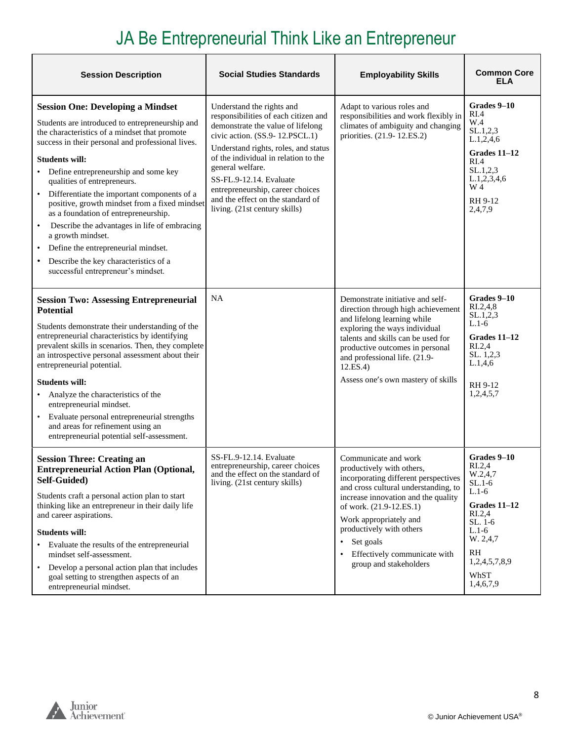# JA Be Entrepreneurial Think Like an Entrepreneur

| Session Description | Social Studies Standards | Employability Skills | Common Core ELA |
|---|---|---|---|
| **Session One: Developing a Mindset**<br><br>Students are introduced to entrepreneurship and the characteristics of a mindset that promote success in their personal and professional lives.<br><br>**Students will:**<br>• Define entrepreneurship and some key qualities of entrepreneurs.<br>• Differentiate the important components of a positive, growth mindset from a fixed mindset as a foundation of entrepreneurship.<br>• Describe the advantages in life of embracing a growth mindset.<br>• Define the entrepreneurial mindset.<br>• Describe the key characteristics of a successful entrepreneur's mindset. | Understand the rights and responsibilities of each citizen and demonstrate the value of lifelong civic action. (SS.9- 12.PSCL.1)<br><br>Understand rights, roles, and status of the individual in relation to the general welfare.<br><br>SS-FL.9-12.14. Evaluate entrepreneurship, career choices and the effect on the standard of living. (21st century skills) | Adapt to various roles and responsibilities and work flexibly in climates of ambiguity and changing priorities. (21.9- 12.ES.2) | **Grades 9–10**<br>RI.4<br>W.4<br>SL.1,2,3<br>L.1,2,4,6<br><br>**Grades 11–12**<br>RI.4<br>SL.1,2,3<br>L.1,2,3,4,6<br>W 4<br><br>RH 9-12<br>2,4,7,9 |
| **Session Two: Assessing Entrepreneurial Potential**<br><br>Students demonstrate their understanding of the entrepreneurial characteristics by identifying prevalent skills in scenarios. Then, they complete an introspective personal assessment about their entrepreneurial potential.<br><br>**Students will:**<br>• Analyze the characteristics of the entrepreneurial mindset.<br>• Evaluate personal entrepreneurial strengths and areas for refinement using an entrepreneurial potential self-assessment. | NA | Demonstrate initiative and self-direction through high achievement and lifelong learning while exploring the ways individual talents and skills can be used for productive outcomes in personal and professional life. (21.9- 12.ES.4)<br><br>Assess one's own mastery of skills | **Grades 9–10**<br>RI.2,4,8<br>SL.1,2,3<br>L.1-6<br><br>**Grades 11–12**<br>RI.2,4<br>SL. 1,2,3<br>L.1,4,6<br><br>RH 9-12<br>1,2,4,5,7 |
| **Session Three: Creating an Entrepreneurial Action Plan (Optional, Self-Guided)**<br><br>Students craft a personal action plan to start thinking like an entrepreneur in their daily life and career aspirations.<br><br>**Students will:**<br>• Evaluate the results of the entrepreneurial mindset self-assessment.<br>• Develop a personal action plan that includes goal setting to strengthen aspects of an entrepreneurial mindset. | SS-FL.9-12.14. Evaluate entrepreneurship, career choices and the effect on the standard of living. (21st century skills) | Communicate and work productively with others, incorporating different perspectives and cross cultural understanding, to increase innovation and the quality of work. (21.9-12.ES.1)<br><br>Work appropriately and productively with others<br>• Set goals<br>• Effectively communicate with group and stakeholders | **Grades 9–10**<br>RI.2,4<br>W.2,4,7<br>SL.1-6<br>L.1-6<br><br>**Grades 11–12**<br>RI.2,4<br>SL. 1-6<br>L.1-6<br>W. 2,4,7<br><br>RH<br>1,2,4,5,7,8,9<br><br>WhST<br>1,4,6,7,9 |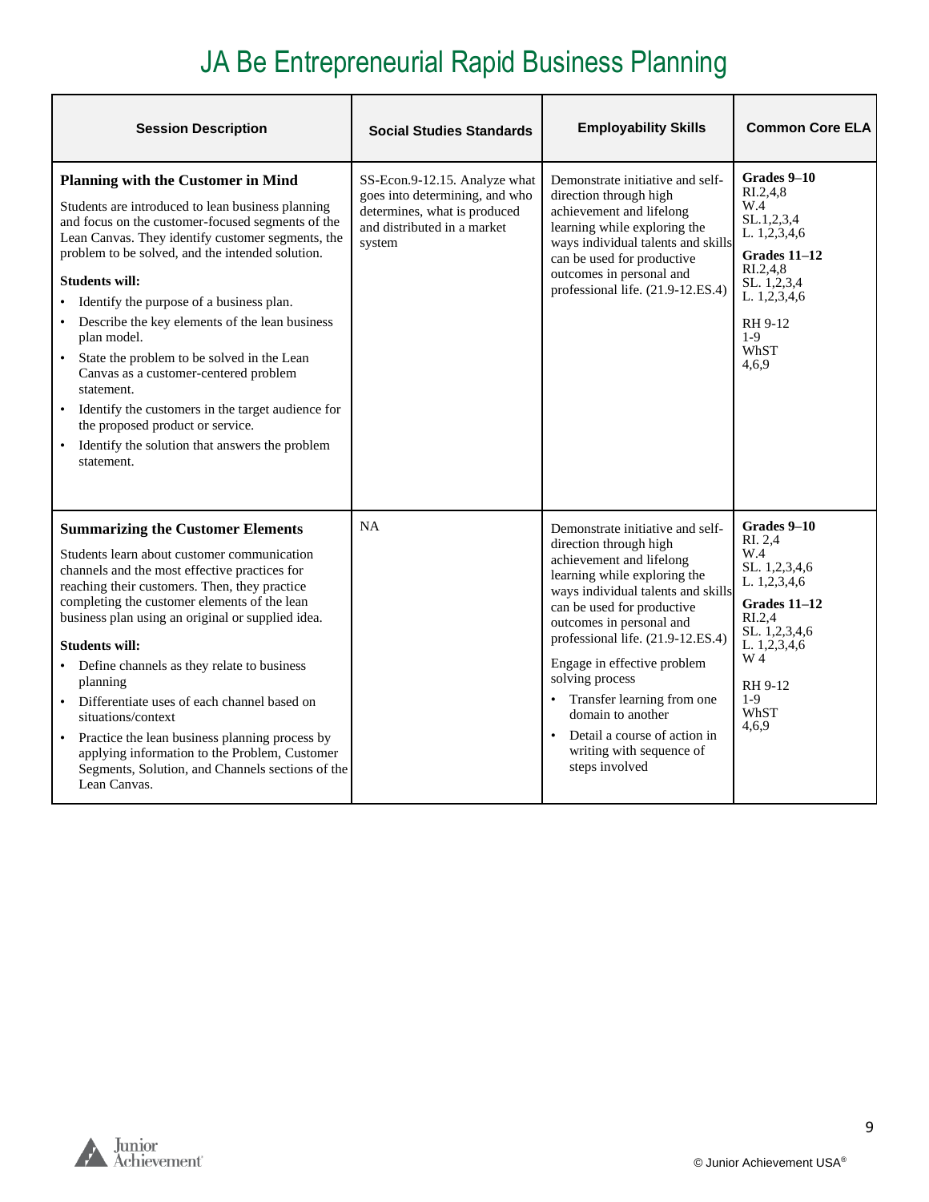# JA Be Entrepreneurial Rapid Business Planning

| Session Description | Social Studies Standards | Employability Skills | Common Core ELA |
| --- | --- | --- | --- |
| **Planning with the Customer in Mind**<br><br>Students are introduced to lean business planning and focus on the customer-focused segments of the Lean Canvas. They identify customer segments, the problem to be solved, and the intended solution.<br><br>**Students will:**<br>• Identify the purpose of a business plan.<br>• Describe the key elements of the lean business plan model.<br>• State the problem to be solved in the Lean Canvas as a customer-centered problem statement.<br>• Identify the customers in the target audience for the proposed product or service.<br>• Identify the solution that answers the problem statement. | SS-Econ.9-12.15. Analyze what goes into determining, and who determines, what is produced and distributed in a market system | Demonstrate initiative and self-direction through high achievement and lifelong learning while exploring the ways individual talents and skills can be used for productive outcomes in personal and professional life. (21.9-12.ES.4) | **Grades 9–10**<br>RI.2,4,8<br>W.4<br>SL.1,2,3,4<br>L. 1,2,3,4,6<br>**Grades 11–12**<br>RI.2,4,8<br>SL. 1,2,3,4<br>L. 1,2,3,4,6<br><br>RH 9-12<br>1-9<br>WhST<br>4,6,9 |
| **Summarizing the Customer Elements**<br><br>Students learn about customer communication channels and the most effective practices for reaching their customers. Then, they practice completing the customer elements of the lean business plan using an original or supplied idea.<br><br>**Students will:**<br>• Define channels as they relate to business planning<br>• Differentiate uses of each channel based on situations/context<br>• Practice the lean business planning process by applying information to the Problem, Customer Segments, Solution, and Channels sections of the Lean Canvas. | NA | Demonstrate initiative and self-direction through high achievement and lifelong learning while exploring the ways individual talents and skills can be used for productive outcomes in personal and professional life. (21.9-12.ES.4)<br><br>Engage in effective problem solving process<br>• Transfer learning from one domain to another<br>• Detail a course of action in writing with sequence of steps involved | **Grades 9–10**<br>RI. 2,4<br>W.4<br>SL. 1,2,3,4,6<br>L. 1,2,3,4,6<br>**Grades 11–12**<br>RI.2,4<br>SL. 1,2,3,4,6<br>L. 1,2,3,4,6<br>W 4<br><br>RH 9-12<br>1-9<br>WhST<br>4,6,9 |

© Junior Achievement USA®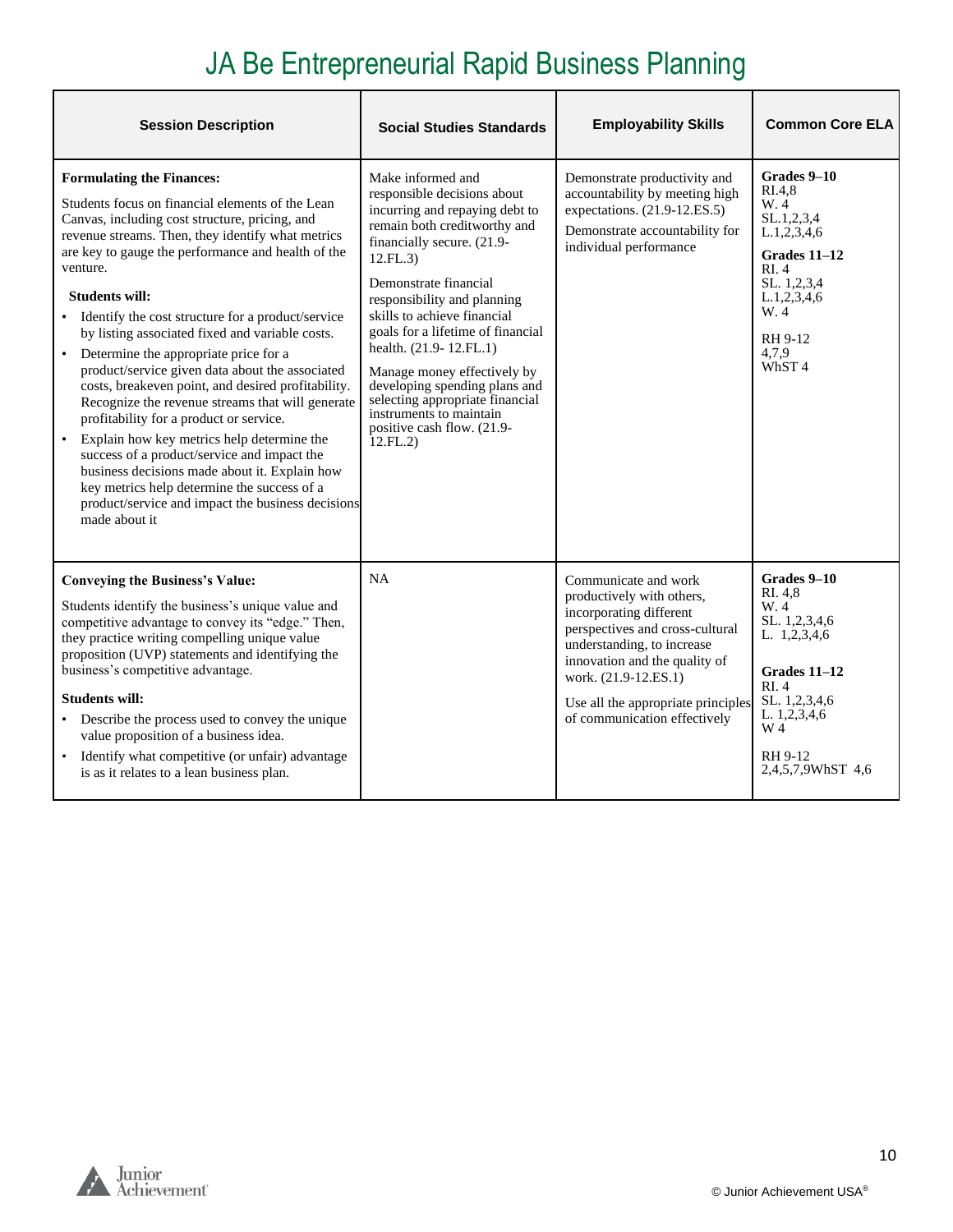# JA Be Entrepreneurial Rapid Business Planning

| Session Description | Social Studies Standards | Employability Skills | Common Core ELA |
|---|---|---|---|
| **Formulating the Finances:**<br><br>Students focus on financial elements of the Lean Canvas, including cost structure, pricing, and revenue streams. Then, they identify what metrics are key to gauge the performance and health of the venture.<br><br>**Students will:**<br>• Identify the cost structure for a product/service by listing associated fixed and variable costs.<br>• Determine the appropriate price for a product/service given data about the associated costs, breakeven point, and desired profitability. Recognize the revenue streams that will generate profitability for a product or service.<br>• Explain how key metrics help determine the success of a product/service and impact the business decisions made about it. Explain how key metrics help determine the success of a product/service and impact the business decisions made about it | Make informed and responsible decisions about incurring and repaying debt to remain both creditworthy and financially secure. (21.9-12.FL.3)<br><br>Demonstrate financial responsibility and planning skills to achieve financial goals for a lifetime of financial health. (21.9- 12.FL.1)<br><br>Manage money effectively by developing spending plans and selecting appropriate financial instruments to maintain positive cash flow. (21.9-12.FL.2) | Demonstrate productivity and accountability by meeting high expectations. (21.9-12.ES.5)<br><br>Demonstrate accountability for individual performance | **Grades 9–10**<br>RI.4,8<br>W. 4<br>SL.1,2,3,4<br>L.1,2,3,4,6<br><br>**Grades 11–12**<br>RI. 4<br>SL. 1,2,3,4<br>L.1,2,3,4,6<br>W. 4<br><br>RH 9-12<br>4,7,9<br>WhST 4 |
| **Conveying the Business's Value:**<br><br>Students identify the business's unique value and competitive advantage to convey its "edge." Then, they practice writing compelling unique value proposition (UVP) statements and identifying the business's competitive advantage.<br><br>**Students will:**<br>• Describe the process used to convey the unique value proposition of a business idea.<br>• Identify what competitive (or unfair) advantage is as it relates to a lean business plan. | NA | Communicate and work productively with others, incorporating different perspectives and cross-cultural understanding, to increase innovation and the quality of work. (21.9-12.ES.1)<br><br>Use all the appropriate principles of communication effectively | **Grades 9–10**<br>RI. 4,8<br>W. 4<br>SL. 1,2,3,4,6<br>L. 1,2,3,4,6<br><br>**Grades 11–12**<br>RI. 4<br>SL. 1,2,3,4,6<br>L. 1,2,3,4,6<br>W 4<br><br>RH 9-12<br>2,4,5,7,9WhST 4,6 |

© Junior Achievement USA®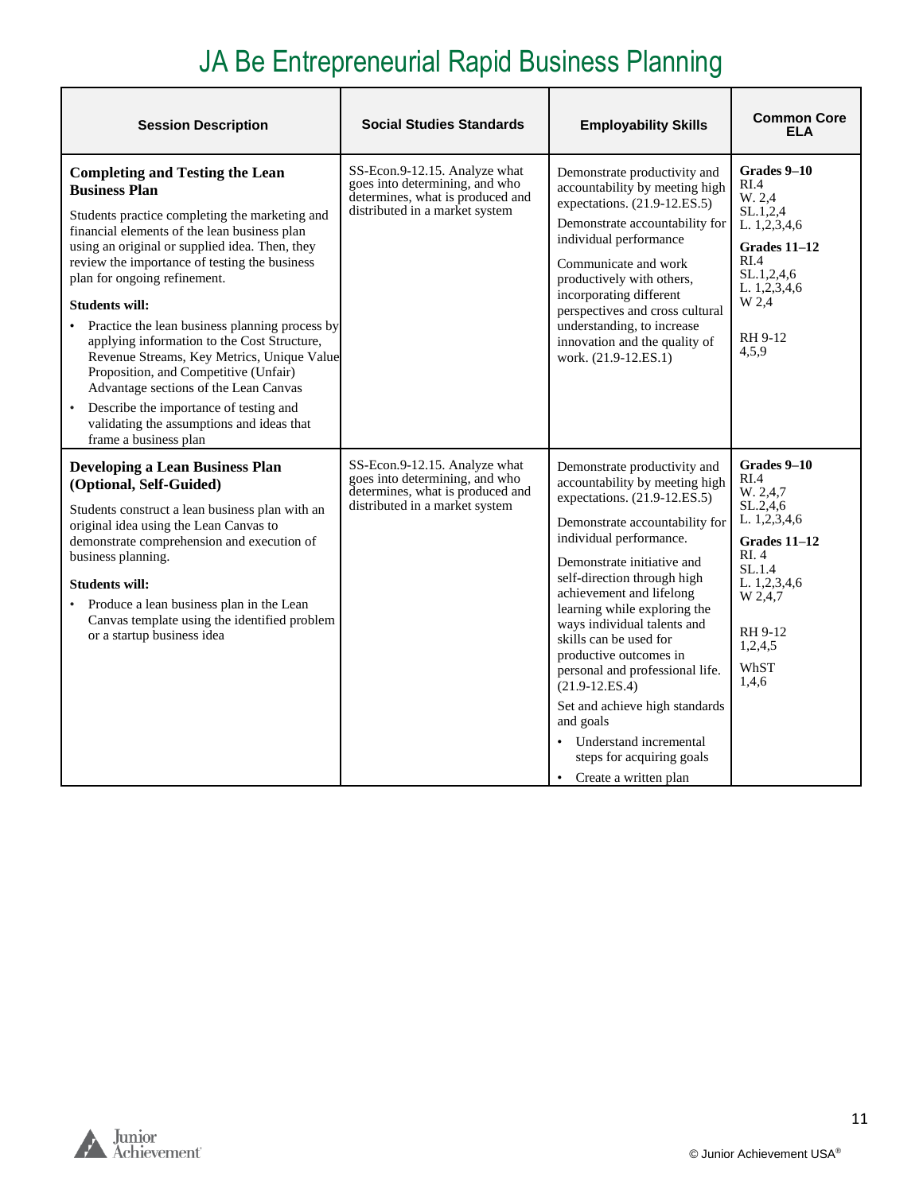# JA Be Entrepreneurial Rapid Business Planning

| Session Description | Social Studies Standards | Employability Skills | Common Core ELA |
|---|---|---|---|
| **Completing and Testing the Lean Business Plan**<br><br>Students practice completing the marketing and financial elements of the lean business plan using an original or supplied idea. Then, they review the importance of testing the business plan for ongoing refinement.<br><br>**Students will:**<br>• Practice the lean business planning process by applying information to the Cost Structure, Revenue Streams, Key Metrics, Unique Value Proposition, and Competitive (Unfair) Advantage sections of the Lean Canvas<br>• Describe the importance of testing and validating the assumptions and ideas that frame a business plan | SS-Econ.9-12.15. Analyze what goes into determining, and who determines, what is produced and distributed in a market system | Demonstrate productivity and accountability by meeting high expectations. (21.9-12.ES.5)<br><br>Demonstrate accountability for individual performance<br><br>Communicate and work productively with others, incorporating different perspectives and cross cultural understanding, to increase innovation and the quality of work. (21.9-12.ES.1) | **Grades 9–10**<br>RI.4<br>W. 2,4<br>SL.1,2,4<br>L. 1,2,3,4,6<br><br>**Grades 11–12**<br>RI.4<br>SL.1,2,4,6<br>L. 1,2,3,4,6<br>W 2,4<br><br>RH 9-12<br>4,5,9 |
| **Developing a Lean Business Plan (Optional, Self-Guided)**<br><br>Students construct a lean business plan with an original idea using the Lean Canvas to demonstrate comprehension and execution of business planning.<br><br>**Students will:**<br>• Produce a lean business plan in the Lean Canvas template using the identified problem or a startup business idea | SS-Econ.9-12.15. Analyze what goes into determining, and who determines, what is produced and distributed in a market system | Demonstrate productivity and accountability by meeting high expectations. (21.9-12.ES.5)<br><br>Demonstrate accountability for individual performance.<br><br>Demonstrate initiative and self-direction through high achievement and lifelong learning while exploring the ways individual talents and skills can be used for productive outcomes in personal and professional life. (21.9-12.ES.4)<br><br>Set and achieve high standards and goals<br>• Understand incremental steps for acquiring goals<br>• Create a written plan | **Grades 9–10**<br>RI.4<br>W. 2,4,7<br>SL.2,4,6<br>L. 1,2,3,4,6<br><br>**Grades 11–12**<br>RI. 4<br>SL.1.4<br>L. 1,2,3,4,6<br>W 2,4,7<br><br>RH 9-12<br>1,2,4,5<br><br>WhST<br>1,4,6 |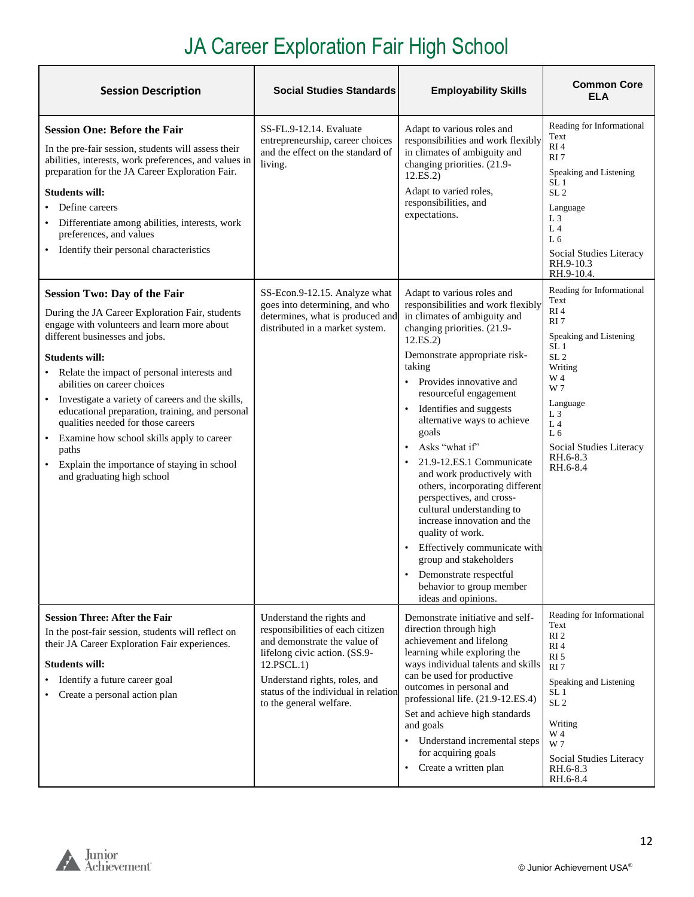# JA Career Exploration Fair High School

| Session Description | Social Studies Standards | Employability Skills | Common Core ELA |
|---|---|---|---|
| **Session One: Before the Fair**<br>In the pre-fair session, students will assess their abilities, interests, work preferences, and values in preparation for the JA Career Exploration Fair.<br>**Students will:**<br>• Define careers<br>• Differentiate among abilities, interests, work preferences, and values<br>• Identify their personal characteristics | SS-FL.9-12.14. Evaluate entrepreneurship, career choices and the effect on the standard of living. | Adapt to various roles and responsibilities and work flexibly in climates of ambiguity and changing priorities. (21.9-12.ES.2)<br>Adapt to varied roles, responsibilities, and expectations. | Reading for Informational Text<br>RI 4<br>RI 7<br>Speaking and Listening<br>SL 1<br>SL 2<br>Language<br>L 3<br>L 4<br>L 6<br>Social Studies Literacy<br>RH.9-10.3<br>RH.9-10.4. |
| **Session Two: Day of the Fair**<br>During the JA Career Exploration Fair, students engage with volunteers and learn more about different businesses and jobs.<br>**Students will:**<br>• Relate the impact of personal interests and abilities on career choices<br>• Investigate a variety of careers and the skills, educational preparation, training, and personal qualities needed for those careers<br>• Examine how school skills apply to career paths<br>• Explain the importance of staying in school and graduating high school | SS-Econ.9-12.15. Analyze what goes into determining, and who determines, what is produced and distributed in a market system. | Adapt to various roles and responsibilities and work flexibly in climates of ambiguity and changing priorities. (21.9-12.ES.2)<br>Demonstrate appropriate risk-taking<br>• Provides innovative and resourceful engagement<br>• Identifies and suggests alternative ways to achieve goals<br>• Asks "what if"<br>• 21.9-12.ES.1 Communicate and work productively with others, incorporating different perspectives, and cross-cultural understanding to increase innovation and the quality of work.<br>• Effectively communicate with group and stakeholders<br>• Demonstrate respectful behavior to group member ideas and opinions. | Reading for Informational Text<br>RI 4<br>RI 7<br>Speaking and Listening<br>SL 1<br>SL 2<br>Writing<br>W 4<br>W 7<br>Language<br>L 3<br>L 4<br>L 6<br>Social Studies Literacy<br>RH.6-8.3<br>RH.6-8.4 |
| **Session Three: After the Fair**<br>In the post-fair session, students will reflect on their JA Career Exploration Fair experiences.<br>**Students will:**<br>• Identify a future career goal<br>• Create a personal action plan | Understand the rights and responsibilities of each citizen and demonstrate the value of lifelong civic action. (SS.9-12.PSCL.1)<br>Understand rights, roles, and status of the individual in relation to the general welfare. | Demonstrate initiative and self-direction through high achievement and lifelong learning while exploring the ways individual talents and skills can be used for productive outcomes in personal and professional life. (21.9-12.ES.4)<br>Set and achieve high standards and goals<br>• Understand incremental steps for acquiring goals<br>• Create a written plan | Reading for Informational Text<br>RI 2<br>RI 4<br>RI 5<br>RI 7<br>Speaking and Listening<br>SL 1<br>SL 2<br>Writing<br>W 4<br>W 7<br>Social Studies Literacy<br>RH.6-8.3<br>RH.6-8.4 |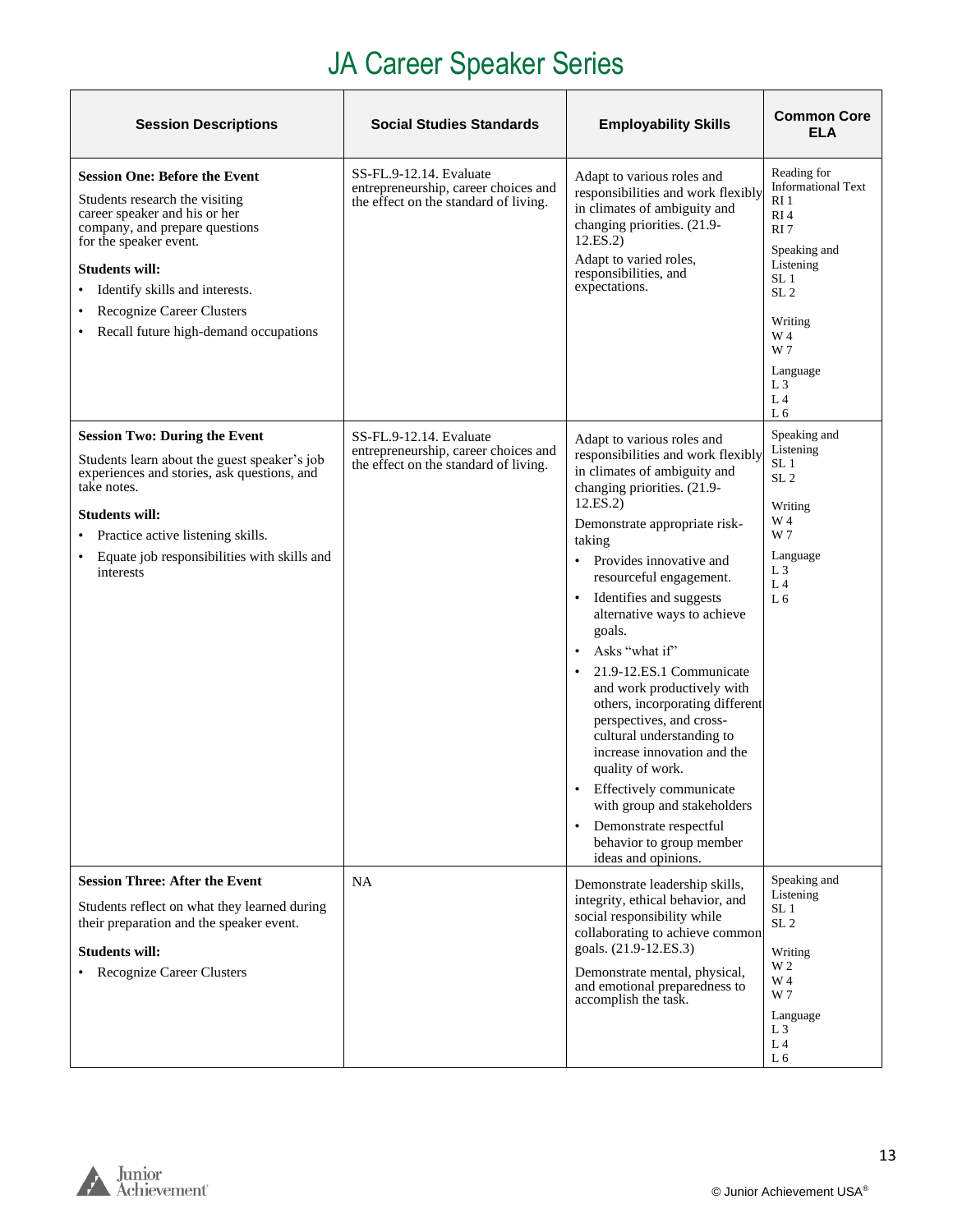# JA Career Speaker Series

| Session Descriptions | Social Studies Standards | Employability Skills | Common Core ELA |
|---|---|---|---|
| **Session One: Before the Event**<br>Students research the visiting career speaker and his or her company, and prepare questions for the speaker event.<br>**Students will:**<br>• Identify skills and interests.<br>• Recognize Career Clusters<br>• Recall future high-demand occupations | SS-FL.9-12.14. Evaluate entrepreneurship, career choices and the effect on the standard of living. | Adapt to various roles and responsibilities and work flexibly in climates of ambiguity and changing priorities. (21.9-12.ES.2)<br>Adapt to varied roles, responsibilities, and expectations. | Reading for Informational Text<br>RI 1<br>RI 4<br>RI 7<br>Speaking and Listening<br>SL 1<br>SL 2<br>Writing<br>W 4<br>W 7<br>Language<br>L 3<br>L 4<br>L 6 |
| **Session Two: During the Event**<br>Students learn about the guest speaker's job experiences and stories, ask questions, and take notes.<br>**Students will:**<br>• Practice active listening skills.<br>• Equate job responsibilities with skills and interests | SS-FL.9-12.14. Evaluate entrepreneurship, career choices and the effect on the standard of living. | Adapt to various roles and responsibilities and work flexibly in climates of ambiguity and changing priorities. (21.9-12.ES.2)<br>Demonstrate appropriate risk-taking<br>• Provides innovative and resourceful engagement.<br>• Identifies and suggests alternative ways to achieve goals.<br>• Asks "what if"<br>• 21.9-12.ES.1 Communicate and work productively with others, incorporating different perspectives, and cross-cultural understanding to increase innovation and the quality of work.<br>• Effectively communicate with group and stakeholders<br>• Demonstrate respectful behavior to group member ideas and opinions. | Speaking and Listening<br>SL 1<br>SL 2<br>Writing<br>W 4<br>W 7<br>Language<br>L 3<br>L 4<br>L 6 |
| **Session Three: After the Event**<br>Students reflect on what they learned during their preparation and the speaker event.<br>**Students will:**<br>• Recognize Career Clusters | NA | Demonstrate leadership skills, integrity, ethical behavior, and social responsibility while collaborating to achieve common goals. (21.9-12.ES.3)<br>Demonstrate mental, physical, and emotional preparedness to accomplish the task. | Speaking and Listening<br>SL 1<br>SL 2<br>Writing<br>W 2<br>W 4<br>W 7<br>Language<br>L 3<br>L 4<br>L 6 |

© Junior Achievement USA®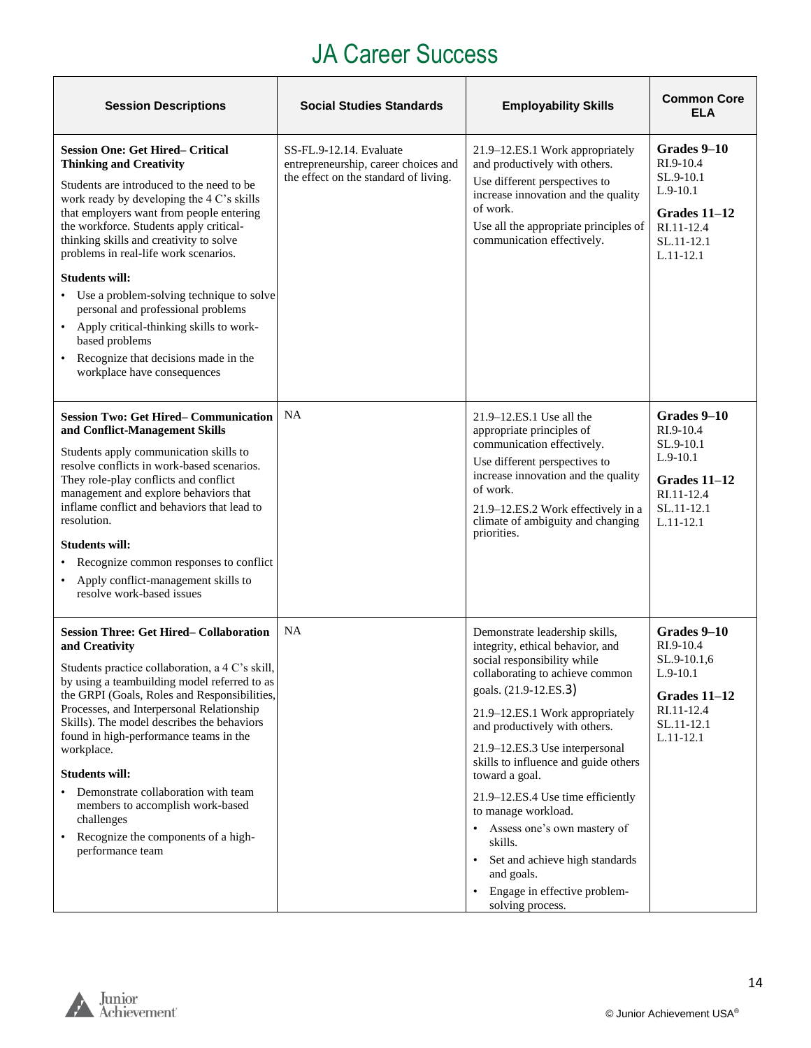# JA Career Success

| Session Descriptions | Social Studies Standards | Employability Skills | Common Core ELA |
|---|---|---|---|
| **Session One: Get Hired– Critical Thinking and Creativity**<br>Students are introduced to the need to be work ready by developing the 4 C's skills that employers want from people entering the workforce. Students apply critical-thinking skills and creativity to solve problems in real-life work scenarios.<br>**Students will:**<br>• Use a problem-solving technique to solve personal and professional problems<br>• Apply critical-thinking skills to work-based problems<br>• Recognize that decisions made in the workplace have consequences | SS-FL.9-12.14. Evaluate entrepreneurship, career choices and the effect on the standard of living. | 21.9–12.ES.1 Work appropriately and productively with others.<br>Use different perspectives to increase innovation and the quality of work.<br>Use all the appropriate principles of communication effectively. | **Grades 9–10**<br>RI.9-10.4<br>SL.9-10.1<br>L.9-10.1<br>**Grades 11–12**<br>RI.11-12.4<br>SL.11-12.1<br>L.11-12.1 |
| **Session Two: Get Hired– Communication and Conflict-Management Skills**<br>Students apply communication skills to resolve conflicts in work-based scenarios. They role-play conflicts and conflict management and explore behaviors that inflame conflict and behaviors that lead to resolution.<br>**Students will:**<br>• Recognize common responses to conflict<br>• Apply conflict-management skills to resolve work-based issues | NA | 21.9–12.ES.1 Use all the appropriate principles of communication effectively.<br>Use different perspectives to increase innovation and the quality of work.<br>21.9–12.ES.2 Work effectively in a climate of ambiguity and changing priorities. | **Grades 9–10**<br>RI.9-10.4<br>SL.9-10.1<br>L.9-10.1<br>**Grades 11–12**<br>RI.11-12.4<br>SL.11-12.1<br>L.11-12.1 |
| **Session Three: Get Hired– Collaboration and Creativity**<br>Students practice collaboration, a 4 C's skill, by using a teambuilding model referred to as the GRPI (Goals, Roles and Responsibilities, Processes, and Interpersonal Relationship Skills). The model describes the behaviors found in high-performance teams in the workplace.<br>**Students will:**<br>• Demonstrate collaboration with team members to accomplish work-based challenges<br>• Recognize the components of a high-performance team | NA | Demonstrate leadership skills, integrity, ethical behavior, and social responsibility while collaborating to achieve common goals. (21.9-12.ES.3)<br>21.9–12.ES.1 Work appropriately and productively with others.<br>21.9–12.ES.3 Use interpersonal skills to influence and guide others toward a goal.<br>21.9–12.ES.4 Use time efficiently to manage workload.<br>• Assess one's own mastery of skills.<br>• Set and achieve high standards and goals.<br>• Engage in effective problem-solving process. | **Grades 9–10**<br>RI.9-10.4<br>SL.9-10.1,6<br>L.9-10.1<br>**Grades 11–12**<br>RI.11-12.4<br>SL.11-12.1<br>L.11-12.1 |

© Junior Achievement USA®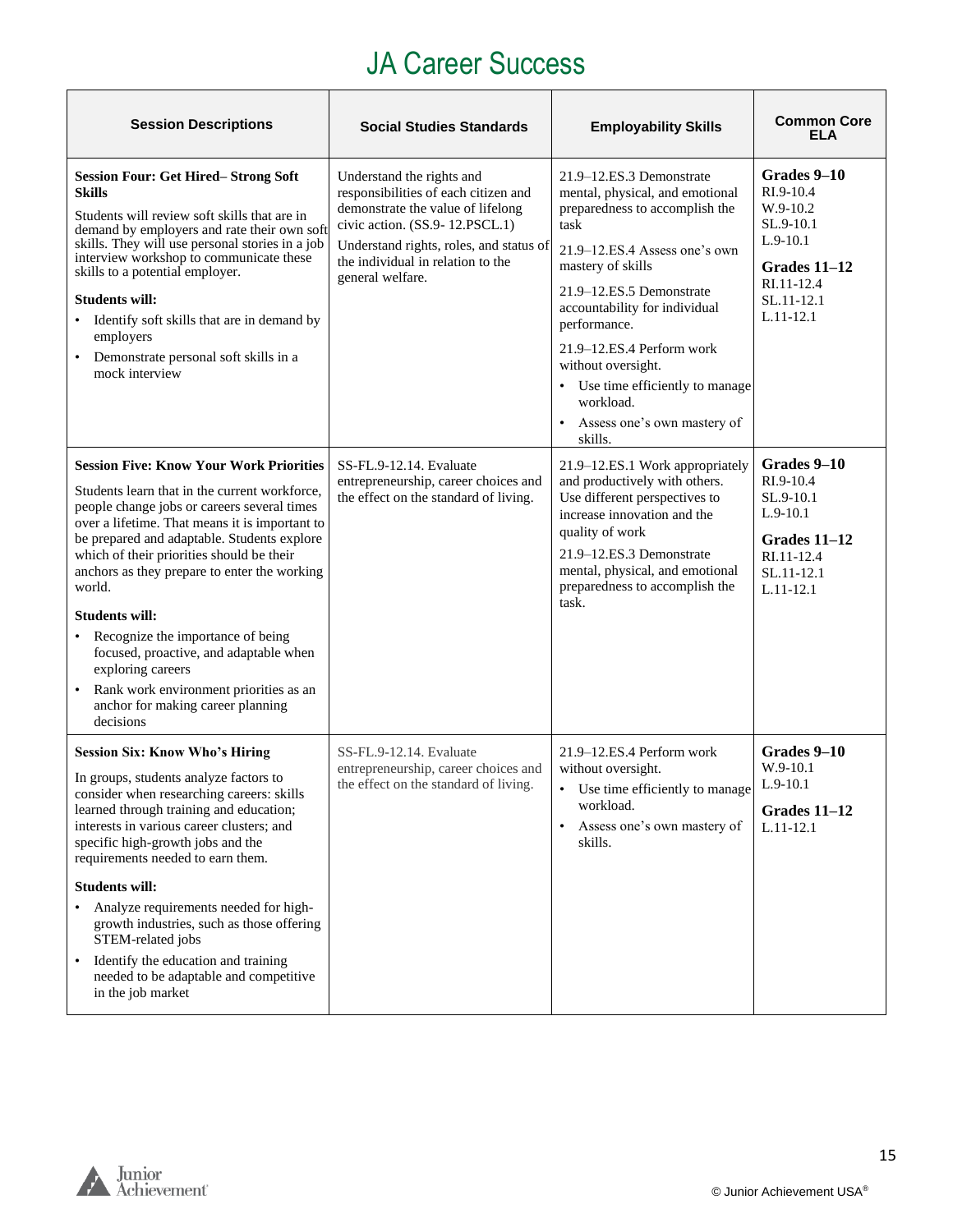# JA Career Success

| Session Descriptions | Social Studies Standards | Employability Skills | Common Core ELA |
|---|---|---|---|
| **Session Four: Get Hired– Strong Soft Skills**<br><br>Students will review soft skills that are in demand by employers and rate their own soft skills. They will use personal stories in a job interview workshop to communicate these skills to a potential employer.<br><br>**Students will:**<br>• Identify soft skills that are in demand by employers<br>• Demonstrate personal soft skills in a mock interview | Understand the rights and responsibilities of each citizen and demonstrate the value of lifelong civic action. (SS.9- 12.PSCL.1)<br><br>Understand rights, roles, and status of the individual in relation to the general welfare. | 21.9–12.ES.3 Demonstrate mental, physical, and emotional preparedness to accomplish the task<br><br>21.9–12.ES.4 Assess one's own mastery of skills<br><br>21.9–12.ES.5 Demonstrate accountability for individual performance.<br><br>21.9–12.ES.4 Perform work without oversight.<br>• Use time efficiently to manage workload.<br>• Assess one's own mastery of skills. | **Grades 9–10**<br>RI.9-10.4<br>W.9-10.2<br>SL.9-10.1<br>L.9-10.1<br><br>**Grades 11–12**<br>RI.11-12.4<br>SL.11-12.1<br>L.11-12.1 |
| **Session Five: Know Your Work Priorities**<br><br>Students learn that in the current workforce, people change jobs or careers several times over a lifetime. That means it is important to be prepared and adaptable. Students explore which of their priorities should be their anchors as they prepare to enter the working world.<br><br>**Students will:**<br>• Recognize the importance of being focused, proactive, and adaptable when exploring careers<br>• Rank work environment priorities as an anchor for making career planning decisions | SS-FL.9-12.14. Evaluate entrepreneurship, career choices and the effect on the standard of living. | 21.9–12.ES.1 Work appropriately and productively with others. Use different perspectives to increase innovation and the quality of work<br><br>21.9–12.ES.3 Demonstrate mental, physical, and emotional preparedness to accomplish the task. | **Grades 9–10**<br>RI.9-10.4<br>SL.9-10.1<br>L.9-10.1<br><br>**Grades 11–12**<br>RI.11-12.4<br>SL.11-12.1<br>L.11-12.1 |
| **Session Six: Know Who's Hiring**<br><br>In groups, students analyze factors to consider when researching careers: skills learned through training and education; interests in various career clusters; and specific high-growth jobs and the requirements needed to earn them.<br><br>**Students will:**<br>• Analyze requirements needed for high-growth industries, such as those offering STEM-related jobs<br>• Identify the education and training needed to be adaptable and competitive in the job market | SS-FL.9-12.14. Evaluate entrepreneurship, career choices and the effect on the standard of living. | 21.9–12.ES.4 Perform work without oversight.<br>• Use time efficiently to manage workload.<br>• Assess one's own mastery of skills. | **Grades 9–10**<br>W.9-10.1<br>L.9-10.1<br><br>**Grades 11–12**<br>L.11-12.1 |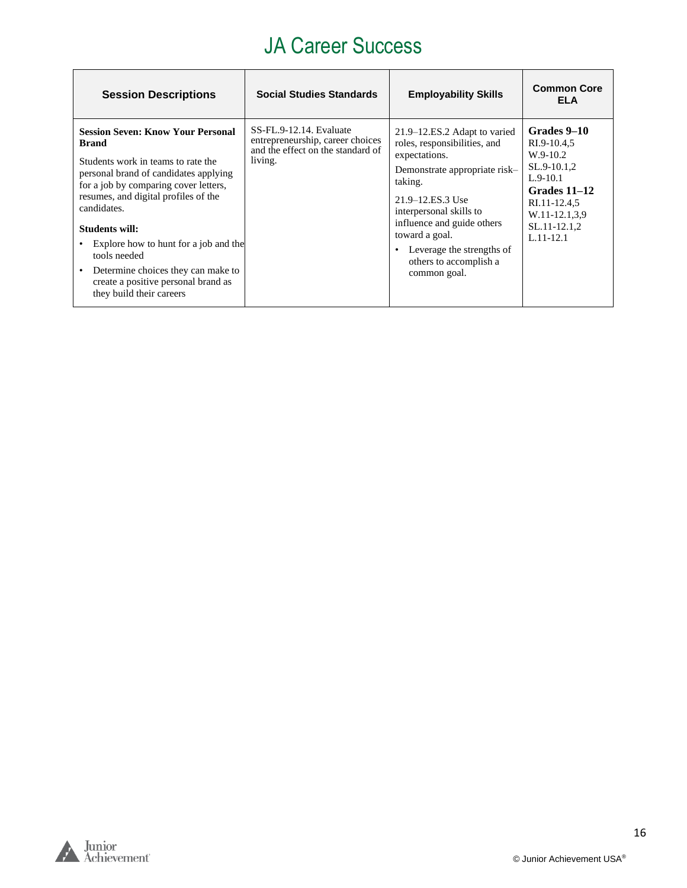# JA Career Success

| Session Descriptions | Social Studies Standards | Employability Skills | Common Core ELA |
|---|---|---|---|
| **Session Seven: Know Your Personal Brand**<br><br>Students work in teams to rate the personal brand of candidates applying for a job by comparing cover letters, resumes, and digital profiles of the candidates.<br><br>**Students will:**<br>• Explore how to hunt for a job and the tools needed<br>• Determine choices they can make to create a positive personal brand as they build their careers | SS-FL.9-12.14. Evaluate entrepreneurship, career choices and the effect on the standard of living. | 21.9–12.ES.2 Adapt to varied roles, responsibilities, and expectations.<br><br>Demonstrate appropriate risk–taking.<br><br>21.9–12.ES.3 Use interpersonal skills to influence and guide others toward a goal.<br>• Leverage the strengths of others to accomplish a common goal. | **Grades 9–10**<br>RI.9-10.4,5<br>W.9-10.2<br>SL.9-10.1,2<br>L.9-10.1<br>**Grades 11–12**<br>RI.11-12.4,5<br>W.11-12.1,3,9<br>SL.11-12.1,2<br>L.11-12.1 |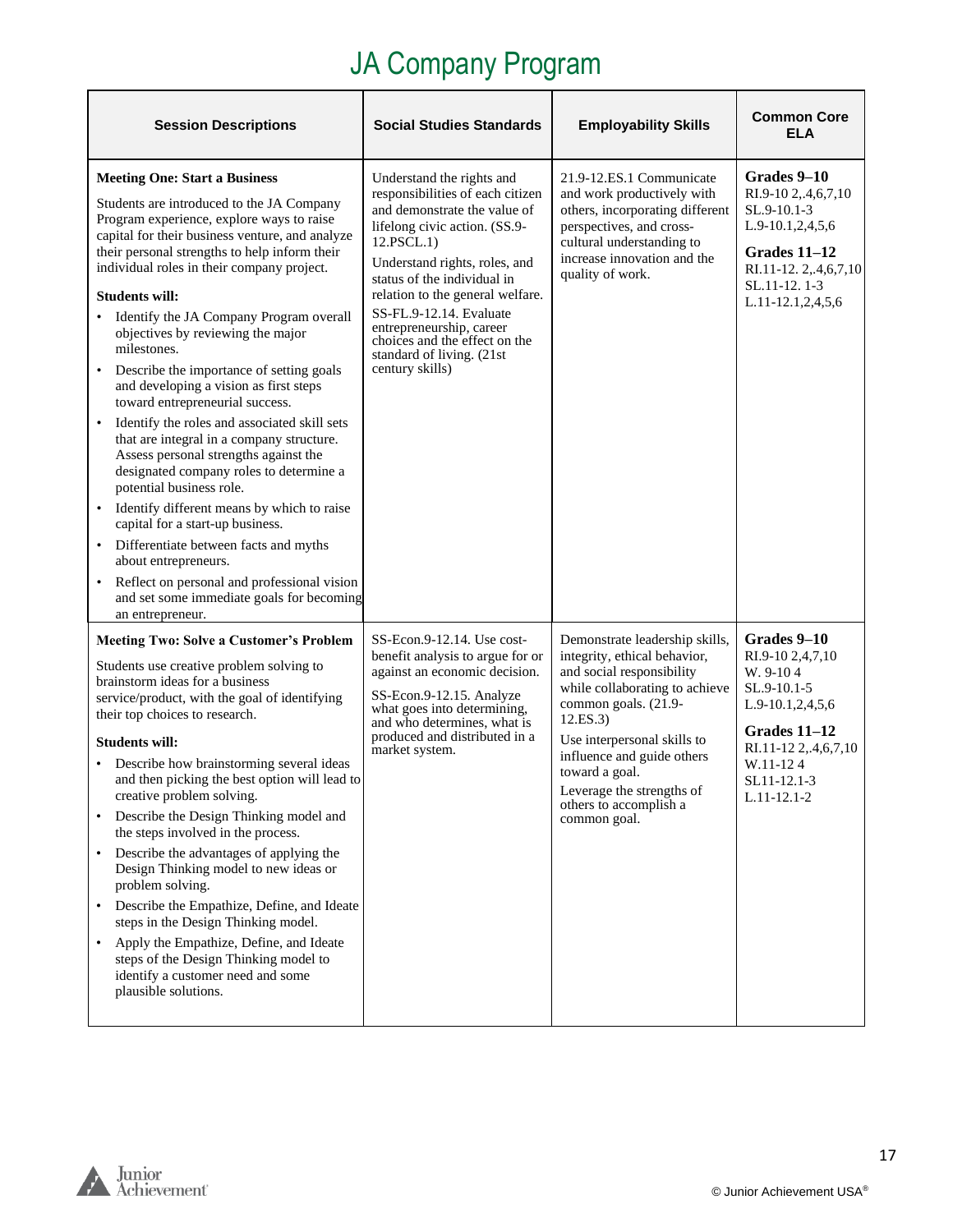# JA Company Program

| Session Descriptions | Social Studies Standards | Employability Skills | Common Core ELA |
|---|---|---|---|
| **Meeting One: Start a Business**<br><br>Students are introduced to the JA Company Program experience, explore ways to raise capital for their business venture, and analyze their personal strengths to help inform their individual roles in their company project.<br><br>**Students will:**<br>• Identify the JA Company Program overall objectives by reviewing the major milestones.<br>• Describe the importance of setting goals and developing a vision as first steps toward entrepreneurial success.<br>• Identify the roles and associated skill sets that are integral in a company structure. Assess personal strengths against the designated company roles to determine a potential business role.<br>• Identify different means by which to raise capital for a start-up business.<br>• Differentiate between facts and myths about entrepreneurs.<br>• Reflect on personal and professional vision and set some immediate goals for becoming an entrepreneur. | Understand the rights and responsibilities of each citizen and demonstrate the value of lifelong civic action. (SS.9-12.PSCL.1)<br><br>Understand rights, roles, and status of the individual in relation to the general welfare.<br><br>SS-FL.9-12.14. Evaluate entrepreneurship, career choices and the effect on the standard of living. (21st century skills) | 21.9-12.ES.1 Communicate and work productively with others, incorporating different perspectives, and cross-cultural understanding to increase innovation and the quality of work. | **Grades 9–10**<br>RI.9-10 2,.4,6,7,10<br>SL.9-10.1-3<br>L.9-10.1,2,4,5,6<br><br>**Grades 11–12**<br>RI.11-12. 2,.4,6,7,10<br>SL.11-12. 1-3<br>L.11-12.1,2,4,5,6 |
| **Meeting Two: Solve a Customer's Problem**<br><br>Students use creative problem solving to brainstorm ideas for a business service/product, with the goal of identifying their top choices to research.<br><br>**Students will:**<br>• Describe how brainstorming several ideas and then picking the best option will lead to creative problem solving.<br>• Describe the Design Thinking model and the steps involved in the process.<br>• Describe the advantages of applying the Design Thinking model to new ideas or problem solving.<br>• Describe the Empathize, Define, and Ideate steps in the Design Thinking model.<br>• Apply the Empathize, Define, and Ideate steps of the Design Thinking model to identify a customer need and some plausible solutions. | SS-Econ.9-12.14. Use cost-benefit analysis to argue for or against an economic decision.<br><br>SS-Econ.9-12.15. Analyze what goes into determining, and who determines, what is produced and distributed in a market system. | Demonstrate leadership skills, integrity, ethical behavior, and social responsibility while collaborating to achieve common goals. (21.9-12.ES.3)<br><br>Use interpersonal skills to influence and guide others toward a goal.<br><br>Leverage the strengths of others to accomplish a common goal. | **Grades 9–10**<br>RI.9-10 2,4,7,10<br>W. 9-10 4<br>SL.9-10.1-5<br>L.9-10.1,2,4,5,6<br><br>**Grades 11–12**<br>RI.11-12 2,.4,6,7,10<br>W.11-12 4<br>SL11-12.1-3<br>L.11-12.1-2 |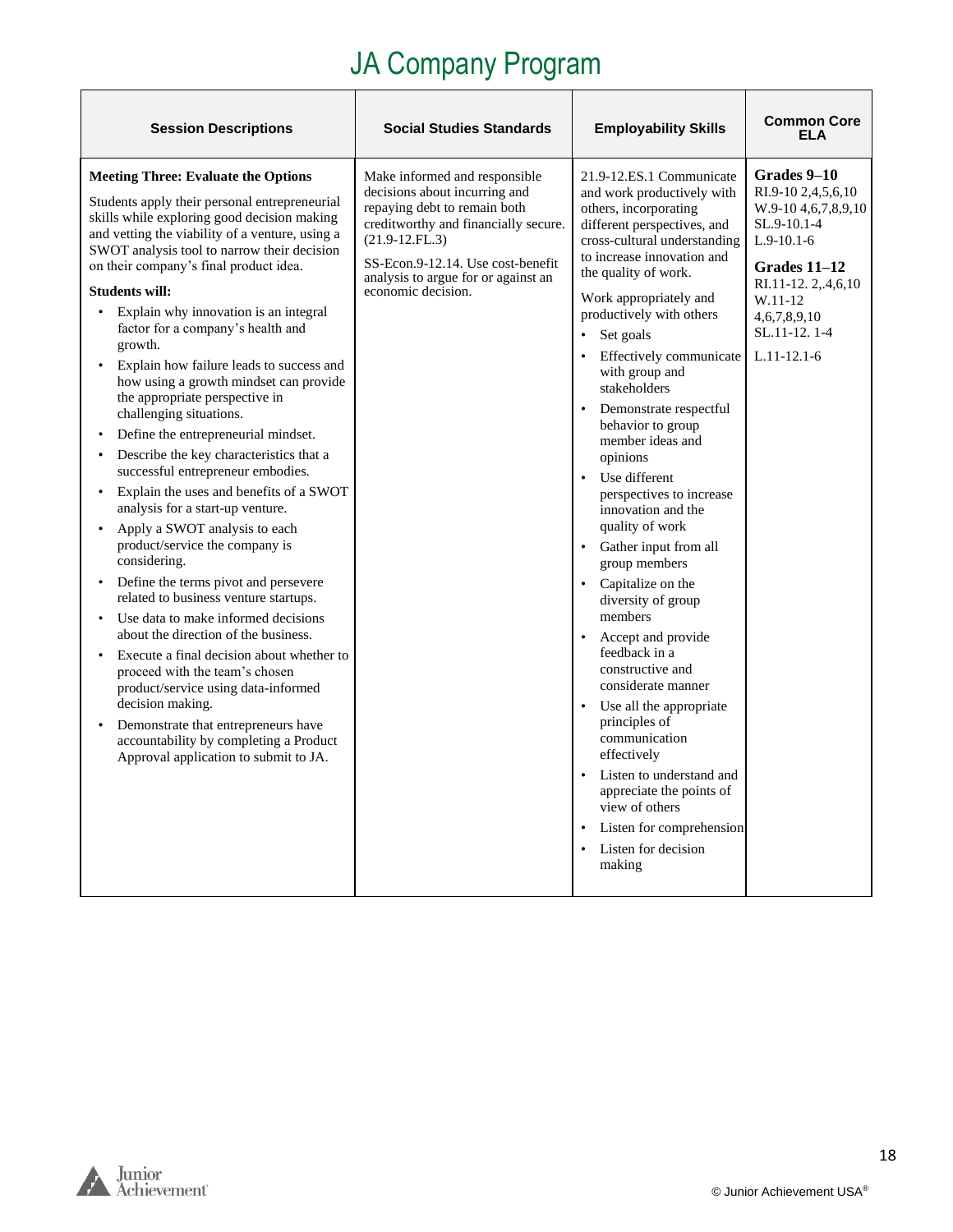# JA Company Program

| Session Descriptions | Social Studies Standards | Employability Skills | Common Core ELA |
|---|---|---|---|
| **Meeting Three: Evaluate the Options**<br><br>Students apply their personal entrepreneurial skills while exploring good decision making and vetting the viability of a venture, using a SWOT analysis tool to narrow their decision on their company's final product idea.<br><br>**Students will:**<br>• Explain why innovation is an integral factor for a company's health and growth.<br>• Explain how failure leads to success and how using a growth mindset can provide the appropriate perspective in challenging situations.<br>• Define the entrepreneurial mindset.<br>• Describe the key characteristics that a successful entrepreneur embodies.<br>• Explain the uses and benefits of a SWOT analysis for a start-up venture.<br>• Apply a SWOT analysis to each product/service the company is considering.<br>• Define the terms pivot and persevere related to business venture startups.<br>• Use data to make informed decisions about the direction of the business.<br>• Execute a final decision about whether to proceed with the team's chosen product/service using data-informed decision making.<br>• Demonstrate that entrepreneurs have accountability by completing a Product Approval application to submit to JA. | Make informed and responsible decisions about incurring and repaying debt to remain both creditworthy and financially secure. (21.9-12.FL.3)<br><br>SS-Econ.9-12.14. Use cost-benefit analysis to argue for or against an economic decision. | 21.9-12.ES.1 Communicate and work productively with others, incorporating different perspectives, and cross-cultural understanding to increase innovation and the quality of work.<br><br>Work appropriately and productively with others<br>• Set goals<br>• Effectively communicate with group and stakeholders<br>• Demonstrate respectful behavior to group member ideas and opinions<br>• Use different perspectives to increase innovation and the quality of work<br>• Gather input from all group members<br>• Capitalize on the diversity of group members<br>• Accept and provide feedback in a constructive and considerate manner<br>• Use all the appropriate principles of communication effectively<br>• Listen to understand and appreciate the points of view of others<br>• Listen for comprehension<br>• Listen for decision making | **Grades 9–10**<br>RI.9-10 2,4,5,6,10<br>W.9-10 4,6,7,8,9,10<br>SL.9-10.1-4<br>L.9-10.1-6<br><br>**Grades 11–12**<br>RI.11-12. 2,.4,6,10<br>W.11-12 4,6,7,8,9,10<br>SL.11-12. 1-4<br><br>L.11-12.1-6 |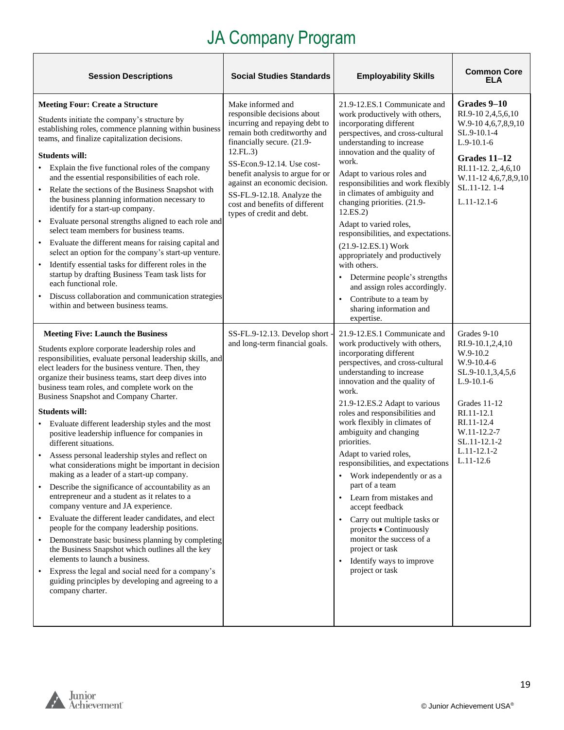# JA Company Program

| Session Descriptions | Social Studies Standards | Employability Skills | Common Core ELA |
|---|---|---|---|
| **Meeting Four: Create a Structure**<br><br>Students initiate the company's structure by establishing roles, commence planning within business teams, and finalize capitalization decisions.<br><br>**Students will:**<br>• Explain the five functional roles of the company and the essential responsibilities of each role.<br>• Relate the sections of the Business Snapshot with the business planning information necessary to identify for a start-up company.<br>• Evaluate personal strengths aligned to each role and select team members for business teams.<br>• Evaluate the different means for raising capital and select an option for the company's start-up venture.<br>• Identify essential tasks for different roles in the startup by drafting Business Team task lists for each functional role.<br>• Discuss collaboration and communication strategies within and between business teams. | Make informed and responsible decisions about incurring and repaying debt to remain both creditworthy and financially secure. (21.9-12.FL.3)<br><br>SS-Econ.9-12.14. Use cost-benefit analysis to argue for or against an economic decision.<br><br>SS-FL.9-12.18. Analyze the cost and benefits of different types of credit and debt. | 21.9-12.ES.1 Communicate and work productively with others, incorporating different perspectives, and cross-cultural understanding to increase innovation and the quality of work.<br><br>Adapt to various roles and responsibilities and work flexibly in climates of ambiguity and changing priorities. (21.9-12.ES.2)<br><br>Adapt to varied roles, responsibilities, and expectations.<br><br>(21.9-12.ES.1) Work appropriately and productively with others.<br>• Determine people's strengths and assign roles accordingly.<br>• Contribute to a team by sharing information and expertise. | **Grades 9–10**<br>RI.9-10 2,4,5,6,10<br>W.9-10 4,6,7,8,9,10<br>SL.9-10.1-4<br>L.9-10.1-6<br><br>**Grades 11–12**<br>RI.11-12. 2,.4,6,10<br>W.11-12 4,6,7,8,9,10<br>SL.11-12. 1-4<br><br>L.11-12.1-6 |
| **Meeting Five: Launch the Business**<br><br>Students explore corporate leadership roles and responsibilities, evaluate personal leadership skills, and elect leaders for the business venture. Then, they organize their business teams, start deep dives into business team roles, and complete work on the Business Snapshot and Company Charter.<br><br>**Students will:**<br>• Evaluate different leadership styles and the most positive leadership influence for companies in different situations.<br>• Assess personal leadership styles and reflect on what considerations might be important in decision making as a leader of a start-up company.<br>• Describe the significance of accountability as an entrepreneur and a student as it relates to a company venture and JA experience.<br>• Evaluate the different leader candidates, and elect people for the company leadership positions.<br>• Demonstrate basic business planning by completing the Business Snapshot which outlines all the key elements to launch a business.<br>• Express the legal and social need for a company's guiding principles by developing and agreeing to a company charter. | SS-FL.9-12.13. Develop short - and long-term financial goals. | 21.9-12.ES.1 Communicate and work productively with others, incorporating different perspectives, and cross-cultural understanding to increase innovation and the quality of work.<br><br>21.9-12.ES.2 Adapt to various roles and responsibilities and work flexibly in climates of ambiguity and changing priorities.<br><br>Adapt to varied roles, responsibilities, and expectations<br>• Work independently or as a part of a team<br>• Learn from mistakes and accept feedback<br>• Carry out multiple tasks or projects • Continuously monitor the success of a project or task<br>• Identify ways to improve project or task | Grades 9-10<br>RI.9-10.1,2,4,10<br>W.9-10.2<br>W.9-10.4-6<br>SL.9-10.1,3,4,5,6<br>L.9-10.1-6<br><br>Grades 11-12<br>RI.11-12.1<br>RI.11-12.4<br>W.11-12.2-7<br>SL.11-12.1-2<br>L.11-12.1-2<br>L.11-12.6 |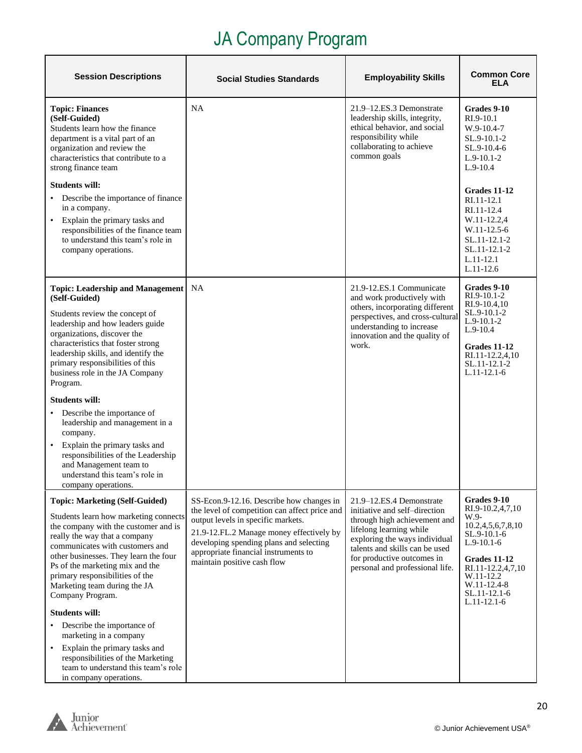# JA Company Program

| Session Descriptions | Social Studies Standards | Employability Skills | Common Core ELA |
|---|---|---|---|
| **Topic: Finances (Self-Guided)**<br>Students learn how the finance department is a vital part of an organization and review the characteristics that contribute to a strong finance team<br>**Students will:**<br>• Describe the importance of finance in a company.<br>• Explain the primary tasks and responsibilities of the finance team to understand this team's role in company operations. | NA | 21.9–12.ES.3 Demonstrate leadership skills, integrity, ethical behavior, and social responsibility while collaborating to achieve common goals | **Grades 9-10**<br>RI.9-10.1<br>W.9-10.4-7<br>SL.9-10.1-2<br>SL.9-10.4-6<br>L.9-10.1-2<br>L.9-10.4<br>**Grades 11-12**<br>RI.11-12.1<br>RI.11-12.4<br>W.11-12.2,4<br>W.11-12.5-6<br>SL.11-12.1-2<br>SL.11-12.1-2<br>L.11-12.1<br>L.11-12.6 |
| **Topic: Leadership and Management (Self-Guided)**<br>Students review the concept of leadership and how leaders guide organizations, discover the characteristics that foster strong leadership skills, and identify the primary responsibilities of this business role in the JA Company Program.<br>**Students will:**<br>• Describe the importance of leadership and management in a company.<br>• Explain the primary tasks and responsibilities of the Leadership and Management team to understand this team's role in company operations. | NA | 21.9-12.ES.1 Communicate and work productively with others, incorporating different perspectives, and cross-cultural understanding to increase innovation and the quality of work. | **Grades 9-10**<br>RI.9-10.1-2<br>RI.9-10.4,10<br>SL.9-10.1-2<br>L.9-10.1-2<br>L.9-10.4<br>**Grades 11-12**<br>RI.11-12.2,4,10<br>SL.11-12.1-2<br>L.11-12.1-6 |
| **Topic: Marketing (Self-Guided)**<br>Students learn how marketing connects the company with the customer and is really the way that a company communicates with customers and other businesses. They learn the four Ps of the marketing mix and the primary responsibilities of the Marketing team during the JA Company Program.<br>**Students will:**<br>• Describe the importance of marketing in a company<br>• Explain the primary tasks and responsibilities of the Marketing team to understand this team's role in company operations. | SS-Econ.9-12.16. Describe how changes in the level of competition can affect price and output levels in specific markets.<br>21.9-12.FL.2 Manage money effectively by developing spending plans and selecting appropriate financial instruments to maintain positive cash flow | 21.9–12.ES.4 Demonstrate initiative and self–direction through high achievement and lifelong learning while exploring the ways individual talents and skills can be used for productive outcomes in personal and professional life. | **Grades 9-10**<br>RI.9-10.2,4,7,10<br>W.9-10.2,4,5,6,7,8,10<br>SL.9-10.1-6<br>L.9-10.1-6<br>**Grades 11-12**<br>RI.11-12.2,4,7,10<br>W.11-12.2<br>W.11-12.4-8<br>SL.11-12.1-6<br>L.11-12.1-6 |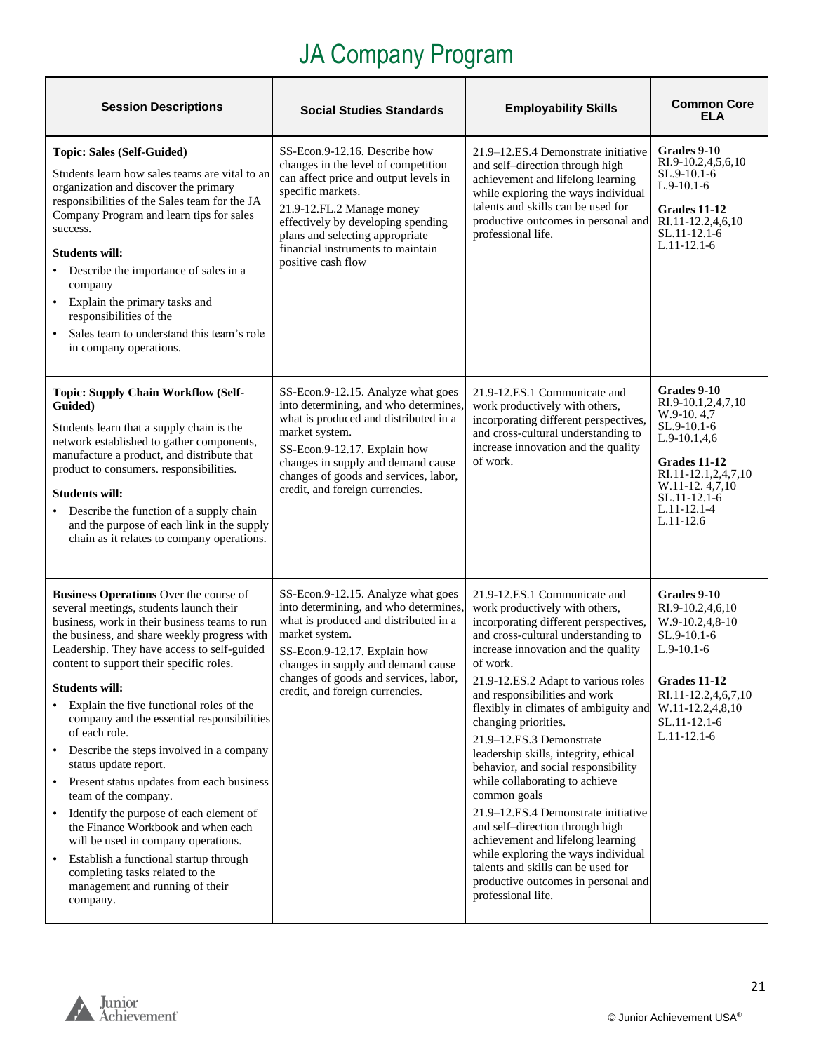# JA Company Program

| Session Descriptions | Social Studies Standards | Employability Skills | Common Core ELA |
|---|---|---|---|
| **Topic: Sales (Self-Guided)**<br><br>Students learn how sales teams are vital to an organization and discover the primary responsibilities of the Sales team for the JA Company Program and learn tips for sales success.<br><br>**Students will:**<br>• Describe the importance of sales in a company<br>• Explain the primary tasks and responsibilities of the<br>• Sales team to understand this team's role in company operations. | SS-Econ.9-12.16. Describe how changes in the level of competition can affect price and output levels in specific markets.<br>21.9-12.FL.2 Manage money effectively by developing spending plans and selecting appropriate financial instruments to maintain positive cash flow | 21.9–12.ES.4 Demonstrate initiative and self–direction through high achievement and lifelong learning while exploring the ways individual talents and skills can be used for productive outcomes in personal and professional life. | **Grades 9-10**<br>RI.9-10.2,4,5,6,10<br>SL.9-10.1-6<br>L.9-10.1-6<br><br>**Grades 11-12**<br>RI.11-12.2,4,6,10<br>SL.11-12.1-6<br>L.11-12.1-6 |
| **Topic: Supply Chain Workflow (Self-Guided)**<br><br>Students learn that a supply chain is the network established to gather components, manufacture a product, and distribute that product to consumers. responsibilities.<br><br>**Students will:**<br>• Describe the function of a supply chain and the purpose of each link in the supply chain as it relates to company operations. | SS-Econ.9-12.15. Analyze what goes into determining, and who determines, what is produced and distributed in a market system.<br>SS-Econ.9-12.17. Explain how changes in supply and demand cause changes of goods and services, labor, credit, and foreign currencies. | 21.9-12.ES.1 Communicate and work productively with others, incorporating different perspectives, and cross-cultural understanding to increase innovation and the quality of work. | **Grades 9-10**<br>RI.9-10.1,2,4,7,10<br>W.9-10. 4,7<br>SL.9-10.1-6<br>L.9-10.1,4,6<br><br>**Grades 11-12**<br>RI.11-12.1,2,4,7,10<br>W.11-12. 4,7,10<br>SL.11-12.1-6<br>L.11-12.1-4<br>L.11-12.6 |
| **Business Operations** Over the course of several meetings, students launch their business, work in their business teams to run the business, and share weekly progress with Leadership. They have access to self-guided content to support their specific roles.<br><br>**Students will:**<br>• Explain the five functional roles of the company and the essential responsibilities of each role.<br>• Describe the steps involved in a company status update report.<br>• Present status updates from each business team of the company.<br>• Identify the purpose of each element of the Finance Workbook and when each will be used in company operations.<br>• Establish a functional startup through completing tasks related to the management and running of their company. | SS-Econ.9-12.15. Analyze what goes into determining, and who determines, what is produced and distributed in a market system.<br>SS-Econ.9-12.17. Explain how changes in supply and demand cause changes of goods and services, labor, credit, and foreign currencies. | 21.9-12.ES.1 Communicate and work productively with others, incorporating different perspectives, and cross-cultural understanding to increase innovation and the quality of work.<br>21.9-12.ES.2 Adapt to various roles and responsibilities and work flexibly in climates of ambiguity and changing priorities.<br>21.9–12.ES.3 Demonstrate leadership skills, integrity, ethical behavior, and social responsibility while collaborating to achieve common goals<br>21.9–12.ES.4 Demonstrate initiative and self–direction through high achievement and lifelong learning while exploring the ways individual talents and skills can be used for productive outcomes in personal and professional life. | **Grades 9-10**<br>RI.9-10.2,4,6,10<br>W.9-10.2,4,8-10<br>SL.9-10.1-6<br>L.9-10.1-6<br><br>**Grades 11-12**<br>RI.11-12.2,4,6,7,10<br>W.11-12.2,4,8,10<br>SL.11-12.1-6<br>L.11-12.1-6 |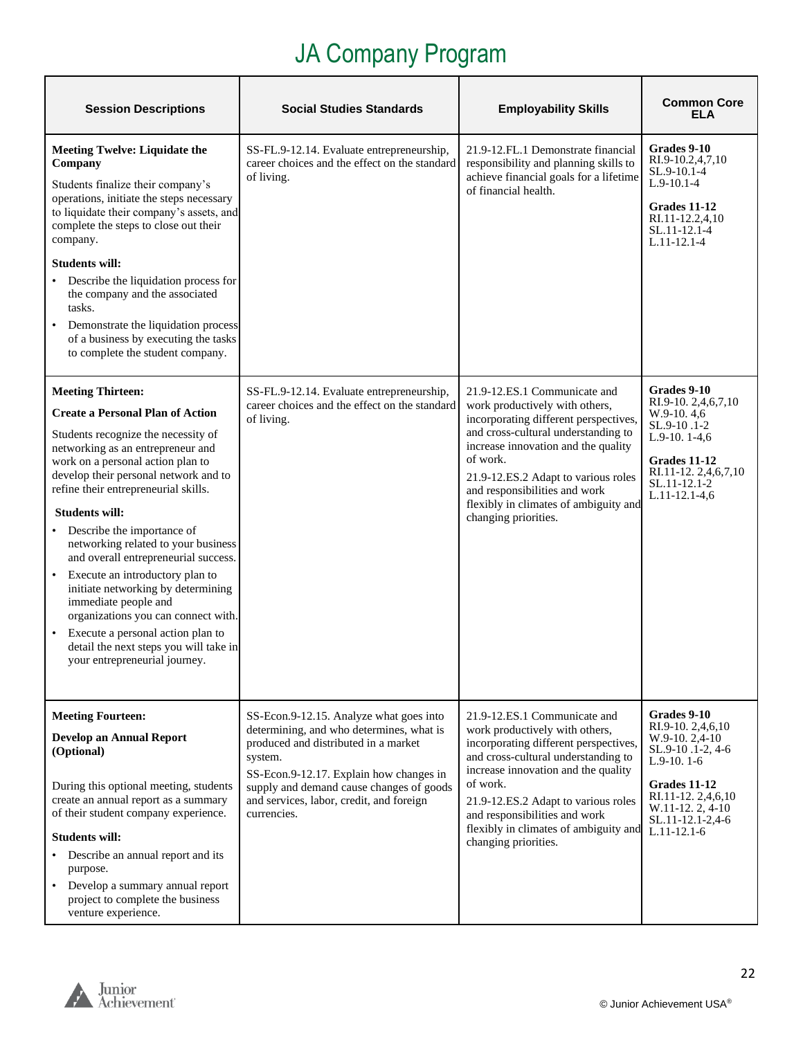# JA Company Program

| Session Descriptions | Social Studies Standards | Employability Skills | Common Core ELA |
|---|---|---|---|
| **Meeting Twelve: Liquidate the Company**<br><br>Students finalize their company's operations, initiate the steps necessary to liquidate their company's assets, and complete the steps to close out their company.<br><br>**Students will:**<br>• Describe the liquidation process for the company and the associated tasks.<br>• Demonstrate the liquidation process of a business by executing the tasks to complete the student company. | SS-FL.9-12.14. Evaluate entrepreneurship, career choices and the effect on the standard of living. | 21.9-12.FL.1 Demonstrate financial responsibility and planning skills to achieve financial goals for a lifetime of financial health. | **Grades 9-10**<br>RI.9-10.2,4,7,10<br>SL.9-10.1-4<br>L.9-10.1-4<br><br>**Grades 11-12**<br>RI.11-12.2,4,10<br>SL.11-12.1-4<br>L.11-12.1-4 |
| **Meeting Thirteen:**<br><br>**Create a Personal Plan of Action**<br><br>Students recognize the necessity of networking as an entrepreneur and work on a personal action plan to develop their personal network and to refine their entrepreneurial skills.<br><br>**Students will:**<br>• Describe the importance of networking related to your business and overall entrepreneurial success.<br>• Execute an introductory plan to initiate networking by determining immediate people and organizations you can connect with.<br>• Execute a personal action plan to detail the next steps you will take in your entrepreneurial journey. | SS-FL.9-12.14. Evaluate entrepreneurship, career choices and the effect on the standard of living. | 21.9-12.ES.1 Communicate and work productively with others, incorporating different perspectives, and cross-cultural understanding to increase innovation and the quality of work.<br><br>21.9-12.ES.2 Adapt to various roles and responsibilities and work flexibly in climates of ambiguity and changing priorities. | **Grades 9-10**<br>RI.9-10. 2,4,6,7,10<br>W.9-10. 4,6<br>SL.9-10 .1-2<br>L.9-10. 1-4,6<br><br>**Grades 11-12**<br>RI.11-12. 2,4,6,7,10<br>SL.11-12.1-2<br>L.11-12.1-4,6 |
| **Meeting Fourteen:**<br><br>**Develop an Annual Report (Optional)**<br><br>During this optional meeting, students create an annual report as a summary of their student company experience.<br><br>**Students will:**<br>• Describe an annual report and its purpose.<br>• Develop a summary annual report project to complete the business venture experience. | SS-Econ.9-12.15. Analyze what goes into determining, and who determines, what is produced and distributed in a market system.<br><br>SS-Econ.9-12.17. Explain how changes in supply and demand cause changes of goods and services, labor, credit, and foreign currencies. | 21.9-12.ES.1 Communicate and work productively with others, incorporating different perspectives, and cross-cultural understanding to increase innovation and the quality of work.<br><br>21.9-12.ES.2 Adapt to various roles and responsibilities and work flexibly in climates of ambiguity and changing priorities. | **Grades 9-10**<br>RI.9-10. 2,4,6,10<br>W.9-10. 2,4-10<br>SL.9-10 .1-2, 4-6<br>L.9-10. 1-6<br><br>**Grades 11-12**<br>RI.11-12. 2,4,6,10<br>W.11-12. 2, 4-10<br>SL.11-12.1-2,4-6<br>L.11-12.1-6 |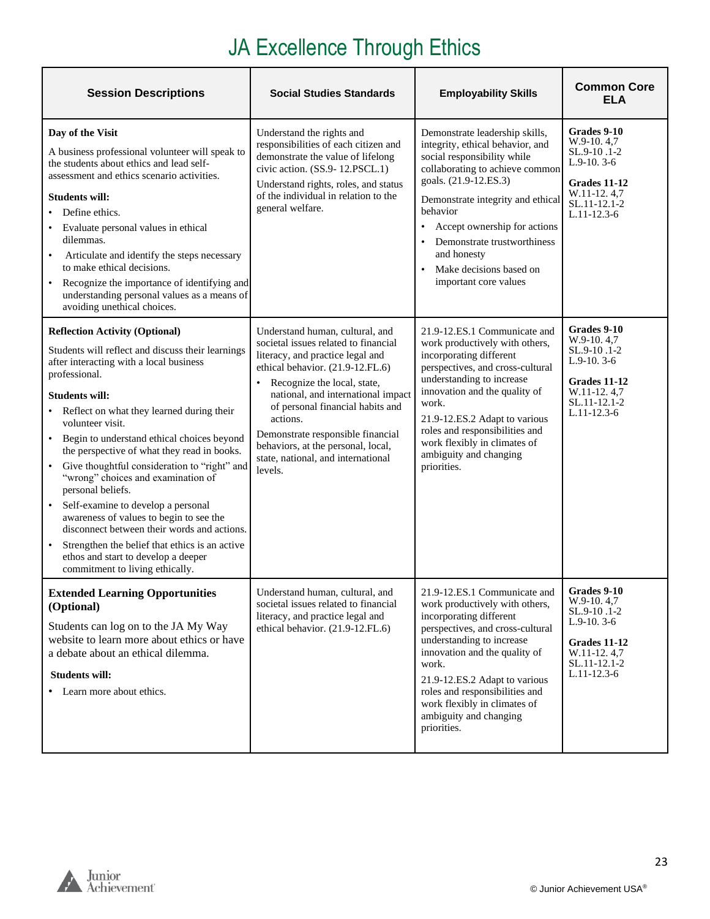# JA Excellence Through Ethics

| Session Descriptions | Social Studies Standards | Employability Skills | Common Core ELA |
|---|---|---|---|
| **Day of the Visit**<br><br>A business professional volunteer will speak to the students about ethics and lead self-assessment and ethics scenario activities.<br><br>**Students will:**<br>• Define ethics.<br>• Evaluate personal values in ethical dilemmas.<br>• Articulate and identify the steps necessary to make ethical decisions.<br>• Recognize the importance of identifying and understanding personal values as a means of avoiding unethical choices. | Understand the rights and responsibilities of each citizen and demonstrate the value of lifelong civic action. (SS.9- 12.PSCL.1)<br><br>Understand rights, roles, and status of the individual in relation to the general welfare. | Demonstrate leadership skills, integrity, ethical behavior, and social responsibility while collaborating to achieve common goals. (21.9-12.ES.3)<br><br>Demonstrate integrity and ethical behavior<br>• Accept ownership for actions<br>• Demonstrate trustworthiness and honesty<br>• Make decisions based on important core values | **Grades 9-10**<br>W.9-10. 4,7<br>SL.9-10 .1-2<br>L.9-10. 3-6<br><br>**Grades 11-12**<br>W.11-12. 4,7<br>SL.11-12.1-2<br>L.11-12.3-6 |
| **Reflection Activity (Optional)**<br><br>Students will reflect and discuss their learnings after interacting with a local business professional.<br><br>**Students will:**<br>• Reflect on what they learned during their volunteer visit.<br>• Begin to understand ethical choices beyond the perspective of what they read in books.<br>• Give thoughtful consideration to "right" and "wrong" choices and examination of personal beliefs.<br>• Self-examine to develop a personal awareness of values to begin to see the disconnect between their words and actions.<br>• Strengthen the belief that ethics is an active ethos and start to develop a deeper commitment to living ethically. | Understand human, cultural, and societal issues related to financial literacy, and practice legal and ethical behavior. (21.9-12.FL.6)<br>• Recognize the local, state, national, and international impact of personal financial habits and actions.<br><br>Demonstrate responsible financial behaviors, at the personal, local, state, national, and international levels. | 21.9-12.ES.1 Communicate and work productively with others, incorporating different perspectives, and cross-cultural understanding to increase innovation and the quality of work.<br><br>21.9-12.ES.2 Adapt to various roles and responsibilities and work flexibly in climates of ambiguity and changing priorities. | **Grades 9-10**<br>W.9-10. 4,7<br>SL.9-10 .1-2<br>L.9-10. 3-6<br><br>**Grades 11-12**<br>W.11-12. 4,7<br>SL.11-12.1-2<br>L.11-12.3-6 |
| **Extended Learning Opportunities (Optional)**<br><br>Students can log on to the JA My Way website to learn more about ethics or have a debate about an ethical dilemma.<br><br>**Students will:**<br>• Learn more about ethics. | Understand human, cultural, and societal issues related to financial literacy, and practice legal and ethical behavior. (21.9-12.FL.6) | 21.9-12.ES.1 Communicate and work productively with others, incorporating different perspectives, and cross-cultural understanding to increase innovation and the quality of work.<br><br>21.9-12.ES.2 Adapt to various roles and responsibilities and work flexibly in climates of ambiguity and changing priorities. | **Grades 9-10**<br>W.9-10. 4,7<br>SL.9-10 .1-2<br>L.9-10. 3-6<br><br>**Grades 11-12**<br>W.11-12. 4,7<br>SL.11-12.1-2<br>L.11-12.3-6 |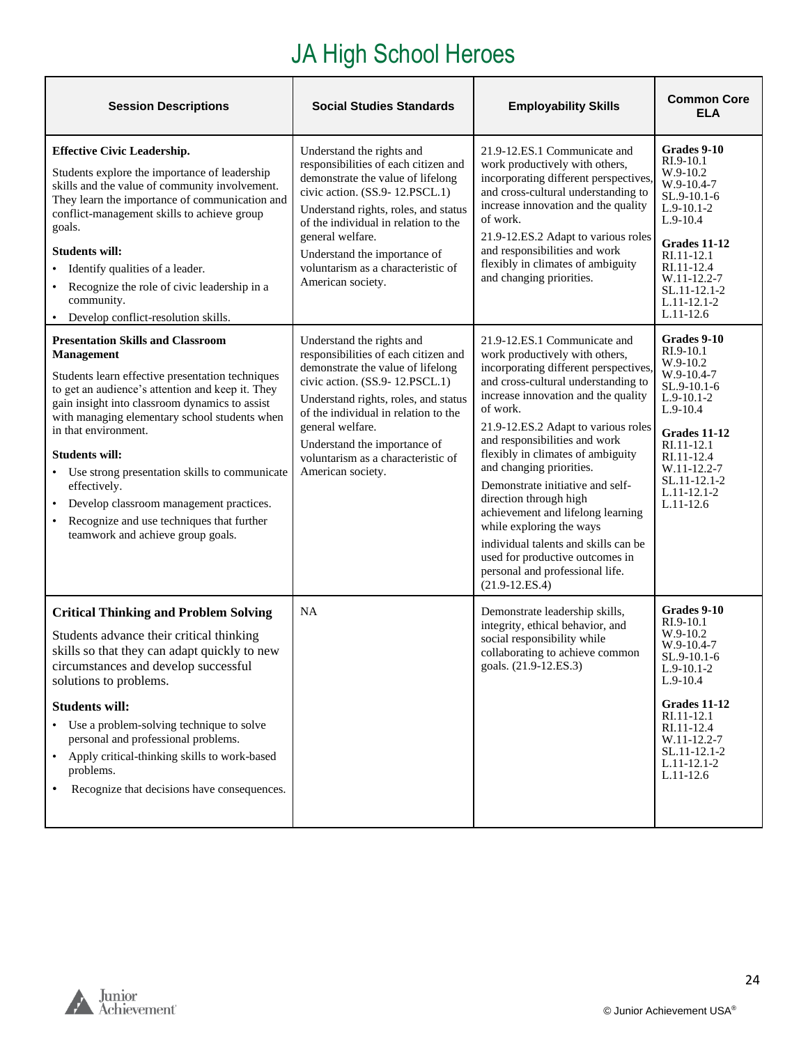# JA High School Heroes

| Session Descriptions | Social Studies Standards | Employability Skills | Common Core ELA |
|---|---|---|---|
| **Effective Civic Leadership.**<br><br>Students explore the importance of leadership skills and the value of community involvement. They learn the importance of communication and conflict-management skills to achieve group goals.<br><br>**Students will:**<br>• Identify qualities of a leader.<br>• Recognize the role of civic leadership in a community.<br>• Develop conflict-resolution skills. | Understand the rights and responsibilities of each citizen and demonstrate the value of lifelong civic action. (SS.9- 12.PSCL.1)<br><br>Understand rights, roles, and status of the individual in relation to the general welfare.<br><br>Understand the importance of voluntarism as a characteristic of American society. | 21.9-12.ES.1 Communicate and work productively with others, incorporating different perspectives, and cross-cultural understanding to increase innovation and the quality of work.<br><br>21.9-12.ES.2 Adapt to various roles and responsibilities and work flexibly in climates of ambiguity and changing priorities. | **Grades 9-10**<br>RI.9-10.1<br>W.9-10.2<br>W.9-10.4-7<br>SL.9-10.1-6<br>L.9-10.1-2<br>L.9-10.4<br><br>**Grades 11-12**<br>RI.11-12.1<br>RI.11-12.4<br>W.11-12.2-7<br>SL.11-12.1-2<br>L.11-12.1-2<br>L.11-12.6 |
| **Presentation Skills and Classroom Management**<br><br>Students learn effective presentation techniques to get an audience's attention and keep it. They gain insight into classroom dynamics to assist with managing elementary school students when in that environment.<br><br>**Students will:**<br>• Use strong presentation skills to communicate effectively.<br>• Develop classroom management practices.<br>• Recognize and use techniques that further teamwork and achieve group goals. | Understand the rights and responsibilities of each citizen and demonstrate the value of lifelong civic action. (SS.9- 12.PSCL.1)<br><br>Understand rights, roles, and status of the individual in relation to the general welfare.<br><br>Understand the importance of voluntarism as a characteristic of American society. | 21.9-12.ES.1 Communicate and work productively with others, incorporating different perspectives, and cross-cultural understanding to increase innovation and the quality of work.<br><br>21.9-12.ES.2 Adapt to various roles and responsibilities and work flexibly in climates of ambiguity and changing priorities.<br><br>Demonstrate initiative and self-direction through high achievement and lifelong learning while exploring the ways individual talents and skills can be used for productive outcomes in personal and professional life. (21.9-12.ES.4) | **Grades 9-10**<br>RI.9-10.1<br>W.9-10.2<br>W.9-10.4-7<br>SL.9-10.1-6<br>L.9-10.1-2<br>L.9-10.4<br><br>**Grades 11-12**<br>RI.11-12.1<br>RI.11-12.4<br>W.11-12.2-7<br>SL.11-12.1-2<br>L.11-12.1-2<br>L.11-12.6 |
| **Critical Thinking and Problem Solving**<br><br>Students advance their critical thinking skills so that they can adapt quickly to new circumstances and develop successful solutions to problems.<br><br>**Students will:**<br>• Use a problem-solving technique to solve personal and professional problems.<br>• Apply critical-thinking skills to work-based problems.<br>• Recognize that decisions have consequences. | NA | Demonstrate leadership skills, integrity, ethical behavior, and social responsibility while collaborating to achieve common goals. (21.9-12.ES.3) | **Grades 9-10**<br>RI.9-10.1<br>W.9-10.2<br>W.9-10.4-7<br>SL.9-10.1-6<br>L.9-10.1-2<br>L.9-10.4<br><br>**Grades 11-12**<br>RI.11-12.1<br>RI.11-12.4<br>W.11-12.2-7<br>SL.11-12.1-2<br>L.11-12.1-2<br>L.11-12.6 |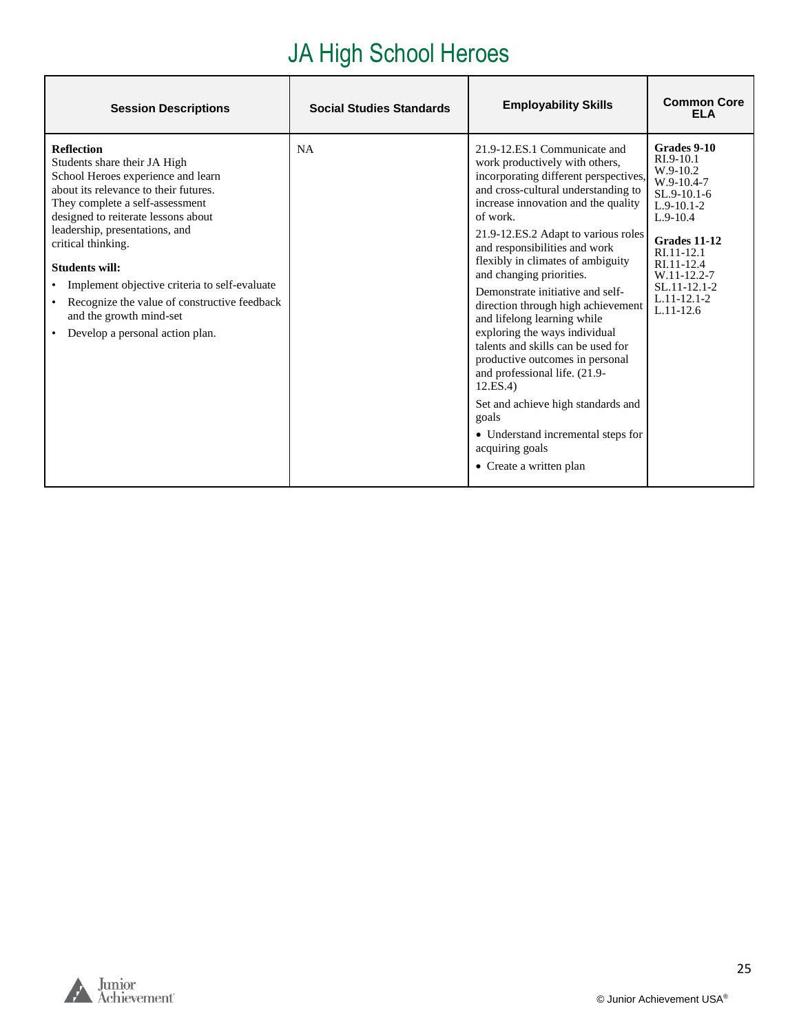# JA High School Heroes

| Session Descriptions | Social Studies Standards | Employability Skills | Common Core ELA |
|---|---|---|---|
| **Reflection**<br>Students share their JA High School Heroes experience and learn about its relevance to their futures. They complete a self-assessment designed to reiterate lessons about leadership, presentations, and critical thinking.<br><br>**Students will:**<br>• Implement objective criteria to self-evaluate<br>• Recognize the value of constructive feedback and the growth mind-set<br>• Develop a personal action plan. | NA | 21.9-12.ES.1 Communicate and work productively with others, incorporating different perspectives, and cross-cultural understanding to increase innovation and the quality of work.<br><br>21.9-12.ES.2 Adapt to various roles and responsibilities and work flexibly in climates of ambiguity and changing priorities.<br><br>Demonstrate initiative and self-direction through high achievement and lifelong learning while exploring the ways individual talents and skills can be used for productive outcomes in personal and professional life. (21.9-12.ES.4)<br><br>Set and achieve high standards and goals<br>• Understand incremental steps for acquiring goals<br>• Create a written plan | **Grades 9-10**<br>RI.9-10.1<br>W.9-10.2<br>W.9-10.4-7<br>SL.9-10.1-6<br>L.9-10.1-2<br>L.9-10.4<br><br>**Grades 11-12**<br>RI.11-12.1<br>RI.11-12.4<br>W.11-12.2-7<br>SL.11-12.1-2<br>L.11-12.1-2<br>L.11-12.6 |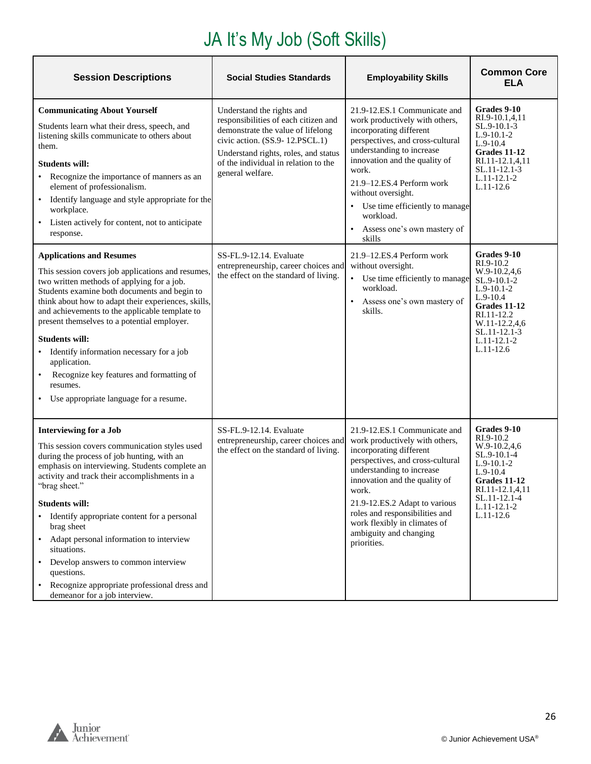# JA It's My Job (Soft Skills)

| Session Descriptions | Social Studies Standards | Employability Skills | Common Core ELA |
|---|---|---|---|
| **Communicating About Yourself**<br>Students learn what their dress, speech, and listening skills communicate to others about them.<br>**Students will:**<br>• Recognize the importance of manners as an element of professionalism.<br>• Identify language and style appropriate for the workplace.<br>• Listen actively for content, not to anticipate response. | Understand the rights and responsibilities of each citizen and demonstrate the value of lifelong civic action. (SS.9- 12.PSCL.1)<br>Understand rights, roles, and status of the individual in relation to the general welfare. | 21.9-12.ES.1 Communicate and work productively with others, incorporating different perspectives, and cross-cultural understanding to increase innovation and the quality of work.<br>21.9–12.ES.4 Perform work without oversight.<br>• Use time efficiently to manage workload.<br>• Assess one's own mastery of skills | **Grades 9-10**<br>RI.9-10.1,4,11<br>SL.9-10.1-3<br>L.9-10.1-2<br>L.9-10.4<br>**Grades 11-12**<br>RI.11-12.1,4,11<br>SL.11-12.1-3<br>L.11-12.1-2<br>L.11-12.6 |
| **Applications and Resumes**<br>This session covers job applications and resumes, two written methods of applying for a job. Students examine both documents and begin to think about how to adapt their experiences, skills, and achievements to the applicable template to present themselves to a potential employer.<br>**Students will:**<br>• Identify information necessary for a job application.<br>• Recognize key features and formatting of resumes.<br>• Use appropriate language for a resume. | SS-FL.9-12.14. Evaluate entrepreneurship, career choices and the effect on the standard of living. | 21.9–12.ES.4 Perform work without oversight.<br>• Use time efficiently to manage workload.<br>• Assess one's own mastery of skills. | **Grades 9-10**<br>RI.9-10.2<br>W.9-10.2,4,6<br>SL.9-10.1-2<br>L.9-10.1-2<br>L.9-10.4<br>**Grades 11-12**<br>RI.11-12.2<br>W.11-12.2,4,6<br>SL.11-12.1-3<br>L.11-12.1-2<br>L.11-12.6 |
| **Interviewing for a Job**<br>This session covers communication styles used during the process of job hunting, with an emphasis on interviewing. Students complete an activity and track their accomplishments in a "brag sheet."<br>**Students will:**<br>• Identify appropriate content for a personal brag sheet<br>• Adapt personal information to interview situations.<br>• Develop answers to common interview questions.<br>• Recognize appropriate professional dress and demeanor for a job interview. | SS-FL.9-12.14. Evaluate entrepreneurship, career choices and the effect on the standard of living. | 21.9-12.ES.1 Communicate and work productively with others, incorporating different perspectives, and cross-cultural understanding to increase innovation and the quality of work.<br>21.9-12.ES.2 Adapt to various roles and responsibilities and work flexibly in climates of ambiguity and changing priorities. | **Grades 9-10**<br>RI.9-10.2<br>W.9-10.2,4,6<br>SL.9-10.1-4<br>L.9-10.1-2<br>L.9-10.4<br>**Grades 11-12**<br>RI.11-12.1,4,11<br>SL.11-12.1-4<br>L.11-12.1-2<br>L.11-12.6 |

© Junior Achievement USA®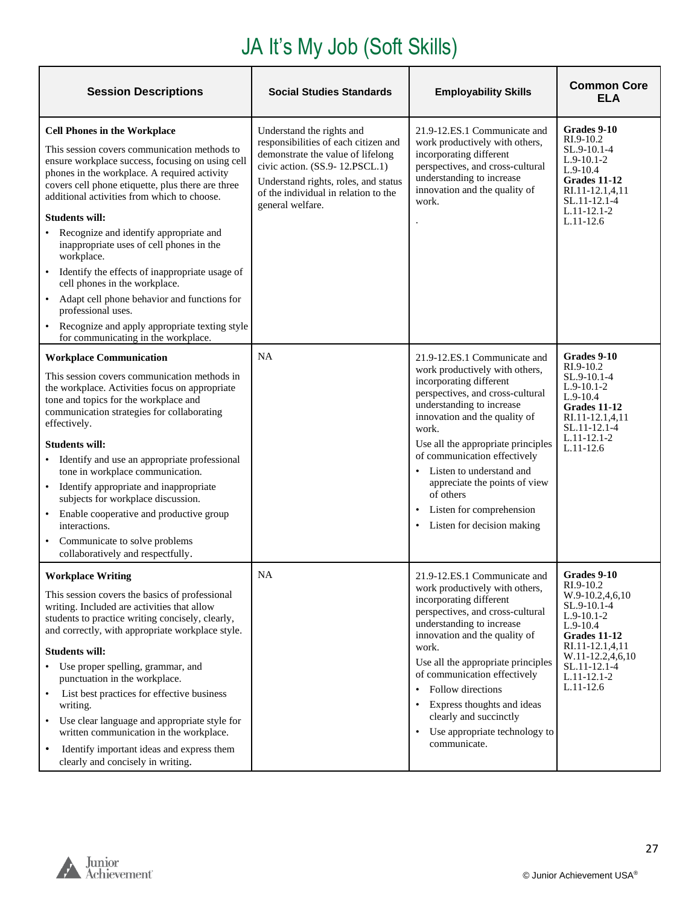# JA It's My Job (Soft Skills)

| Session Descriptions | Social Studies Standards | Employability Skills | Common Core ELA |
|---|---|---|---|
| **Cell Phones in the Workplace**<br><br>This session covers communication methods to ensure workplace success, focusing on using cell phones in the workplace. A required activity covers cell phone etiquette, plus there are three additional activities from which to choose.<br><br>**Students will:**<br>• Recognize and identify appropriate and inappropriate uses of cell phones in the workplace.<br>• Identify the effects of inappropriate usage of cell phones in the workplace.<br>• Adapt cell phone behavior and functions for professional uses.<br>• Recognize and apply appropriate texting style for communicating in the workplace. | Understand the rights and responsibilities of each citizen and demonstrate the value of lifelong civic action. (SS.9- 12.PSCL.1)<br><br>Understand rights, roles, and status of the individual in relation to the general welfare. | 21.9-12.ES.1 Communicate and work productively with others, incorporating different perspectives, and cross-cultural understanding to increase innovation and the quality of work.<br><br>. | **Grades 9-10**<br>RI.9-10.2<br>SL.9-10.1-4<br>L.9-10.1-2<br>L.9-10.4<br>**Grades 11-12**<br>RI.11-12.1,4,11<br>SL.11-12.1-4<br>L.11-12.1-2<br>L.11-12.6 |
| **Workplace Communication**<br><br>This session covers communication methods in the workplace. Activities focus on appropriate tone and topics for the workplace and communication strategies for collaborating effectively.<br><br>**Students will:**<br>• Identify and use an appropriate professional tone in workplace communication.<br>• Identify appropriate and inappropriate subjects for workplace discussion.<br>• Enable cooperative and productive group interactions.<br>• Communicate to solve problems collaboratively and respectfully. | NA | 21.9-12.ES.1 Communicate and work productively with others, incorporating different perspectives, and cross-cultural understanding to increase innovation and the quality of work.<br><br>Use all the appropriate principles of communication effectively<br>• Listen to understand and appreciate the points of view of others<br>• Listen for comprehension<br>• Listen for decision making | **Grades 9-10**<br>RI.9-10.2<br>SL.9-10.1-4<br>L.9-10.1-2<br>L.9-10.4<br>**Grades 11-12**<br>RI.11-12.1,4,11<br>SL.11-12.1-4<br>L.11-12.1-2<br>L.11-12.6 |
| **Workplace Writing**<br><br>This session covers the basics of professional writing. Included are activities that allow students to practice writing concisely, clearly, and correctly, with appropriate workplace style.<br><br>**Students will:**<br>• Use proper spelling, grammar, and punctuation in the workplace.<br>• List best practices for effective business writing.<br>• Use clear language and appropriate style for written communication in the workplace.<br>• Identify important ideas and express them clearly and concisely in writing. | NA | 21.9-12.ES.1 Communicate and work productively with others, incorporating different perspectives, and cross-cultural understanding to increase innovation and the quality of work.<br><br>Use all the appropriate principles of communication effectively<br>• Follow directions<br>• Express thoughts and ideas clearly and succinctly<br>• Use appropriate technology to communicate. | **Grades 9-10**<br>RI.9-10.2<br>W.9-10.2,4,6,10<br>SL.9-10.1-4<br>L.9-10.1-2<br>L.9-10.4<br>**Grades 11-12**<br>RI.11-12.1,4,11<br>W.11-12.2,4,6,10<br>SL.11-12.1-4<br>L.11-12.1-2<br>L.11-12.6 |

© Junior Achievement USA®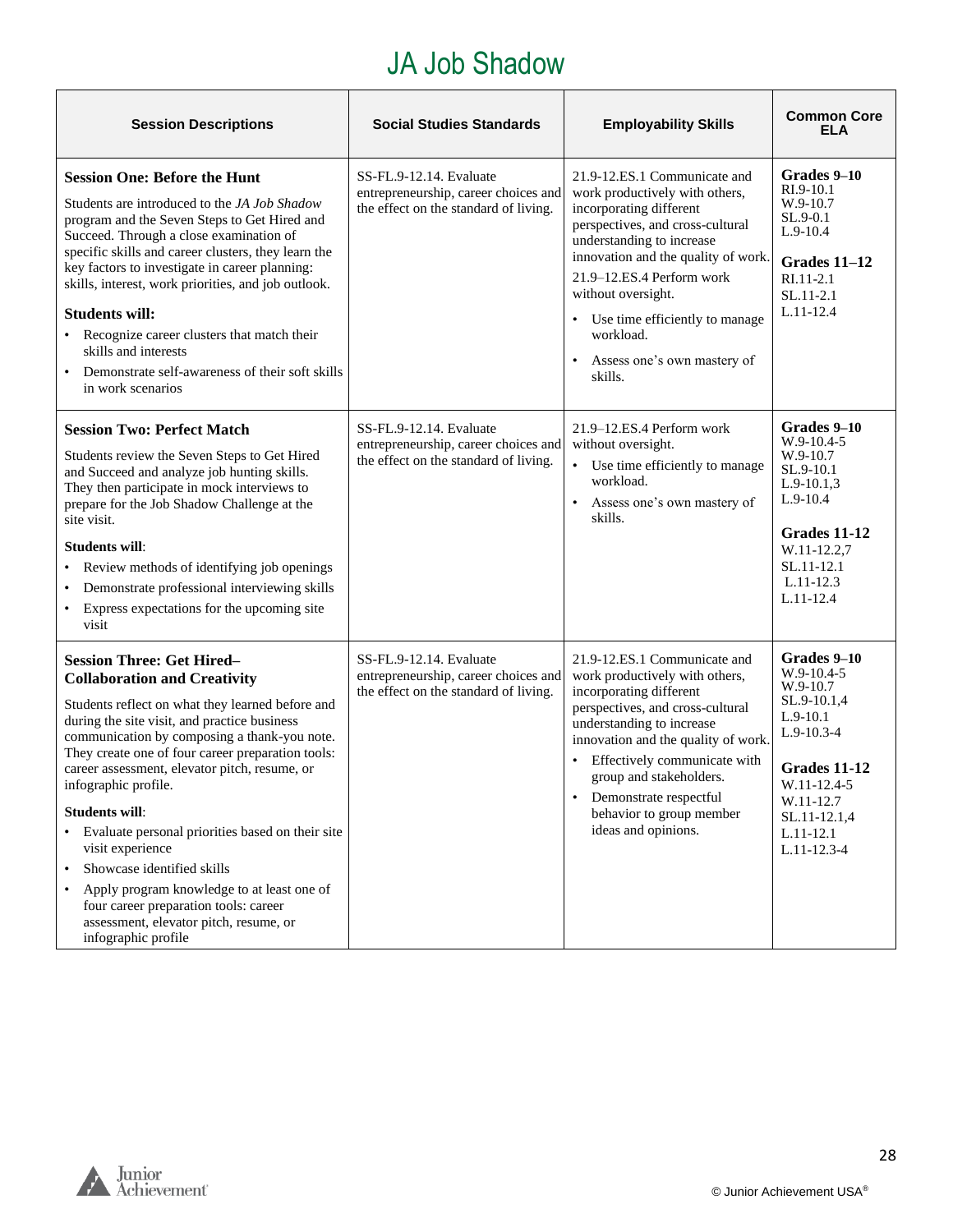# JA Job Shadow

| Session Descriptions | Social Studies Standards | Employability Skills | Common Core ELA |
|---|---|---|---|
| **Session One: Before the Hunt**<br><br>Students are introduced to the *JA Job Shadow* program and the Seven Steps to Get Hired and Succeed. Through a close examination of specific skills and career clusters, they learn the key factors to investigate in career planning: skills, interest, work priorities, and job outlook.<br><br>**Students will:**<br>• Recognize career clusters that match their skills and interests<br>• Demonstrate self-awareness of their soft skills in work scenarios | SS-FL.9-12.14. Evaluate entrepreneurship, career choices and the effect on the standard of living. | 21.9-12.ES.1 Communicate and work productively with others, incorporating different perspectives, and cross-cultural understanding to increase innovation and the quality of work.<br><br>21.9–12.ES.4 Perform work without oversight.<br>• Use time efficiently to manage workload.<br>• Assess one's own mastery of skills. | **Grades 9–10**<br>RI.9-10.1<br>W.9-10.7<br>SL.9-0.1<br>L.9-10.4<br><br>**Grades 11–12**<br>RI.11-2.1<br>SL.11-2.1<br>L.11-12.4 |
| **Session Two: Perfect Match**<br><br>Students review the Seven Steps to Get Hired and Succeed and analyze job hunting skills. They then participate in mock interviews to prepare for the Job Shadow Challenge at the site visit.<br><br>**Students will**:<br>• Review methods of identifying job openings<br>• Demonstrate professional interviewing skills<br>• Express expectations for the upcoming site visit | SS-FL.9-12.14. Evaluate entrepreneurship, career choices and the effect on the standard of living. | 21.9–12.ES.4 Perform work without oversight.<br>• Use time efficiently to manage workload.<br>• Assess one's own mastery of skills. | **Grades 9–10**<br>W.9-10.4-5<br>W.9-10.7<br>SL.9-10.1<br>L.9-10.1,3<br>L.9-10.4<br><br>**Grades 11-12**<br>W.11-12.2,7<br>SL.11-12.1<br>L.11-12.3<br>L.11-12.4 |
| **Session Three: Get Hired–Collaboration and Creativity**<br><br>Students reflect on what they learned before and during the site visit, and practice business communication by composing a thank-you note. They create one of four career preparation tools: career assessment, elevator pitch, resume, or infographic profile.<br><br>**Students will**:<br>• Evaluate personal priorities based on their site visit experience<br>• Showcase identified skills<br>• Apply program knowledge to at least one of four career preparation tools: career assessment, elevator pitch, resume, or infographic profile | SS-FL.9-12.14. Evaluate entrepreneurship, career choices and the effect on the standard of living. | 21.9-12.ES.1 Communicate and work productively with others, incorporating different perspectives, and cross-cultural understanding to increase innovation and the quality of work.<br>• Effectively communicate with group and stakeholders.<br>• Demonstrate respectful behavior to group member ideas and opinions. | **Grades 9–10**<br>W.9-10.4-5<br>W.9-10.7<br>SL.9-10.1,4<br>L.9-10.1<br>L.9-10.3-4<br><br>**Grades 11-12**<br>W.11-12.4-5<br>W.11-12.7<br>SL.11-12.1,4<br>L.11-12.1<br>L.11-12.3-4 |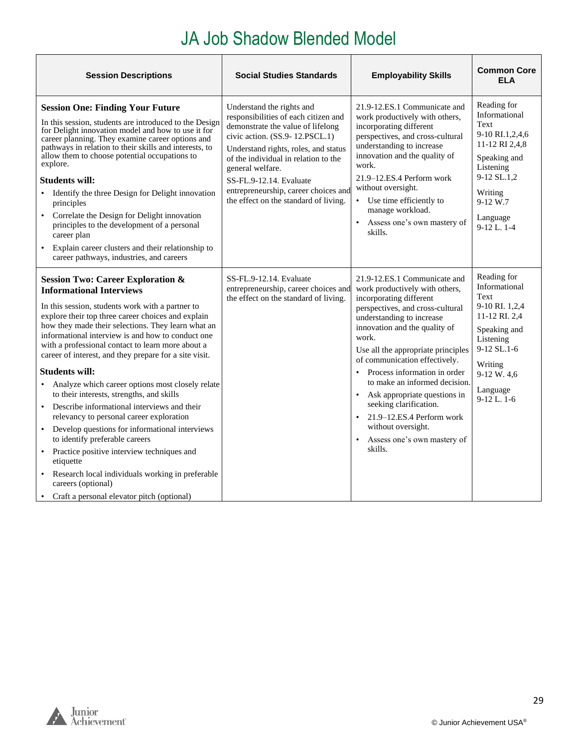# JA Job Shadow Blended Model

| Session Descriptions | Social Studies Standards | Employability Skills | Common Core ELA |
|---|---|---|---|
| **Session One: Finding Your Future**<br><br>In this session, students are introduced to the Design for Delight innovation model and how to use it for career planning. They examine career options and pathways in relation to their skills and interests, to allow them to choose potential occupations to explore.<br><br>**Students will:**<br>• Identify the three Design for Delight innovation principles<br>• Correlate the Design for Delight innovation principles to the development of a personal career plan<br>• Explain career clusters and their relationship to career pathways, industries, and careers | Understand the rights and responsibilities of each citizen and demonstrate the value of lifelong civic action. (SS.9- 12.PSCL.1)<br><br>Understand rights, roles, and status of the individual in relation to the general welfare.<br><br>SS-FL.9-12.14. Evaluate entrepreneurship, career choices and the effect on the standard of living. | 21.9-12.ES.1 Communicate and work productively with others, incorporating different perspectives, and cross-cultural understanding to increase innovation and the quality of work.<br><br>21.9–12.ES.4 Perform work without oversight.<br>• Use time efficiently to manage workload.<br>• Assess one's own mastery of skills. | Reading for Informational Text<br>9-10 RI.1,2,4,6<br>11-12 RI 2,4,8<br><br>Speaking and Listening<br>9-12 SL.1,2<br><br>Writing<br>9-12 W.7<br><br>Language<br>9-12 L. 1-4 |
| **Session Two: Career Exploration & Informational Interviews**<br><br>In this session, students work with a partner to explore their top three career choices and explain how they made their selections. They learn what an informational interview is and how to conduct one with a professional contact to learn more about a career of interest, and they prepare for a site visit.<br><br>**Students will:**<br>• Analyze which career options most closely relate to their interests, strengths, and skills<br>• Describe informational interviews and their relevancy to personal career exploration<br>• Develop questions for informational interviews to identify preferable careers<br>• Practice positive interview techniques and etiquette<br>• Research local individuals working in preferable careers (optional)<br>• Craft a personal elevator pitch (optional) | SS-FL.9-12.14. Evaluate entrepreneurship, career choices and the effect on the standard of living. | 21.9-12.ES.1 Communicate and work productively with others, incorporating different perspectives, and cross-cultural understanding to increase innovation and the quality of work.<br><br>Use all the appropriate principles of communication effectively.<br>• Process information in order to make an informed decision.<br>• Ask appropriate questions in seeking clarification.<br>• 21.9–12.ES.4 Perform work without oversight.<br>• Assess one's own mastery of skills. | Reading for Informational Text<br>9-10 RI. 1,2,4<br>11-12 RI. 2,4<br><br>Speaking and Listening<br>9-12 SL.1-6<br><br>Writing<br>9-12 W. 4,6<br><br>Language<br>9-12 L. 1-6 |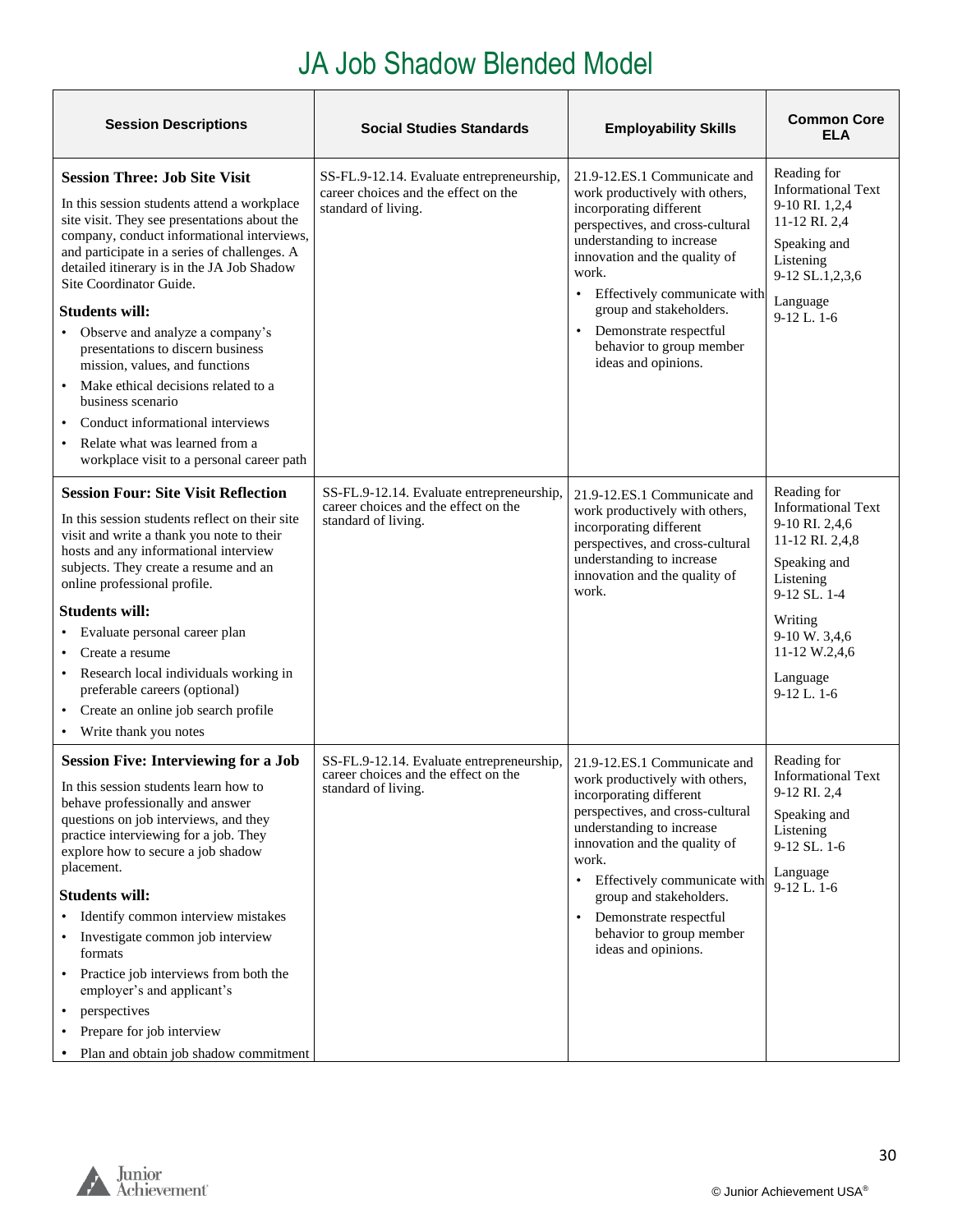# JA Job Shadow Blended Model

| Session Descriptions | Social Studies Standards | Employability Skills | Common Core ELA |
|---|---|---|---|
| **Session Three: Job Site Visit**<br><br>In this session students attend a workplace site visit. They see presentations about the company, conduct informational interviews, and participate in a series of challenges. A detailed itinerary is in the JA Job Shadow Site Coordinator Guide.<br><br>**Students will:**<br>• Observe and analyze a company's presentations to discern business mission, values, and functions<br>• Make ethical decisions related to a business scenario<br>• Conduct informational interviews<br>• Relate what was learned from a workplace visit to a personal career path | SS-FL.9-12.14. Evaluate entrepreneurship, career choices and the effect on the standard of living. | 21.9-12.ES.1 Communicate and work productively with others, incorporating different perspectives, and cross-cultural understanding to increase innovation and the quality of work.<br>• Effectively communicate with group and stakeholders.<br>• Demonstrate respectful behavior to group member ideas and opinions. | Reading for Informational Text<br>9-10 RI. 1,2,4<br>11-12 RI. 2,4<br><br>Speaking and Listening<br>9-12 SL.1,2,3,6<br><br>Language<br>9-12 L. 1-6 |
| **Session Four: Site Visit Reflection**<br><br>In this session students reflect on their site visit and write a thank you note to their hosts and any informational interview subjects. They create a resume and an online professional profile.<br><br>**Students will:**<br>• Evaluate personal career plan<br>• Create a resume<br>• Research local individuals working in preferable careers (optional)<br>• Create an online job search profile<br>• Write thank you notes | SS-FL.9-12.14. Evaluate entrepreneurship, career choices and the effect on the standard of living. | 21.9-12.ES.1 Communicate and work productively with others, incorporating different perspectives, and cross-cultural understanding to increase innovation and the quality of work. | Reading for Informational Text<br>9-10 RI. 2,4,6<br>11-12 RI. 2,4,8<br><br>Speaking and Listening<br>9-12 SL. 1-4<br><br>Writing<br>9-10 W. 3,4,6<br>11-12 W.2,4,6<br><br>Language<br>9-12 L. 1-6 |
| **Session Five: Interviewing for a Job**<br><br>In this session students learn how to behave professionally and answer questions on job interviews, and they practice interviewing for a job. They explore how to secure a job shadow placement.<br><br>**Students will:**<br>• Identify common interview mistakes<br>• Investigate common job interview formats<br>• Practice job interviews from both the employer's and applicant's<br>• perspectives<br>• Prepare for job interview<br>• Plan and obtain job shadow commitment | SS-FL.9-12.14. Evaluate entrepreneurship, career choices and the effect on the standard of living. | 21.9-12.ES.1 Communicate and work productively with others, incorporating different perspectives, and cross-cultural understanding to increase innovation and the quality of work.<br>• Effectively communicate with group and stakeholders.<br>• Demonstrate respectful behavior to group member ideas and opinions. | Reading for Informational Text<br>9-12 RI. 2,4<br><br>Speaking and Listening<br>9-12 SL. 1-6<br><br>Language<br>9-12 L. 1-6 |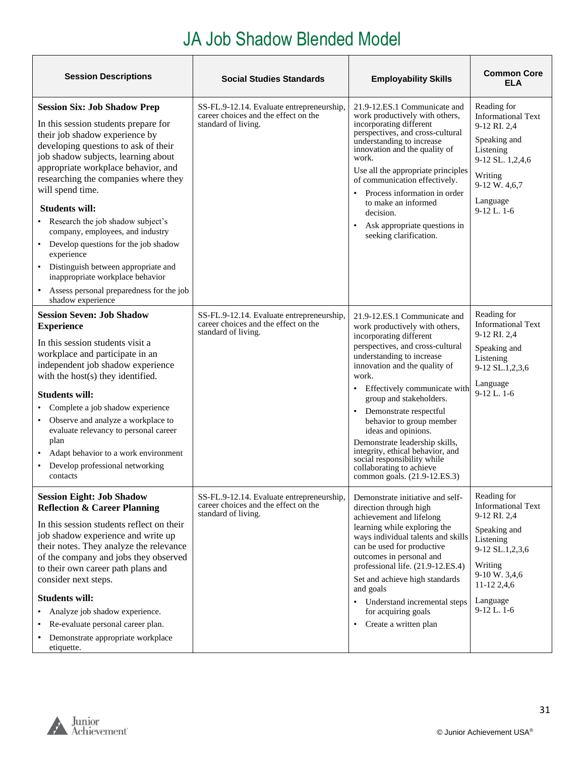# JA Job Shadow Blended Model

| Session Descriptions | Social Studies Standards | Employability Skills | Common Core ELA |
|---|---|---|---|
| **Session Six: Job Shadow Prep**<br><br>In this session students prepare for their job shadow experience by developing questions to ask of their job shadow subjects, learning about appropriate workplace behavior, and researching the companies where they will spend time.<br><br>**Students will:**<br>• Research the job shadow subject's company, employees, and industry<br>• Develop questions for the job shadow experience<br>• Distinguish between appropriate and inappropriate workplace behavior<br>• Assess personal preparedness for the job shadow experience | SS-FL.9-12.14. Evaluate entrepreneurship, career choices and the effect on the standard of living. | 21.9-12.ES.1 Communicate and work productively with others, incorporating different perspectives, and cross-cultural understanding to increase innovation and the quality of work.<br><br>Use all the appropriate principles of communication effectively.<br>• Process information in order to make an informed decision.<br>• Ask appropriate questions in seeking clarification. | Reading for Informational Text 9-12 RI. 2,4<br><br>Speaking and Listening 9-12 SL. 1,2,4,6<br><br>Writing 9-12 W. 4,6,7<br><br>Language 9-12 L. 1-6 |
| **Session Seven: Job Shadow Experience**<br><br>In this session students visit a workplace and participate in an independent job shadow experience with the host(s) they identified.<br><br>**Students will:**<br>• Complete a job shadow experience<br>• Observe and analyze a workplace to evaluate relevancy to personal career plan<br>• Adapt behavior to a work environment<br>• Develop professional networking contacts | SS-FL.9-12.14. Evaluate entrepreneurship, career choices and the effect on the standard of living. | 21.9-12.ES.1 Communicate and work productively with others, incorporating different perspectives, and cross-cultural understanding to increase innovation and the quality of work.<br>• Effectively communicate with group and stakeholders.<br>• Demonstrate respectful behavior to group member ideas and opinions.<br><br>Demonstrate leadership skills, integrity, ethical behavior, and social responsibility while collaborating to achieve common goals. (21.9-12.ES.3) | Reading for Informational Text 9-12 RI. 2,4<br><br>Speaking and Listening 9-12 SL.1,2,3,6<br><br>Language 9-12 L. 1-6 |
| **Session Eight: Job Shadow Reflection & Career Planning**<br><br>In this session students reflect on their job shadow experience and write up their notes. They analyze the relevance of the company and jobs they observed to their own career path plans and consider next steps.<br><br>**Students will:**<br>• Analyze job shadow experience.<br>• Re-evaluate personal career plan.<br>• Demonstrate appropriate workplace etiquette. | SS-FL.9-12.14. Evaluate entrepreneurship, career choices and the effect on the standard of living. | Demonstrate initiative and self-direction through high achievement and lifelong learning while exploring the ways individual talents and skills can be used for productive outcomes in personal and professional life. (21.9-12.ES.4)<br><br>Set and achieve high standards and goals<br>• Understand incremental steps for acquiring goals<br>• Create a written plan | Reading for Informational Text 9-12 RI. 2,4<br><br>Speaking and Listening 9-12 SL.1,2,3,6<br><br>Writing 9-10 W. 3,4,6 11-12 2,4,6<br><br>Language 9-12 L. 1-6 |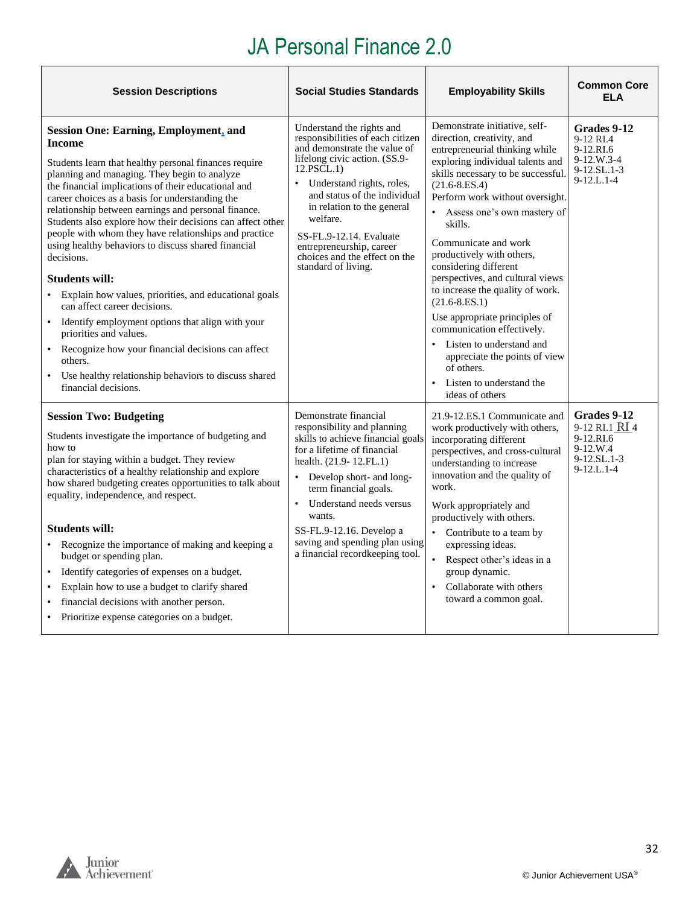# JA Personal Finance 2.0

| Session Descriptions | Social Studies Standards | Employability Skills | Common Core ELA |
|---|---|---|---|
| **Session One: Earning, Employment, and Income**<br><br>Students learn that healthy personal finances require planning and managing. They begin to analyze the financial implications of their educational and career choices as a basis for understanding the relationship between earnings and personal finance. Students also explore how their decisions can affect other people with whom they have relationships and practice using healthy behaviors to discuss shared financial decisions.<br><br>**Students will:**<br>• Explain how values, priorities, and educational goals can affect career decisions.<br>• Identify employment options that align with your priorities and values.<br>• Recognize how your financial decisions can affect others.<br>• Use healthy relationship behaviors to discuss shared financial decisions. | Understand the rights and responsibilities of each citizen and demonstrate the value of lifelong civic action. (SS.9-12.PSCL.1)<br>• Understand rights, roles, and status of the individual in relation to the general welfare.<br><br>SS-FL.9-12.14. Evaluate entrepreneurship, career choices and the effect on the standard of living. | Demonstrate initiative, self-direction, creativity, and entrepreneurial thinking while exploring individual talents and skills necessary to be successful. (21.6-8.ES.4)<br>Perform work without oversight.<br>• Assess one's own mastery of skills.<br><br>Communicate and work productively with others, considering different perspectives, and cultural views to increase the quality of work. (21.6-8.ES.1)<br><br>Use appropriate principles of communication effectively.<br>• Listen to understand and appreciate the points of view of others.<br>• Listen to understand the ideas of others | **Grades 9-12**<br>9-12 RI.4<br>9-12.RI.6<br>9-12.W.3-4<br>9-12.SL.1-3<br>9-12.L.1-4 |
| **Session Two: Budgeting**<br><br>Students investigate the importance of budgeting and how to plan for staying within a budget. They review characteristics of a healthy relationship and explore how shared budgeting creates opportunities to talk about equality, independence, and respect.<br><br>**Students will:**<br>• Recognize the importance of making and keeping a budget or spending plan.<br>• Identify categories of expenses on a budget.<br>• Explain how to use a budget to clarify shared<br>• financial decisions with another person.<br>• Prioritize expense categories on a budget. | Demonstrate financial responsibility and planning skills to achieve financial goals for a lifetime of financial health. (21.9- 12.FL.1)<br>• Develop short- and long-term financial goals.<br>• Understand needs versus wants.<br><br>SS-FL.9-12.16. Develop a saving and spending plan using a financial recordkeeping tool. | 21.9-12.ES.1 Communicate and work productively with others, incorporating different perspectives, and cross-cultural understanding to increase innovation and the quality of work.<br><br>Work appropriately and productively with others.<br>• Contribute to a team by expressing ideas.<br>• Respect other's ideas in a group dynamic.<br>• Collaborate with others toward a common goal. | **Grades 9-12**<br>9-12 RI.1 RI 4<br>9-12.RI.6<br>9-12.W.4<br>9-12.SL.1-3<br>9-12.L.1-4 |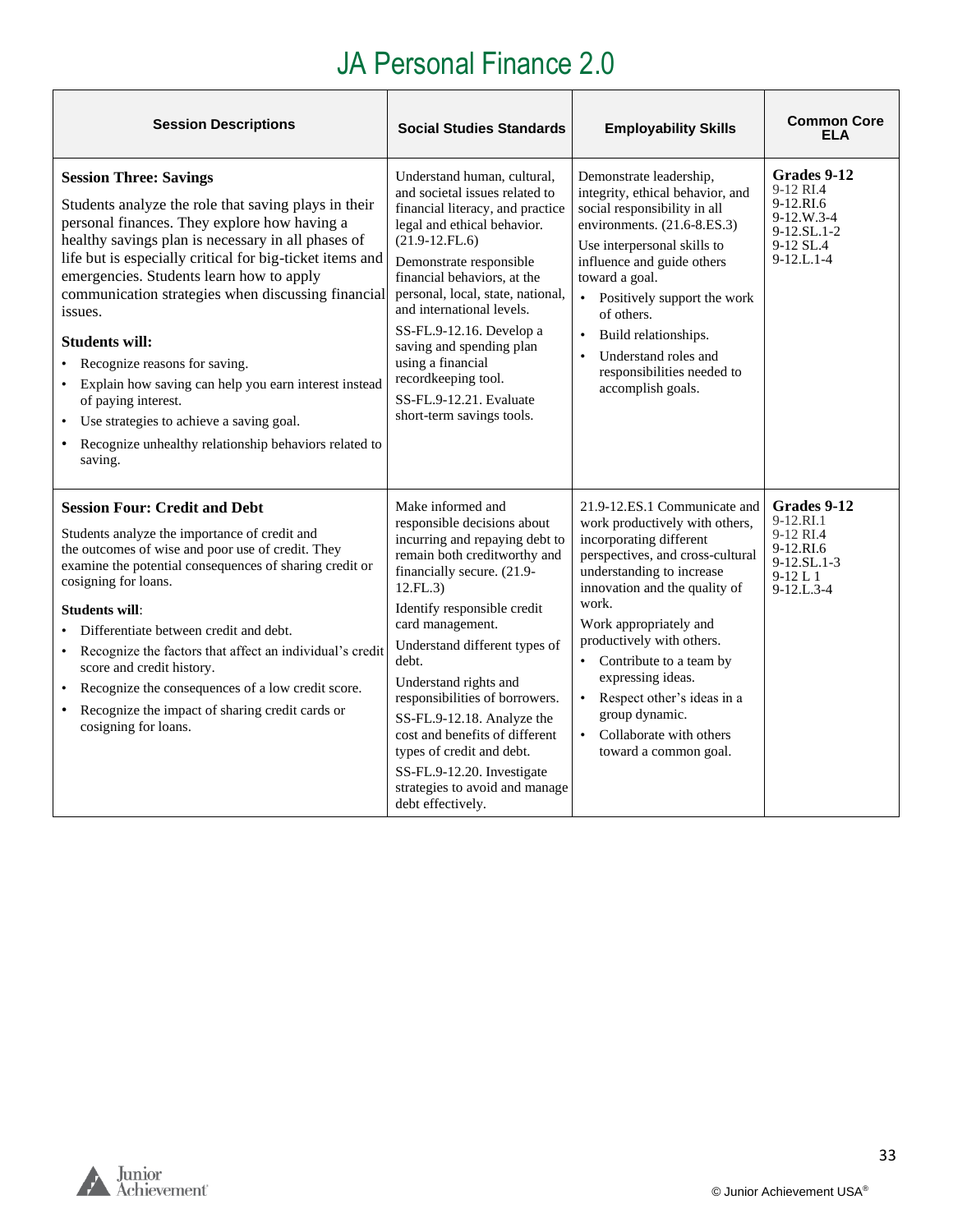# JA Personal Finance 2.0

| Session Descriptions | Social Studies Standards | Employability Skills | Common Core ELA |
| --- | --- | --- | --- |
| **Session Three: Savings**<br><br>Students analyze the role that saving plays in their personal finances. They explore how having a healthy savings plan is necessary in all phases of life but is especially critical for big-ticket items and emergencies. Students learn how to apply communication strategies when discussing financial issues.<br><br>**Students will:**<br>• Recognize reasons for saving.<br>• Explain how saving can help you earn interest instead of paying interest.<br>• Use strategies to achieve a saving goal.<br>• Recognize unhealthy relationship behaviors related to saving. | Understand human, cultural, and societal issues related to financial literacy, and practice legal and ethical behavior. (21.9-12.FL.6)<br><br>Demonstrate responsible financial behaviors, at the personal, local, state, national, and international levels.<br><br>SS-FL.9-12.16. Develop a saving and spending plan using a financial recordkeeping tool.<br><br>SS-FL.9-12.21. Evaluate short-term savings tools. | Demonstrate leadership, integrity, ethical behavior, and social responsibility in all environments. (21.6-8.ES.3)<br><br>Use interpersonal skills to influence and guide others toward a goal.<br>• Positively support the work of others.<br>• Build relationships.<br>• Understand roles and responsibilities needed to accomplish goals. | **Grades 9-12**<br>9-12 RI.4<br>9-12.RI.6<br>9-12.W.3-4<br>9-12.SL.1-2<br>9-12 SL.4<br>9-12.L.1-4 |
| **Session Four: Credit and Debt**<br><br>Students analyze the importance of credit and the outcomes of wise and poor use of credit. They examine the potential consequences of sharing credit or cosigning for loans.<br><br>**Students will**:<br>• Differentiate between credit and debt.<br>• Recognize the factors that affect an individual's credit score and credit history.<br>• Recognize the consequences of a low credit score.<br>• Recognize the impact of sharing credit cards or cosigning for loans. | Make informed and responsible decisions about incurring and repaying debt to remain both creditworthy and financially secure. (21.9-12.FL.3)<br><br>Identify responsible credit card management.<br><br>Understand different types of debt.<br><br>Understand rights and responsibilities of borrowers.<br><br>SS-FL.9-12.18. Analyze the cost and benefits of different types of credit and debt.<br><br>SS-FL.9-12.20. Investigate strategies to avoid and manage debt effectively. | 21.9-12.ES.1 Communicate and work productively with others, incorporating different perspectives, and cross-cultural understanding to increase innovation and the quality of work.<br><br>Work appropriately and productively with others.<br>• Contribute to a team by expressing ideas.<br>• Respect other's ideas in a group dynamic.<br>• Collaborate with others toward a common goal. | **Grades 9-12**<br>9-12.RI.1<br>9-12 RI.4<br>9-12.RI.6<br>9-12.SL.1-3<br>9-12 L 1<br>9-12.L.3-4 |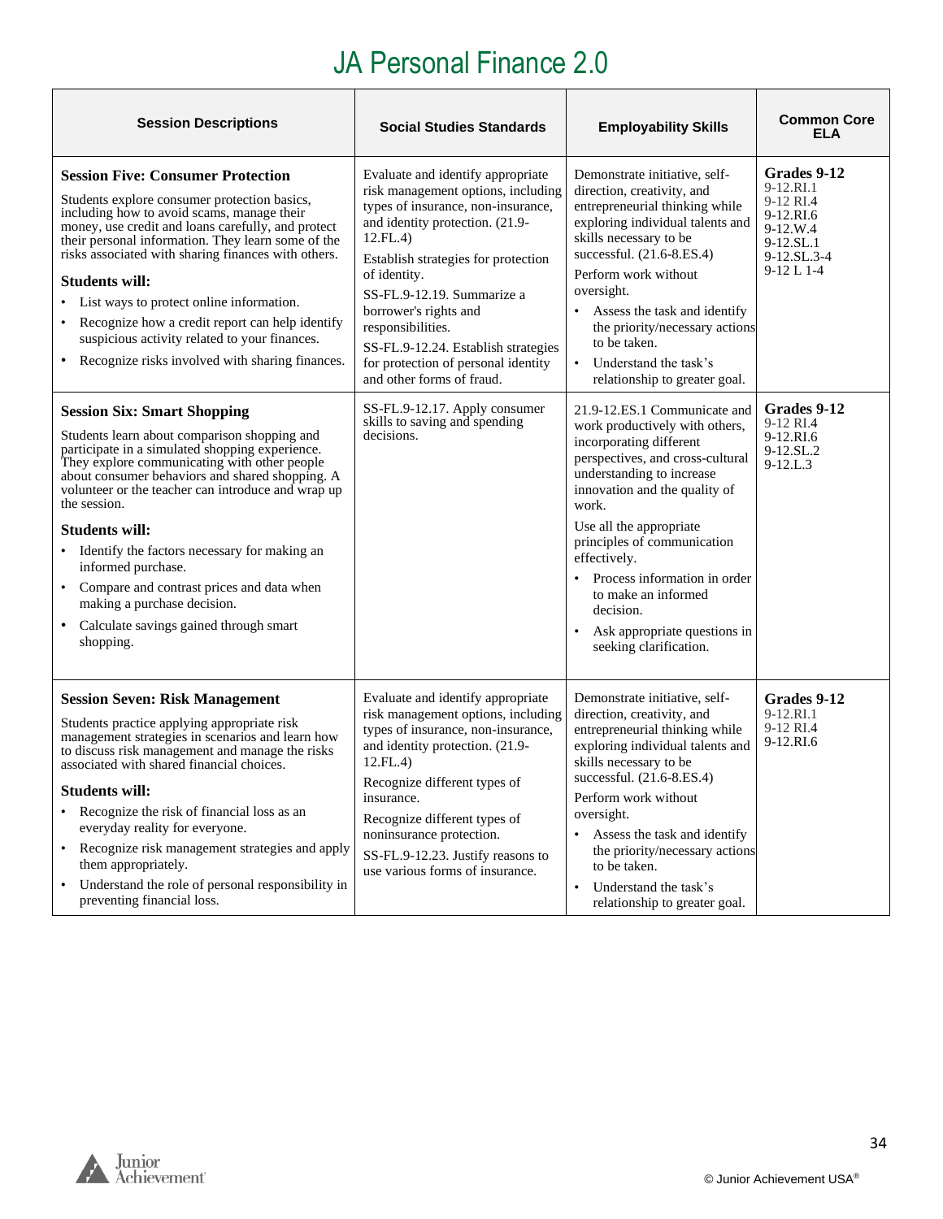# JA Personal Finance 2.0

| Session Descriptions | Social Studies Standards | Employability Skills | Common Core ELA |
|---|---|---|---|
| **Session Five: Consumer Protection**<br><br>Students explore consumer protection basics, including how to avoid scams, manage their money, use credit and loans carefully, and protect their personal information. They learn some of the risks associated with sharing finances with others.<br><br>**Students will:**<br>• List ways to protect online information.<br>• Recognize how a credit report can help identify suspicious activity related to your finances.<br>• Recognize risks involved with sharing finances. | Evaluate and identify appropriate risk management options, including types of insurance, non-insurance, and identity protection. (21.9-12.FL.4)<br><br>Establish strategies for protection of identity.<br><br>SS-FL.9-12.19. Summarize a borrower's rights and responsibilities.<br><br>SS-FL.9-12.24. Establish strategies for protection of personal identity and other forms of fraud. | Demonstrate initiative, self-direction, creativity, and entrepreneurial thinking while exploring individual talents and skills necessary to be successful. (21.6-8.ES.4)<br><br>Perform work without oversight.<br>• Assess the task and identify the priority/necessary actions to be taken.<br>• Understand the task's relationship to greater goal. | **Grades 9-12**<br>9-12.RI.1<br>9-12 RI.4<br>9-12.RI.6<br>9-12.W.4<br>9-12.SL.1<br>9-12.SL.3-4<br>9-12 L 1-4 |
| **Session Six: Smart Shopping**<br><br>Students learn about comparison shopping and participate in a simulated shopping experience. They explore communicating with other people about consumer behaviors and shared shopping. A volunteer or the teacher can introduce and wrap up the session.<br><br>**Students will:**<br>• Identify the factors necessary for making an informed purchase.<br>• Compare and contrast prices and data when making a purchase decision.<br>• Calculate savings gained through smart shopping. | SS-FL.9-12.17. Apply consumer skills to saving and spending decisions. | 21.9-12.ES.1 Communicate and work productively with others, incorporating different perspectives, and cross-cultural understanding to increase innovation and the quality of work.<br><br>Use all the appropriate principles of communication effectively.<br>• Process information in order to make an informed decision.<br>• Ask appropriate questions in seeking clarification. | **Grades 9-12**<br>9-12 RI.4<br>9-12.RI.6<br>9-12.SL.2<br>9-12.L.3 |
| **Session Seven: Risk Management**<br><br>Students practice applying appropriate risk management strategies in scenarios and learn how to discuss risk management and manage the risks associated with shared financial choices.<br><br>**Students will:**<br>• Recognize the risk of financial loss as an everyday reality for everyone.<br>• Recognize risk management strategies and apply them appropriately.<br>• Understand the role of personal responsibility in preventing financial loss. | Evaluate and identify appropriate risk management options, including types of insurance, non-insurance, and identity protection. (21.9-12.FL.4)<br><br>Recognize different types of insurance.<br><br>Recognize different types of noninsurance protection.<br><br>SS-FL.9-12.23. Justify reasons to use various forms of insurance. | Demonstrate initiative, self-direction, creativity, and entrepreneurial thinking while exploring individual talents and skills necessary to be successful. (21.6-8.ES.4)<br><br>Perform work without oversight.<br>• Assess the task and identify the priority/necessary actions to be taken.<br>• Understand the task's relationship to greater goal. | **Grades 9-12**<br>9-12.RI.1<br>9-12 RI.4<br>9-12.RI.6 |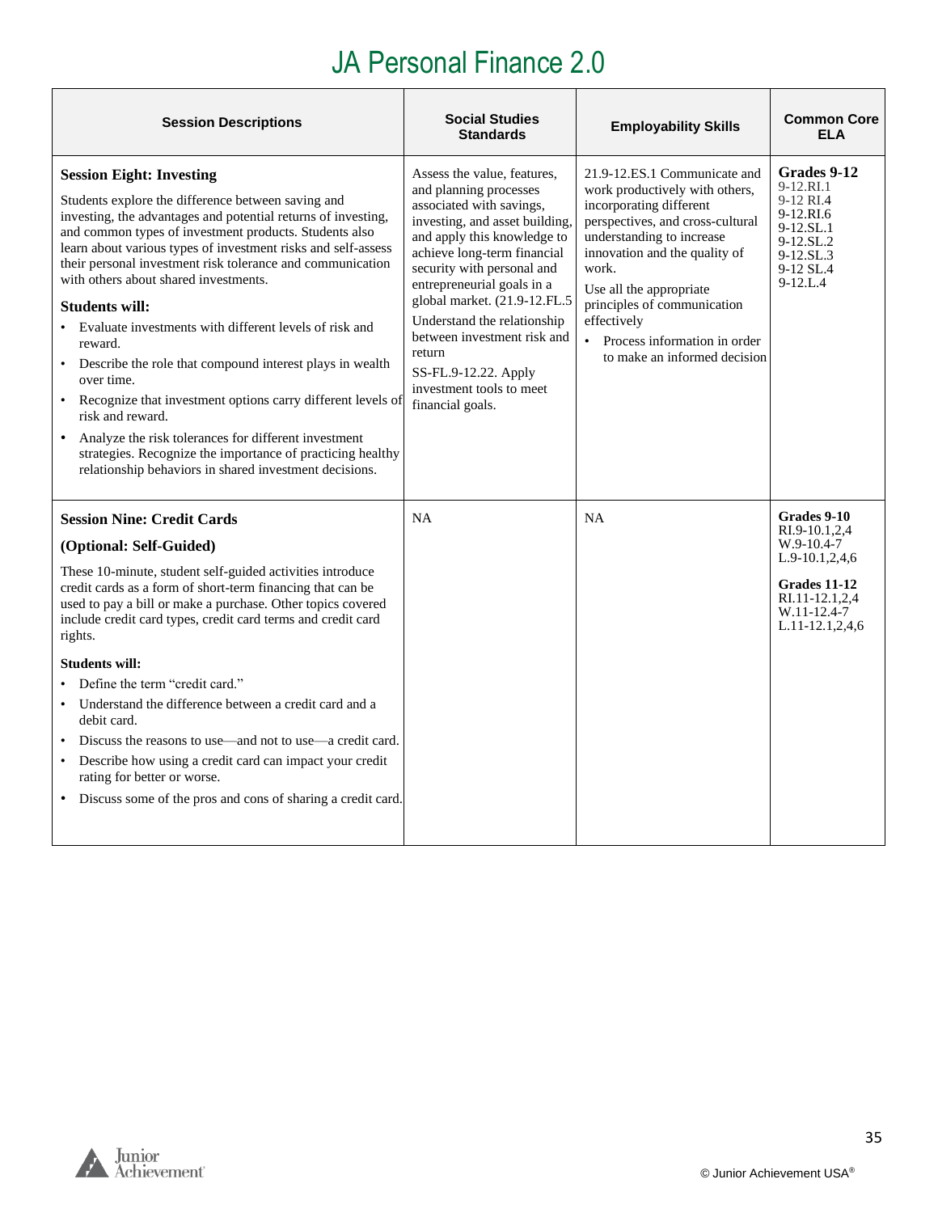# JA Personal Finance 2.0

| Session Descriptions | Social Studies Standards | Employability Skills | Common Core ELA |
|---|---|---|---|
| **Session Eight: Investing**<br><br>Students explore the difference between saving and investing, the advantages and potential returns of investing, and common types of investment products. Students also learn about various types of investment risks and self-assess their personal investment risk tolerance and communication with others about shared investments.<br><br>**Students will:**<br>• Evaluate investments with different levels of risk and reward.<br>• Describe the role that compound interest plays in wealth over time.<br>• Recognize that investment options carry different levels of risk and reward.<br>• Analyze the risk tolerances for different investment strategies. Recognize the importance of practicing healthy relationship behaviors in shared investment decisions. | Assess the value, features, and planning processes associated with savings, investing, and asset building, and apply this knowledge to achieve long-term financial security with personal and entrepreneurial goals in a global market. (21.9-12.FL.5<br><br>Understand the relationship between investment risk and return<br><br>SS-FL.9-12.22. Apply investment tools to meet financial goals. | 21.9-12.ES.1 Communicate and work productively with others, incorporating different perspectives, and cross-cultural understanding to increase innovation and the quality of work.<br><br>Use all the appropriate principles of communication effectively<br>• Process information in order to make an informed decision | **Grades 9-12**<br>9-12.RI.1<br>9-12 RI.4<br>9-12.RI.6<br>9-12.SL.1<br>9-12.SL.2<br>9-12.SL.3<br>9-12 SL.4<br>9-12.L.4 |
| **Session Nine: Credit Cards**<br><br>**(Optional: Self-Guided)**<br><br>These 10-minute, student self-guided activities introduce credit cards as a form of short-term financing that can be used to pay a bill or make a purchase. Other topics covered include credit card types, credit card terms and credit card rights.<br><br>**Students will:**<br>• Define the term "credit card."<br>• Understand the difference between a credit card and a debit card.<br>• Discuss the reasons to use—and not to use—a credit card.<br>• Describe how using a credit card can impact your credit rating for better or worse.<br>• Discuss some of the pros and cons of sharing a credit card. | NA | NA | **Grades 9-10**<br>RI.9-10.1,2,4<br>W.9-10.4-7<br>L.9-10.1,2,4,6<br><br>**Grades 11-12**<br>RI.11-12.1,2,4<br>W.11-12.4-7<br>L.11-12.1,2,4,6 |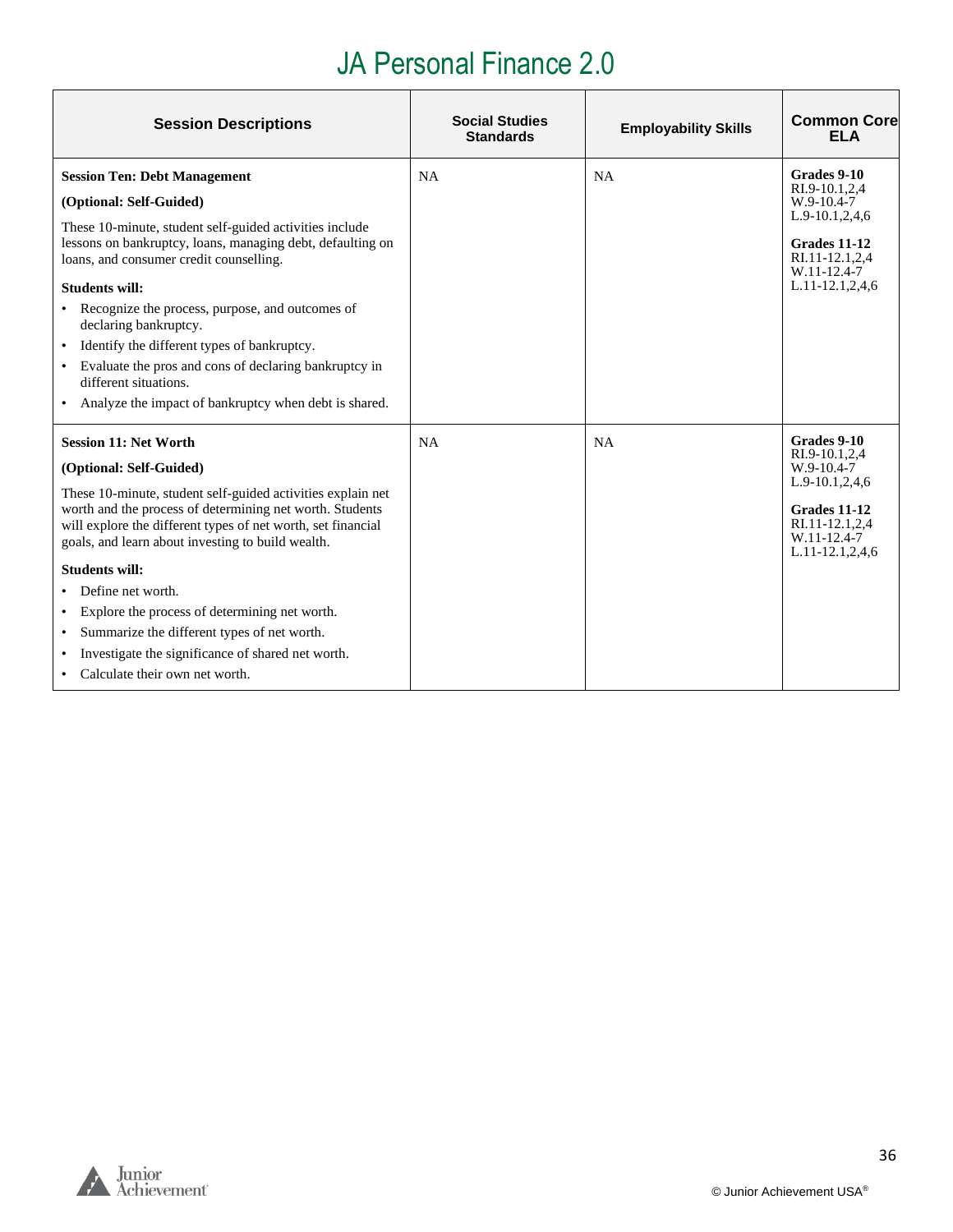# JA Personal Finance 2.0

| Session Descriptions | Social Studies Standards | Employability Skills | Common Core ELA |
|---|---|---|---|
| **Session Ten: Debt Management**<br><br>**(Optional: Self-Guided)**<br><br>These 10-minute, student self-guided activities include lessons on bankruptcy, loans, managing debt, defaulting on loans, and consumer credit counselling.<br><br>**Students will:**<br>• Recognize the process, purpose, and outcomes of declaring bankruptcy.<br>• Identify the different types of bankruptcy.<br>• Evaluate the pros and cons of declaring bankruptcy in different situations.<br>• Analyze the impact of bankruptcy when debt is shared. | NA | NA | **Grades 9-10**<br>RI.9-10.1,2,4<br>W.9-10.4-7<br>L.9-10.1,2,4,6<br><br>**Grades 11-12**<br>RI.11-12.1,2,4<br>W.11-12.4-7<br>L.11-12.1,2,4,6 |
| **Session 11: Net Worth**<br><br>**(Optional: Self-Guided)**<br><br>These 10-minute, student self-guided activities explain net worth and the process of determining net worth. Students will explore the different types of net worth, set financial goals, and learn about investing to build wealth.<br><br>**Students will:**<br>• Define net worth.<br>• Explore the process of determining net worth.<br>• Summarize the different types of net worth.<br>• Investigate the significance of shared net worth.<br>• Calculate their own net worth. | NA | NA | **Grades 9-10**<br>RI.9-10.1,2,4<br>W.9-10.4-7<br>L.9-10.1,2,4,6<br><br>**Grades 11-12**<br>RI.11-12.1,2,4<br>W.11-12.4-7<br>L.11-12.1,2,4,6 |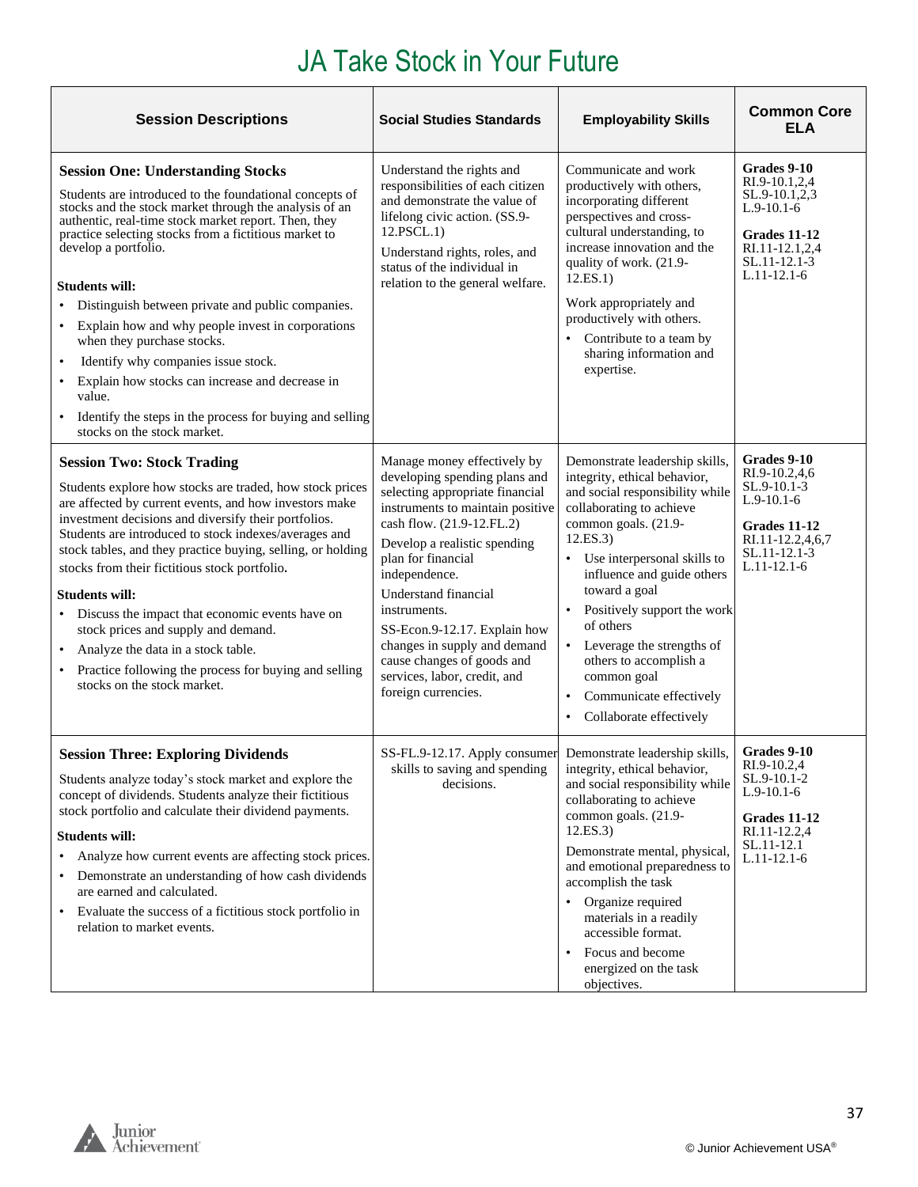# JA Take Stock in Your Future

| Session Descriptions | Social Studies Standards | Employability Skills | Common Core ELA |
|---|---|---|---|
| **Session One: Understanding Stocks**<br><br>Students are introduced to the foundational concepts of stocks and the stock market through the analysis of an authentic, real-time stock market report. Then, they practice selecting stocks from a fictitious market to develop a portfolio.<br><br>**Students will:**<br>• Distinguish between private and public companies.<br>• Explain how and why people invest in corporations when they purchase stocks.<br>• Identify why companies issue stock.<br>• Explain how stocks can increase and decrease in value.<br>• Identify the steps in the process for buying and selling stocks on the stock market. | Understand the rights and responsibilities of each citizen and demonstrate the value of lifelong civic action. (SS.9-12.PSCL.1)<br><br>Understand rights, roles, and status of the individual in relation to the general welfare. | Communicate and work productively with others, incorporating different perspectives and cross-cultural understanding, to increase innovation and the quality of work. (21.9-12.ES.1)<br><br>Work appropriately and productively with others.<br>• Contribute to a team by sharing information and expertise. | **Grades 9-10**<br>RI.9-10.1,2,4<br>SL.9-10.1,2,3<br>L.9-10.1-6<br><br>**Grades 11-12**<br>RI.11-12.1,2,4<br>SL.11-12.1-3<br>L.11-12.1-6 |
| **Session Two: Stock Trading**<br><br>Students explore how stocks are traded, how stock prices are affected by current events, and how investors make investment decisions and diversify their portfolios. Students are introduced to stock indexes/averages and stock tables, and they practice buying, selling, or holding stocks from their fictitious stock portfolio.<br><br>**Students will:**<br>• Discuss the impact that economic events have on stock prices and supply and demand.<br>• Analyze the data in a stock table.<br>• Practice following the process for buying and selling stocks on the stock market. | Manage money effectively by developing spending plans and selecting appropriate financial instruments to maintain positive cash flow. (21.9-12.FL.2)<br><br>Develop a realistic spending plan for financial independence.<br><br>Understand financial instruments.<br><br>SS-Econ.9-12.17. Explain how changes in supply and demand cause changes of goods and services, labor, credit, and foreign currencies. | Demonstrate leadership skills, integrity, ethical behavior, and social responsibility while collaborating to achieve common goals. (21.9-12.ES.3)<br>• Use interpersonal skills to influence and guide others toward a goal<br>• Positively support the work of others<br>• Leverage the strengths of others to accomplish a common goal<br>• Communicate effectively<br>• Collaborate effectively | **Grades 9-10**<br>RI.9-10.2,4,6<br>SL.9-10.1-3<br>L.9-10.1-6<br><br>**Grades 11-12**<br>RI.11-12.2,4,6,7<br>SL.11-12.1-3<br>L.11-12.1-6 |
| **Session Three: Exploring Dividends**<br><br>Students analyze today's stock market and explore the concept of dividends. Students analyze their fictitious stock portfolio and calculate their dividend payments.<br><br>**Students will:**<br>• Analyze how current events are affecting stock prices.<br>• Demonstrate an understanding of how cash dividends are earned and calculated.<br>• Evaluate the success of a fictitious stock portfolio in relation to market events. | SS-FL.9-12.17. Apply consumer skills to saving and spending decisions. | Demonstrate leadership skills, integrity, ethical behavior, and social responsibility while collaborating to achieve common goals. (21.9-12.ES.3)<br><br>Demonstrate mental, physical, and emotional preparedness to accomplish the task<br>• Organize required materials in a readily accessible format.<br>• Focus and become energized on the task objectives. | **Grades 9-10**<br>RI.9-10.2,4<br>SL.9-10.1-2<br>L.9-10.1-6<br><br>**Grades 11-12**<br>RI.11-12.2,4<br>SL.11-12.1<br>L.11-12.1-6 |

© Junior Achievement USA®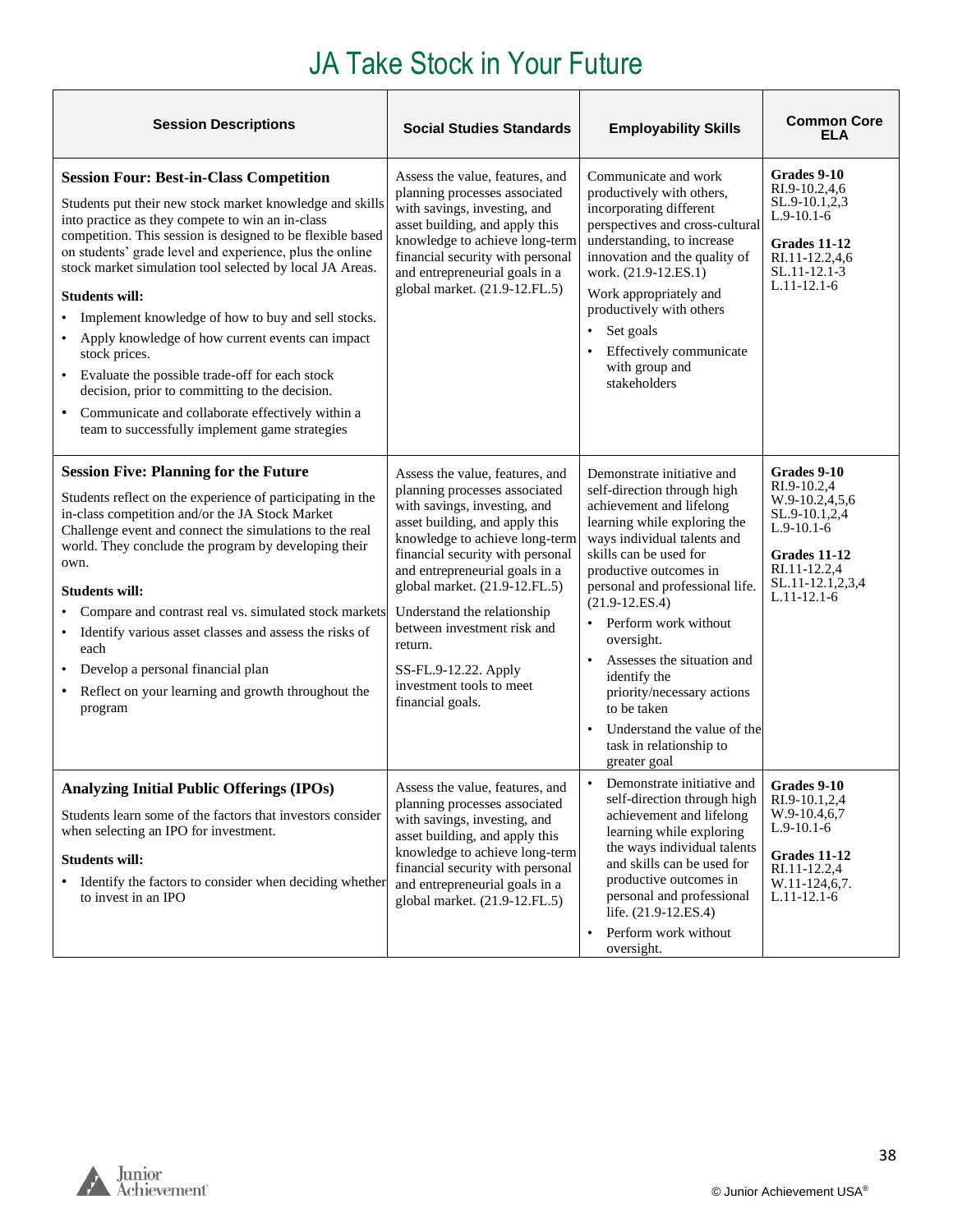# JA Take Stock in Your Future

| Session Descriptions | Social Studies Standards | Employability Skills | Common Core ELA |
|---|---|---|---|
| **Session Four: Best-in-Class Competition**<br><br>Students put their new stock market knowledge and skills into practice as they compete to win an in-class competition. This session is designed to be flexible based on students' grade level and experience, plus the online stock market simulation tool selected by local JA Areas.<br><br>**Students will:**<br>• Implement knowledge of how to buy and sell stocks.<br>• Apply knowledge of how current events can impact stock prices.<br>• Evaluate the possible trade-off for each stock decision, prior to committing to the decision.<br>• Communicate and collaborate effectively within a team to successfully implement game strategies | Assess the value, features, and planning processes associated with savings, investing, and asset building, and apply this knowledge to achieve long-term financial security with personal and entrepreneurial goals in a global market. (21.9-12.FL.5) | Communicate and work productively with others, incorporating different perspectives and cross-cultural understanding, to increase innovation and the quality of work. (21.9-12.ES.1)<br><br>Work appropriately and productively with others<br>• Set goals<br>• Effectively communicate with group and stakeholders | **Grades 9-10**<br>RI.9-10.2,4,6<br>SL.9-10.1,2,3<br>L.9-10.1-6<br><br>**Grades 11-12**<br>RI.11-12.2,4,6<br>SL.11-12.1-3<br>L.11-12.1-6 |
| **Session Five: Planning for the Future**<br><br>Students reflect on the experience of participating in the in-class competition and/or the JA Stock Market Challenge event and connect the simulations to the real world. They conclude the program by developing their own.<br><br>**Students will:**<br>• Compare and contrast real vs. simulated stock markets<br>• Identify various asset classes and assess the risks of each<br>• Develop a personal financial plan<br>• Reflect on your learning and growth throughout the program | Assess the value, features, and planning processes associated with savings, investing, and asset building, and apply this knowledge to achieve long-term financial security with personal and entrepreneurial goals in a global market. (21.9-12.FL.5)<br><br>Understand the relationship between investment risk and return.<br><br>SS-FL.9-12.22. Apply investment tools to meet financial goals. | Demonstrate initiative and self-direction through high achievement and lifelong learning while exploring the ways individual talents and skills can be used for productive outcomes in personal and professional life. (21.9-12.ES.4)<br>• Perform work without oversight.<br>• Assesses the situation and identify the priority/necessary actions to be taken<br>• Understand the value of the task in relationship to greater goal | **Grades 9-10**<br>RI.9-10.2,4<br>W.9-10.2,4,5,6<br>SL.9-10.1,2,4<br>L.9-10.1-6<br><br>**Grades 11-12**<br>RI.11-12.2,4<br>SL.11-12.1,2,3,4<br>L.11-12.1-6 |
| **Analyzing Initial Public Offerings (IPOs)**<br><br>Students learn some of the factors that investors consider when selecting an IPO for investment.<br><br>**Students will:**<br>• Identify the factors to consider when deciding whether to invest in an IPO | Assess the value, features, and planning processes associated with savings, investing, and asset building, and apply this knowledge to achieve long-term financial security with personal and entrepreneurial goals in a global market. (21.9-12.FL.5) | • Demonstrate initiative and self-direction through high achievement and lifelong learning while exploring the ways individual talents and skills can be used for productive outcomes in personal and professional life. (21.9-12.ES.4)<br>• Perform work without oversight. | **Grades 9-10**<br>RI.9-10.1,2,4<br>W.9-10.4,6,7<br>L.9-10.1-6<br><br>**Grades 11-12**<br>RI.11-12.2,4<br>W.11-124,6,7.<br>L.11-12.1-6 |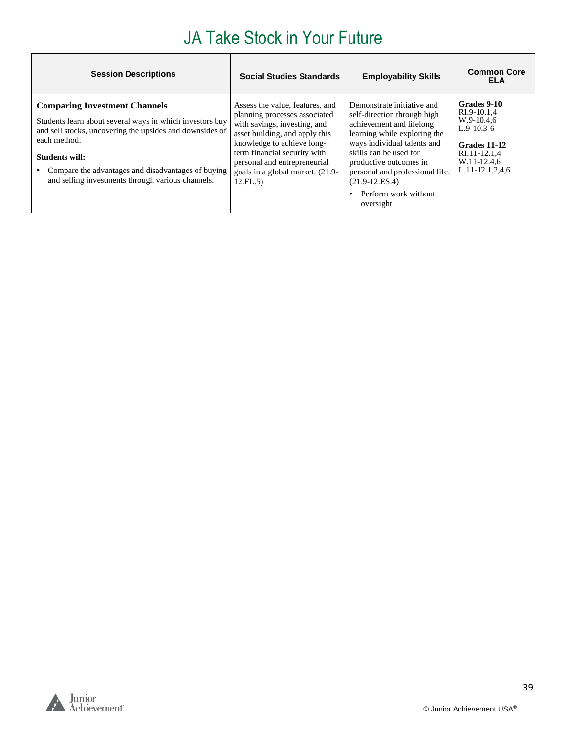# JA Take Stock in Your Future

| Session Descriptions | Social Studies Standards | Employability Skills | Common Core ELA |
|---|---|---|---|
| **Comparing Investment Channels**<br><br>Students learn about several ways in which investors buy and sell stocks, uncovering the upsides and downsides of each method.<br><br>**Students will:**<br><br>• Compare the advantages and disadvantages of buying and selling investments through various channels. | Assess the value, features, and planning processes associated with savings, investing, and asset building, and apply this knowledge to achieve long-term financial security with personal and entrepreneurial goals in a global market. (21.9-12.FL.5) | Demonstrate initiative and self-direction through high achievement and lifelong learning while exploring the ways individual talents and skills can be used for productive outcomes in personal and professional life. (21.9-12.ES.4)<br><br>• Perform work without oversight. | **Grades 9-10**<br>RI.9-10.1,4<br>W.9-10.4,6<br>L.9-10.3-6<br><br>**Grades 11-12**<br>RI.11-12.1,4<br>W.11-12.4,6<br>L.11-12.1,2,4,6 |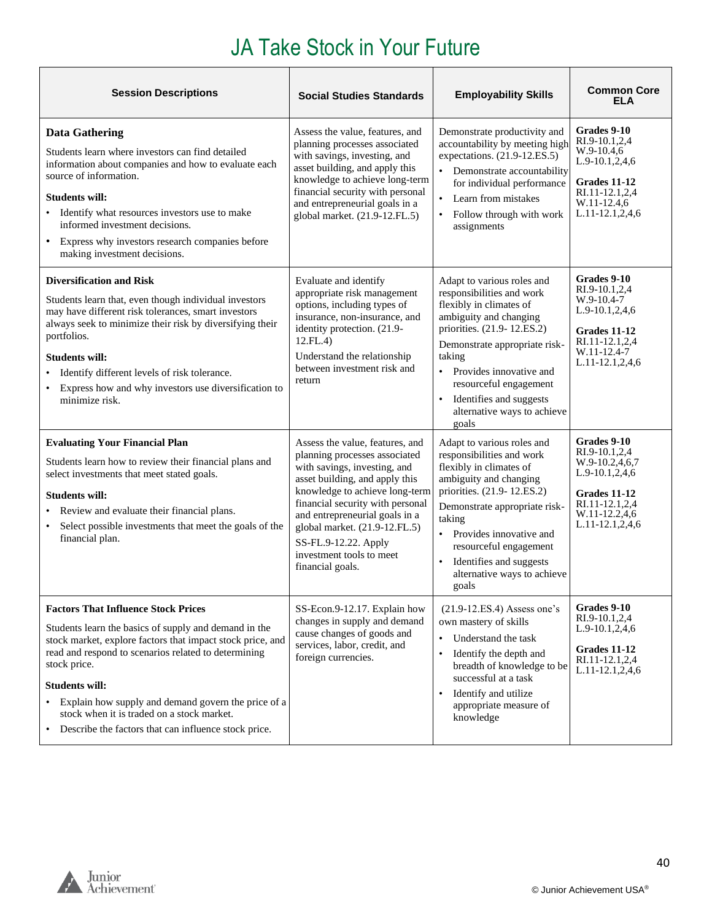# JA Take Stock in Your Future

| Session Descriptions | Social Studies Standards | Employability Skills | Common Core ELA |
|---|---|---|---|
| **Data Gathering**<br><br>Students learn where investors can find detailed information about companies and how to evaluate each source of information.<br><br>**Students will:**<br>• Identify what resources investors use to make informed investment decisions.<br>• Express why investors research companies before making investment decisions. | Assess the value, features, and planning processes associated with savings, investing, and asset building, and apply this knowledge to achieve long-term financial security with personal and entrepreneurial goals in a global market. (21.9-12.FL.5) | Demonstrate productivity and accountability by meeting high expectations. (21.9-12.ES.5)<br>• Demonstrate accountability for individual performance<br>• Learn from mistakes<br>• Follow through with work assignments | **Grades 9-10**<br>RI.9-10.1,2,4<br>W.9-10.4,6<br>L.9-10.1,2,4,6<br><br>**Grades 11-12**<br>RI.11-12.1,2,4<br>W.11-12.4,6<br>L.11-12.1,2,4,6 |
| **Diversification and Risk**<br><br>Students learn that, even though individual investors may have different risk tolerances, smart investors always seek to minimize their risk by diversifying their portfolios.<br><br>**Students will:**<br>• Identify different levels of risk tolerance.<br>• Express how and why investors use diversification to minimize risk. | Evaluate and identify appropriate risk management options, including types of insurance, non-insurance, and identity protection. (21.9-12.FL.4)<br><br>Understand the relationship between investment risk and return | Adapt to various roles and responsibilities and work flexibly in climates of ambiguity and changing priorities. (21.9- 12.ES.2)<br><br>Demonstrate appropriate risk-taking<br>• Provides innovative and resourceful engagement<br>• Identifies and suggests alternative ways to achieve goals | **Grades 9-10**<br>RI.9-10.1,2,4<br>W.9-10.4-7<br>L.9-10.1,2,4,6<br><br>**Grades 11-12**<br>RI.11-12.1,2,4<br>W.11-12.4-7<br>L.11-12.1,2,4,6 |
| **Evaluating Your Financial Plan**<br><br>Students learn how to review their financial plans and select investments that meet stated goals.<br><br>**Students will:**<br>• Review and evaluate their financial plans.<br>• Select possible investments that meet the goals of the financial plan. | Assess the value, features, and planning processes associated with savings, investing, and asset building, and apply this knowledge to achieve long-term financial security with personal and entrepreneurial goals in a global market. (21.9-12.FL.5)<br><br>SS-FL.9-12.22. Apply investment tools to meet financial goals. | Adapt to various roles and responsibilities and work flexibly in climates of ambiguity and changing priorities. (21.9- 12.ES.2)<br><br>Demonstrate appropriate risk-taking<br>• Provides innovative and resourceful engagement<br>• Identifies and suggests alternative ways to achieve goals | **Grades 9-10**<br>RI.9-10.1,2,4<br>W.9-10.2,4,6,7<br>L.9-10.1,2,4,6<br><br>**Grades 11-12**<br>RI.11-12.1,2,4<br>W.11-12.2,4,6<br>L.11-12.1,2,4,6 |
| **Factors That Influence Stock Prices**<br><br>Students learn the basics of supply and demand in the stock market, explore factors that impact stock price, and read and respond to scenarios related to determining stock price.<br><br>**Students will:**<br>• Explain how supply and demand govern the price of a stock when it is traded on a stock market.<br>• Describe the factors that can influence stock price. | SS-Econ.9-12.17. Explain how changes in supply and demand cause changes of goods and services, labor, credit, and foreign currencies. | (21.9-12.ES.4) Assess one's own mastery of skills<br>• Understand the task<br>• Identify the depth and breadth of knowledge to be successful at a task<br>• Identify and utilize appropriate measure of knowledge | **Grades 9-10**<br>RI.9-10.1,2,4<br>L.9-10.1,2,4,6<br><br>**Grades 11-12**<br>RI.11-12.1,2,4<br>L.11-12.1,2,4,6 |

© Junior Achievement USA®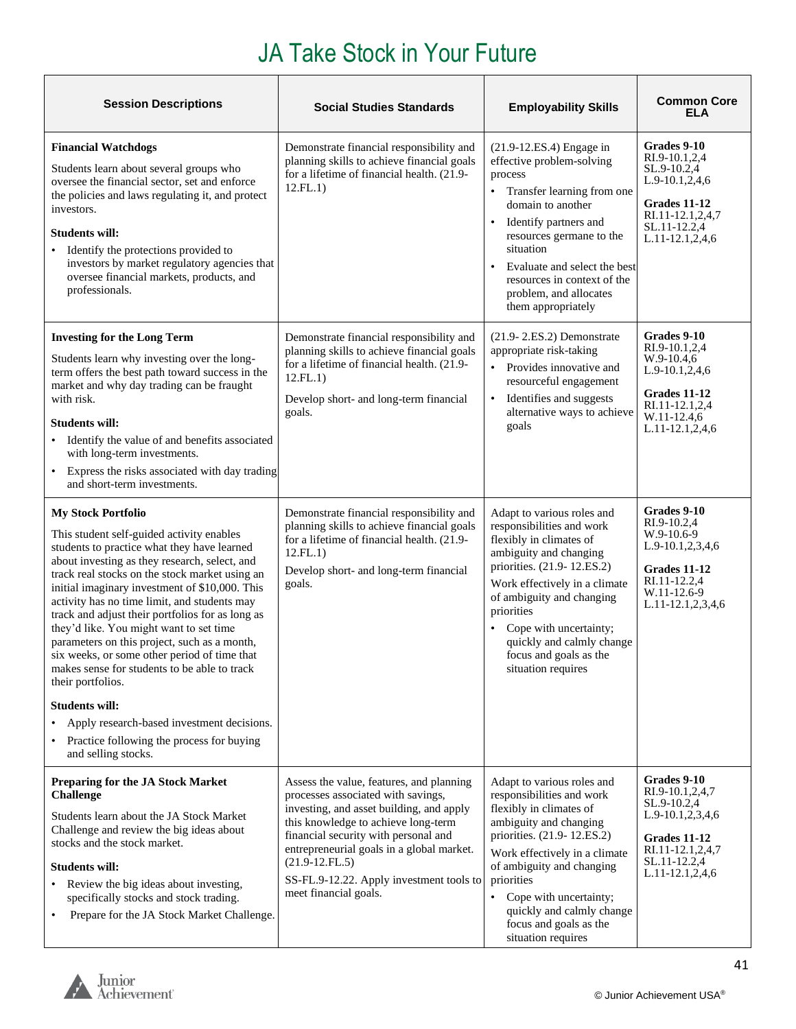# JA Take Stock in Your Future

| Session Descriptions | Social Studies Standards | Employability Skills | Common Core ELA |
|---|---|---|---|
| **Financial Watchdogs**<br><br>Students learn about several groups who oversee the financial sector, set and enforce the policies and laws regulating it, and protect investors.<br><br>**Students will:**<br>• Identify the protections provided to investors by market regulatory agencies that oversee financial markets, products, and professionals. | Demonstrate financial responsibility and planning skills to achieve financial goals for a lifetime of financial health. (21.9-12.FL.1) | (21.9-12.ES.4) Engage in effective problem-solving process<br>• Transfer learning from one domain to another<br>• Identify partners and resources germane to the situation<br>• Evaluate and select the best resources in context of the problem, and allocates them appropriately | **Grades 9-10**<br>RI.9-10.1,2,4<br>SL.9-10.2,4<br>L.9-10.1,2,4,6<br><br>**Grades 11-12**<br>RI.11-12.1,2,4,7<br>SL.11-12.2,4<br>L.11-12.1,2,4,6 |
| **Investing for the Long Term**<br><br>Students learn why investing over the long-term offers the best path toward success in the market and why day trading can be fraught with risk.<br><br>**Students will:**<br>• Identify the value of and benefits associated with long-term investments.<br>• Express the risks associated with day trading and short-term investments. | Demonstrate financial responsibility and planning skills to achieve financial goals for a lifetime of financial health. (21.9-12.FL.1)<br><br>Develop short- and long-term financial goals. | (21.9- 2.ES.2) Demonstrate appropriate risk-taking<br>• Provides innovative and resourceful engagement<br>• Identifies and suggests alternative ways to achieve goals | **Grades 9-10**<br>RI.9-10.1,2,4<br>W.9-10.4,6<br>L.9-10.1,2,4,6<br><br>**Grades 11-12**<br>RI.11-12.1,2,4<br>W.11-12.4,6<br>L.11-12.1,2,4,6 |
| **My Stock Portfolio**<br><br>This student self-guided activity enables students to practice what they have learned about investing as they research, select, and track real stocks on the stock market using an initial imaginary investment of $10,000. This activity has no time limit, and students may track and adjust their portfolios for as long as they'd like. You might want to set time parameters on this project, such as a month, six weeks, or some other period of time that makes sense for students to be able to track their portfolios.<br><br>**Students will:**<br>• Apply research-based investment decisions.<br>• Practice following the process for buying and selling stocks. | Demonstrate financial responsibility and planning skills to achieve financial goals for a lifetime of financial health. (21.9-12.FL.1)<br><br>Develop short- and long-term financial goals. | Adapt to various roles and responsibilities and work flexibly in climates of ambiguity and changing priorities. (21.9- 12.ES.2)<br><br>Work effectively in a climate of ambiguity and changing priorities<br>• Cope with uncertainty; quickly and calmly change focus and goals as the situation requires | **Grades 9-10**<br>RI.9-10.2,4<br>W.9-10.6-9<br>L.9-10.1,2,3,4,6<br><br>**Grades 11-12**<br>RI.11-12.2,4<br>W.11-12.6-9<br>L.11-12.1,2,3,4,6 |
| **Preparing for the JA Stock Market Challenge**<br><br>Students learn about the JA Stock Market Challenge and review the big ideas about stocks and the stock market.<br><br>**Students will:**<br>• Review the big ideas about investing, specifically stocks and stock trading.<br>• Prepare for the JA Stock Market Challenge. | Assess the value, features, and planning processes associated with savings, investing, and asset building, and apply this knowledge to achieve long-term financial security with personal and entrepreneurial goals in a global market. (21.9-12.FL.5)<br><br>SS-FL.9-12.22. Apply investment tools to meet financial goals. | Adapt to various roles and responsibilities and work flexibly in climates of ambiguity and changing priorities. (21.9- 12.ES.2)<br><br>Work effectively in a climate of ambiguity and changing priorities<br>• Cope with uncertainty; quickly and calmly change focus and goals as the situation requires | **Grades 9-10**<br>RI.9-10.1,2,4,7<br>SL.9-10.2,4<br>L.9-10.1,2,3,4,6<br><br>**Grades 11-12**<br>RI.11-12.1,2,4,7<br>SL.11-12.2,4<br>L.11-12.1,2,4,6 |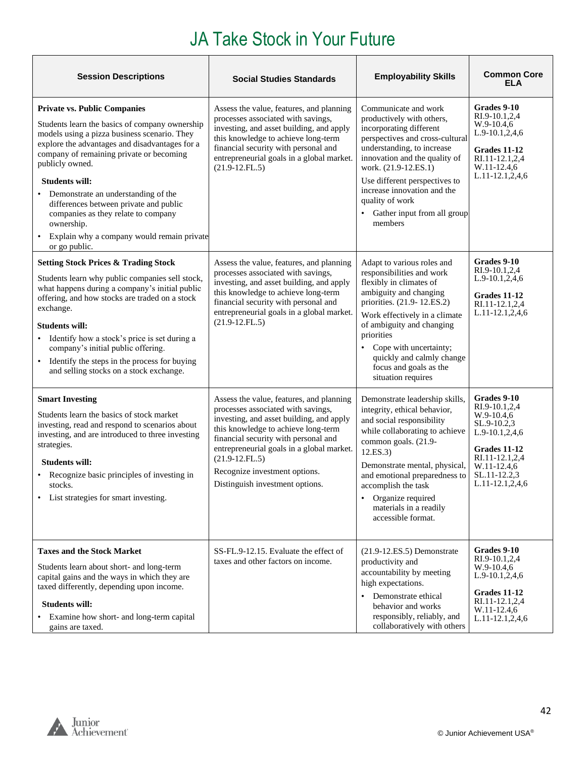# JA Take Stock in Your Future

| Session Descriptions | Social Studies Standards | Employability Skills | Common Core ELA |
|---|---|---|---|
| **Private vs. Public Companies**<br><br>Students learn the basics of company ownership models using a pizza business scenario. They explore the advantages and disadvantages for a company of remaining private or becoming publicly owned.<br><br>**Students will:**<br>• Demonstrate an understanding of the differences between private and public companies as they relate to company ownership.<br>• Explain why a company would remain private or go public. | Assess the value, features, and planning processes associated with savings, investing, and asset building, and apply this knowledge to achieve long-term financial security with personal and entrepreneurial goals in a global market. (21.9-12.FL.5) | Communicate and work productively with others, incorporating different perspectives and cross-cultural understanding, to increase innovation and the quality of work. (21.9-12.ES.1)<br><br>Use different perspectives to increase innovation and the quality of work<br>• Gather input from all group members | **Grades 9-10**<br>RI.9-10.1,2,4<br>W.9-10.4,6<br>L.9-10.1,2,4,6<br><br>**Grades 11-12**<br>RI.11-12.1,2,4<br>W.11-12.4,6<br>L.11-12.1,2,4,6 |
| **Setting Stock Prices & Trading Stock**<br><br>Students learn why public companies sell stock, what happens during a company's initial public offering, and how stocks are traded on a stock exchange.<br><br>**Students will:**<br>• Identify how a stock's price is set during a company's initial public offering.<br>• Identify the steps in the process for buying and selling stocks on a stock exchange. | Assess the value, features, and planning processes associated with savings, investing, and asset building, and apply this knowledge to achieve long-term financial security with personal and entrepreneurial goals in a global market. (21.9-12.FL.5) | Adapt to various roles and responsibilities and work flexibly in climates of ambiguity and changing priorities. (21.9- 12.ES.2)<br><br>Work effectively in a climate of ambiguity and changing priorities<br>• Cope with uncertainty; quickly and calmly change focus and goals as the situation requires | **Grades 9-10**<br>RI.9-10.1,2,4<br>L.9-10.1,2,4,6<br><br>**Grades 11-12**<br>RI.11-12.1,2,4<br>L.11-12.1,2,4,6 |
| **Smart Investing**<br><br>Students learn the basics of stock market investing, read and respond to scenarios about investing, and are introduced to three investing strategies.<br><br>**Students will:**<br>• Recognize basic principles of investing in stocks.<br>• List strategies for smart investing. | Assess the value, features, and planning processes associated with savings, investing, and asset building, and apply this knowledge to achieve long-term financial security with personal and entrepreneurial goals in a global market. (21.9-12.FL.5)<br><br>Recognize investment options.<br><br>Distinguish investment options. | Demonstrate leadership skills, integrity, ethical behavior, and social responsibility while collaborating to achieve common goals. (21.9-12.ES.3)<br><br>Demonstrate mental, physical, and emotional preparedness to accomplish the task<br>• Organize required materials in a readily accessible format. | **Grades 9-10**<br>RI.9-10.1,2,4<br>W.9-10.4,6<br>SL.9-10.2,3<br>L.9-10.1,2,4,6<br><br>**Grades 11-12**<br>RI.11-12.1,2,4<br>W.11-12.4,6<br>SL.11-12.2,3<br>L.11-12.1,2,4,6 |
| **Taxes and the Stock Market**<br><br>Students learn about short- and long-term capital gains and the ways in which they are taxed differently, depending upon income.<br><br>**Students will:**<br>• Examine how short- and long-term capital gains are taxed. | SS-FL.9-12.15. Evaluate the effect of taxes and other factors on income. | (21.9-12.ES.5) Demonstrate productivity and accountability by meeting high expectations.<br>• Demonstrate ethical behavior and works responsibly, reliably, and collaboratively with others | **Grades 9-10**<br>RI.9-10.1,2,4<br>W.9-10.4,6<br>L.9-10.1,2,4,6<br><br>**Grades 11-12**<br>RI.11-12.1,2,4<br>W.11-12.4,6<br>L.11-12.1,2,4,6 |

© Junior Achievement USA®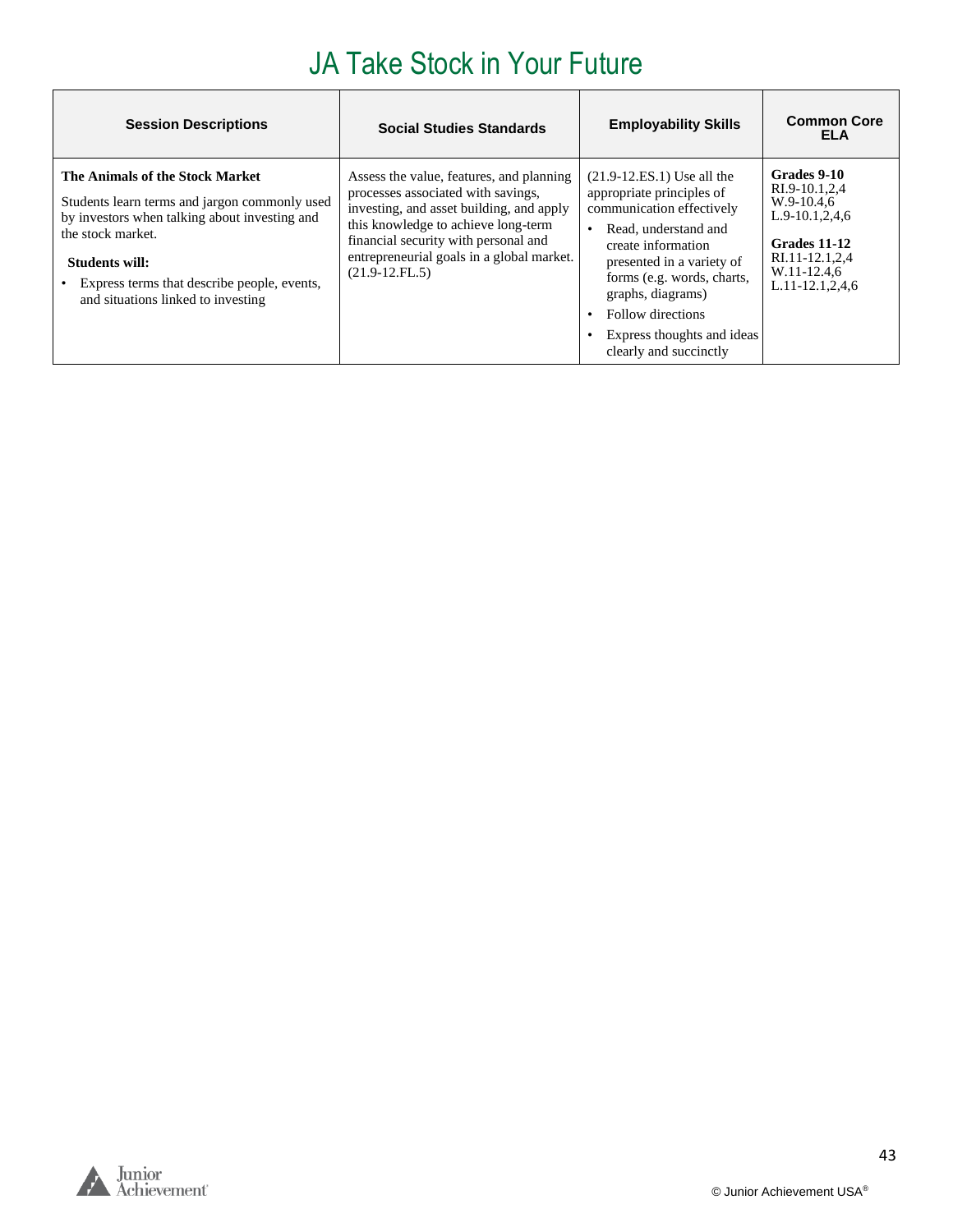# JA Take Stock in Your Future

| Session Descriptions | Social Studies Standards | Employability Skills | Common Core ELA |
|---|---|---|---|
| **The Animals of the Stock Market**<br><br>Students learn terms and jargon commonly used by investors when talking about investing and the stock market.<br><br>**Students will:**<br>• Express terms that describe people, events, and situations linked to investing | Assess the value, features, and planning processes associated with savings, investing, and asset building, and apply this knowledge to achieve long-term financial security with personal and entrepreneurial goals in a global market. (21.9-12.FL.5) | (21.9-12.ES.1) Use all the appropriate principles of communication effectively<br>• Read, understand and create information presented in a variety of forms (e.g. words, charts, graphs, diagrams)<br>• Follow directions<br>• Express thoughts and ideas clearly and succinctly | **Grades 9-10**<br>RI.9-10.1,2,4<br>W.9-10.4,6<br>L.9-10.1,2,4,6<br><br>**Grades 11-12**<br>RI.11-12.1,2,4<br>W.11-12.4,6<br>L.11-12.1,2,4,6 |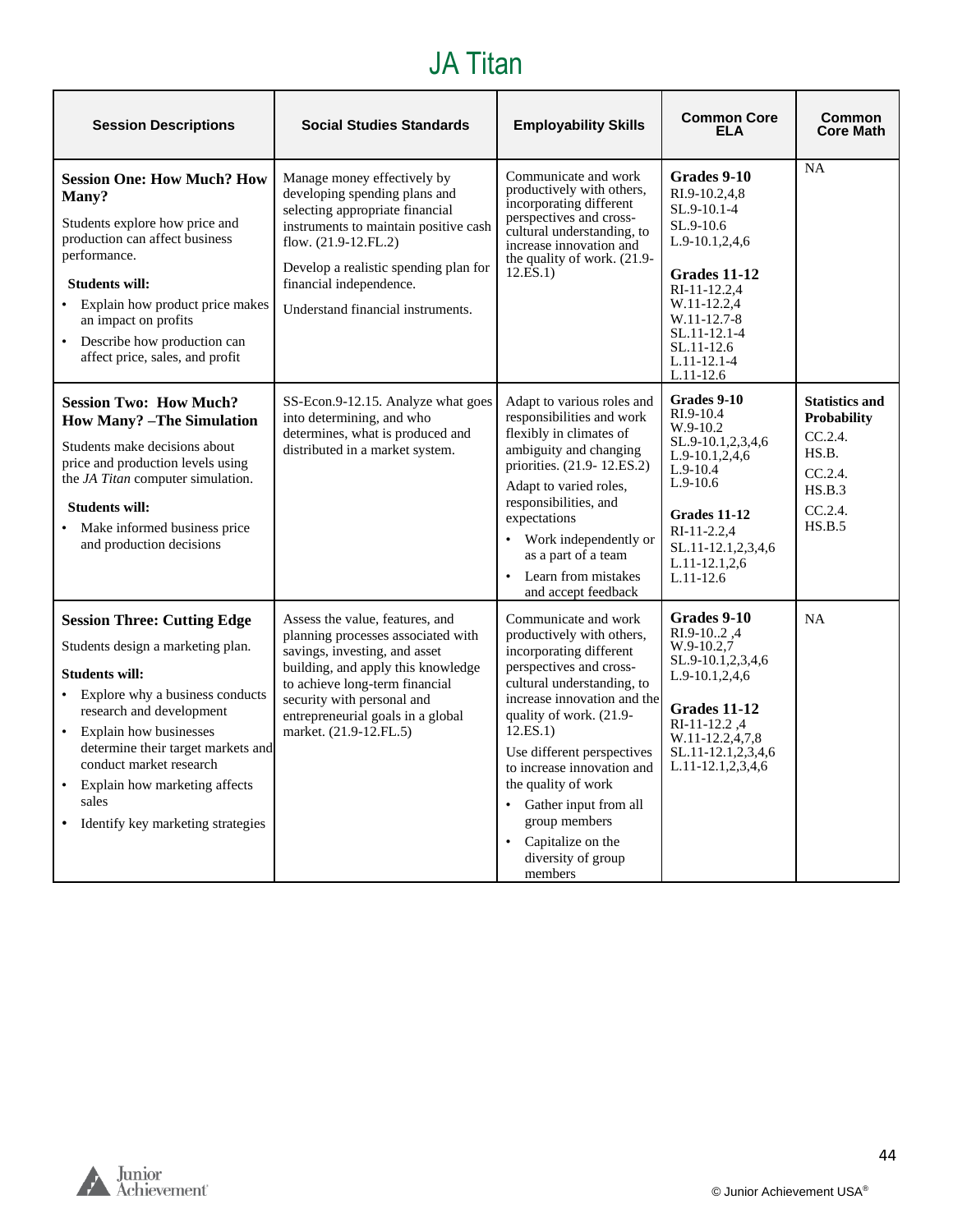# JA Titan

| Session Descriptions | Social Studies Standards | Employability Skills | Common Core ELA | Common Core Math |
|---|---|---|---|---|
| **Session One: How Much? How Many?**<br>Students explore how price and production can affect business performance.<br>**Students will:**<br>• Explain how product price makes an impact on profits<br>• Describe how production can affect price, sales, and profit | Manage money effectively by developing spending plans and selecting appropriate financial instruments to maintain positive cash flow. (21.9-12.FL.2)<br>Develop a realistic spending plan for financial independence.<br>Understand financial instruments. | Communicate and work productively with others, incorporating different perspectives and cross-cultural understanding, to increase innovation and the quality of work. (21.9-12.ES.1) | **Grades 9-10**<br>RI.9-10.2,4,8<br>SL.9-10.1-4<br>SL.9-10.6<br>L.9-10.1,2,4,6<br>**Grades 11-12**<br>RI-11-12.2,4<br>W.11-12.2,4<br>W.11-12.7-8<br>SL.11-12.1-4<br>SL.11-12.6<br>L.11-12.1-4<br>L.11-12.6 | NA |
| **Session Two: How Much? How Many? –The Simulation**<br>Students make decisions about price and production levels using the *JA Titan* computer simulation.<br>**Students will:**<br>• Make informed business price and production decisions | SS-Econ.9-12.15. Analyze what goes into determining, and who determines, what is produced and distributed in a market system. | Adapt to various roles and responsibilities and work flexibly in climates of ambiguity and changing priorities. (21.9- 12.ES.2)<br>Adapt to varied roles, responsibilities, and expectations<br>• Work independently or as a part of a team<br>• Learn from mistakes and accept feedback | **Grades 9-10**<br>RI.9-10.4<br>W.9-10.2<br>SL.9-10.1,2,3,4,6<br>L.9-10.1,2,4,6<br>L.9-10.4<br>L.9-10.6<br>**Grades 11-12**<br>RI-11-2.2,4<br>SL.11-12.1,2,3,4,6<br>L.11-12.1,2,6<br>L.11-12.6 | **Statistics and Probability**<br>CC.2.4. HS.B.<br>CC.2.4. HS.B.3<br>CC.2.4. HS.B.5 |
| **Session Three: Cutting Edge**<br>Students design a marketing plan.<br>**Students will:**<br>• Explore why a business conducts research and development<br>• Explain how businesses determine their target markets and conduct market research<br>• Explain how marketing affects sales<br>• Identify key marketing strategies | Assess the value, features, and planning processes associated with savings, investing, and asset building, and apply this knowledge to achieve long-term financial security with personal and entrepreneurial goals in a global market. (21.9-12.FL.5) | Communicate and work productively with others, incorporating different perspectives and cross-cultural understanding, to increase innovation and the quality of work. (21.9-12.ES.1)<br>Use different perspectives to increase innovation and the quality of work<br>• Gather input from all group members<br>• Capitalize on the diversity of group members | **Grades 9-10**<br>RI.9-10..2 ,4<br>W.9-10.2,7<br>SL.9-10.1,2,3,4,6<br>L.9-10.1,2,4,6<br>**Grades 11-12**<br>RI-11-12.2 ,4<br>W.11-12.2,4,7,8<br>SL.11-12.1,2,3,4,6<br>L.11-12.1,2,3,4,6 | NA |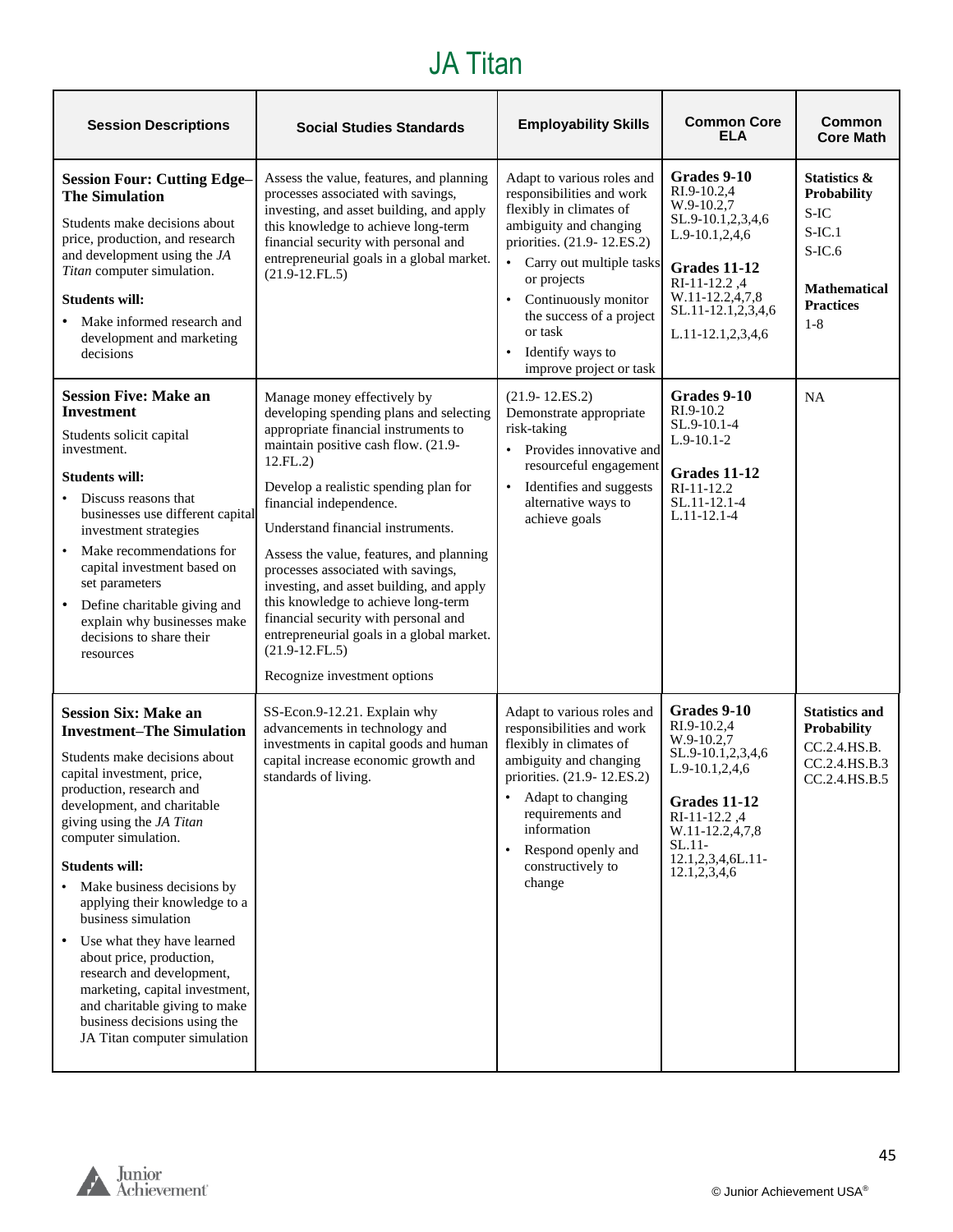# JA Titan

| Session Descriptions | Social Studies Standards | Employability Skills | Common Core ELA | Common Core Math |
|---|---|---|---|---|
| **Session Four: Cutting Edge–The Simulation**<br><br>Students make decisions about price, production, and research and development using the *JA Titan* computer simulation.<br><br>**Students will:**<br>• Make informed research and development and marketing decisions | Assess the value, features, and planning processes associated with savings, investing, and asset building, and apply this knowledge to achieve long-term financial security with personal and entrepreneurial goals in a global market. (21.9-12.FL.5) | Adapt to various roles and responsibilities and work flexibly in climates of ambiguity and changing priorities. (21.9- 12.ES.2)<br>• Carry out multiple tasks or projects<br>• Continuously monitor the success of a project or task<br>• Identify ways to improve project or task | **Grades 9-10**<br>RI.9-10.2,4<br>W.9-10.2,7<br>SL.9-10.1,2,3,4,6<br>L.9-10.1,2,4,6<br><br>**Grades 11-12**<br>RI-11-12.2 ,4<br>W.11-12.2,4,7,8<br>SL.11-12.1,2,3,4,6<br>L.11-12.1,2,3,4,6 | **Statistics & Probability**<br>S-IC<br>S-IC.1<br>S-IC.6<br><br>**Mathematical Practices**<br>1-8 |
| **Session Five: Make an Investment**<br><br>Students solicit capital investment.<br><br>**Students will:**<br>• Discuss reasons that businesses use different capital investment strategies<br>• Make recommendations for capital investment based on set parameters<br>• Define charitable giving and explain why businesses make decisions to share their resources | Manage money effectively by developing spending plans and selecting appropriate financial instruments to maintain positive cash flow. (21.9-12.FL.2)<br><br>Develop a realistic spending plan for financial independence.<br><br>Understand financial instruments.<br><br>Assess the value, features, and planning processes associated with savings, investing, and asset building, and apply this knowledge to achieve long-term financial security with personal and entrepreneurial goals in a global market. (21.9-12.FL.5)<br><br>Recognize investment options | (21.9- 12.ES.2)<br>Demonstrate appropriate risk-taking<br>• Provides innovative and resourceful engagement<br>• Identifies and suggests alternative ways to achieve goals | **Grades 9-10**<br>RI.9-10.2<br>SL.9-10.1-4<br>L.9-10.1-2<br><br>**Grades 11-12**<br>RI-11-12.2<br>SL.11-12.1-4<br>L.11-12.1-4 | NA |
| **Session Six: Make an Investment–The Simulation**<br><br>Students make decisions about capital investment, price, production, research and development, and charitable giving using the *JA Titan* computer simulation.<br><br>**Students will:**<br>• Make business decisions by applying their knowledge to a business simulation<br>• Use what they have learned about price, production, research and development, marketing, capital investment, and charitable giving to make business decisions using the JA Titan computer simulation | SS-Econ.9-12.21. Explain why advancements in technology and investments in capital goods and human capital increase economic growth and standards of living. | Adapt to various roles and responsibilities and work flexibly in climates of ambiguity and changing priorities. (21.9- 12.ES.2)<br>• Adapt to changing requirements and information<br>• Respond openly and constructively to change | **Grades 9-10**<br>RI.9-10.2,4<br>W.9-10.2,7<br>SL.9-10.1,2,3,4,6<br>L.9-10.1,2,4,6<br><br>**Grades 11-12**<br>RI-11-12.2 ,4<br>W.11-12.2,4,7,8<br>SL.11-12.1,2,3,4,6L.11-12.1,2,3,4,6 | **Statistics and Probability**<br>CC.2.4.HS.B.<br>CC.2.4.HS.B.3<br>CC.2.4.HS.B.5 |

© Junior Achievement USA®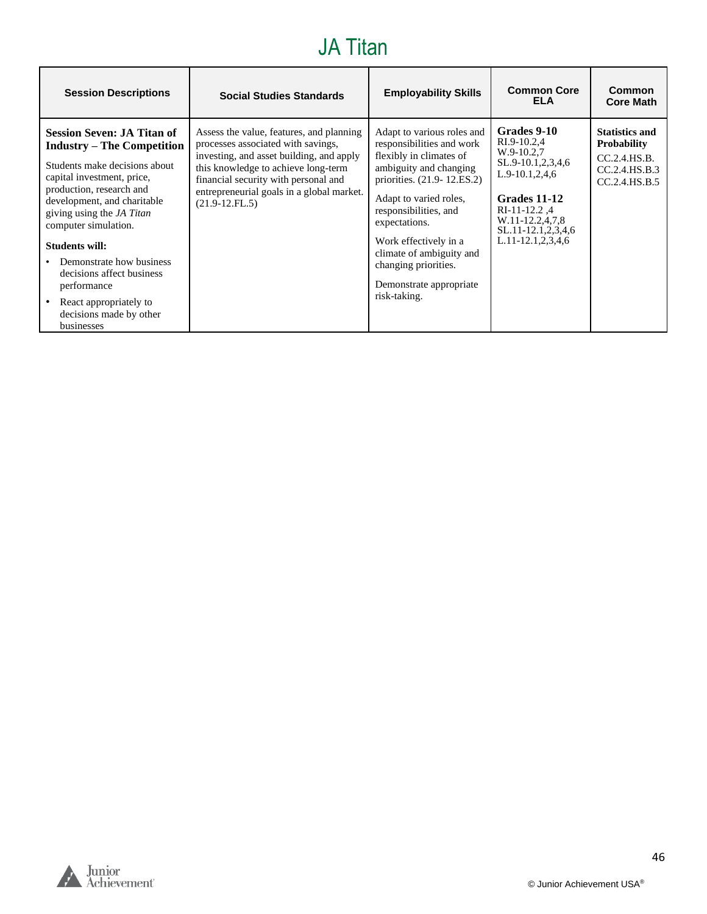# JA Titan

| Session Descriptions | Social Studies Standards | Employability Skills | Common Core ELA | Common Core Math |
|---|---|---|---|---|
| **Session Seven: JA Titan of Industry – The Competition**<br><br>Students make decisions about capital investment, price, production, research and development, and charitable giving using the *JA Titan* computer simulation.<br><br>**Students will:**<br>• Demonstrate how business decisions affect business performance<br>• React appropriately to decisions made by other businesses | Assess the value, features, and planning processes associated with savings, investing, and asset building, and apply this knowledge to achieve long-term financial security with personal and entrepreneurial goals in a global market. (21.9-12.FL.5) | Adapt to various roles and responsibilities and work flexibly in climates of ambiguity and changing priorities. (21.9- 12.ES.2)<br><br>Adapt to varied roles, responsibilities, and expectations.<br><br>Work effectively in a climate of ambiguity and changing priorities.<br><br>Demonstrate appropriate risk-taking. | **Grades 9-10**<br>RI.9-10.2,4<br>W.9-10.2,7<br>SL.9-10.1,2,3,4,6<br>L.9-10.1,2,4,6<br><br>**Grades 11-12**<br>RI-11-12.2 ,4<br>W.11-12.2,4,7,8<br>SL.11-12.1,2,3,4,6<br>L.11-12.1,2,3,4,6 | **Statistics and Probability**<br>CC.2.4.HS.B.<br>CC.2.4.HS.B.3<br>CC.2.4.HS.B.5 |

© Junior Achievement USA®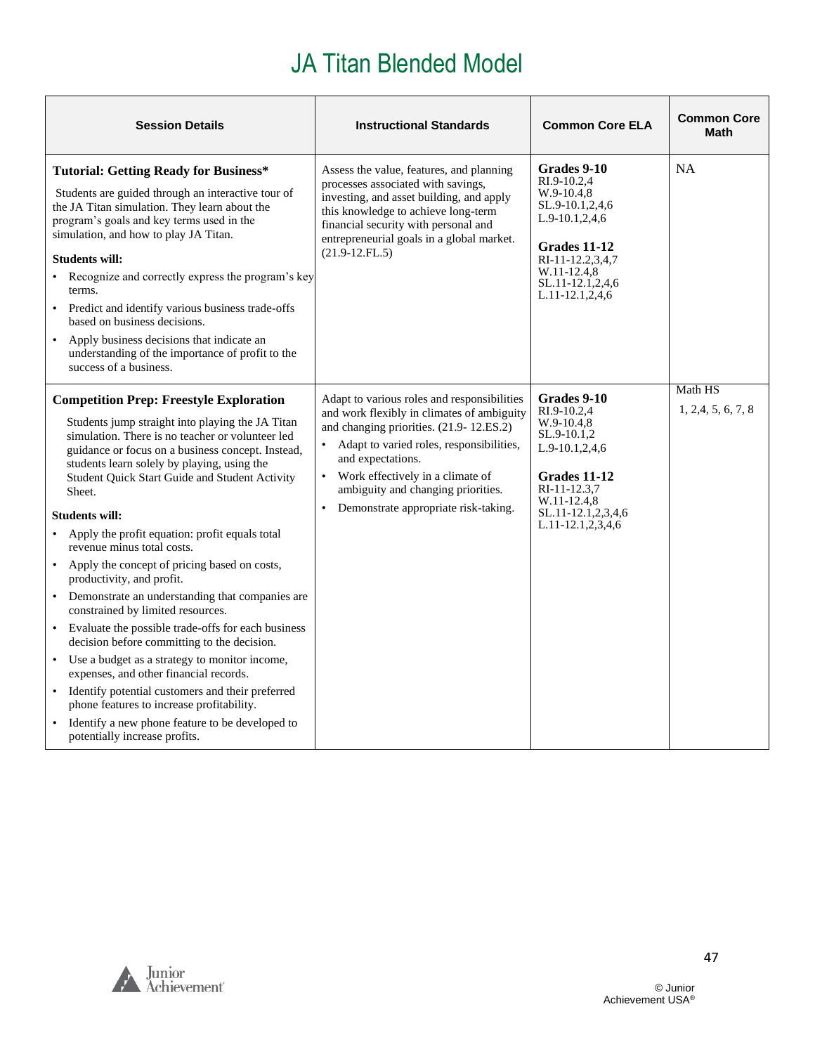# JA Titan Blended Model

| Session Details | Instructional Standards | Common Core ELA | Common Core Math |
|---|---|---|---|
| **Tutorial: Getting Ready for Business***<br><br>Students are guided through an interactive tour of the JA Titan simulation. They learn about the program's goals and key terms used in the simulation, and how to play JA Titan.<br><br>**Students will:**<br>• Recognize and correctly express the program's key terms.<br>• Predict and identify various business trade-offs based on business decisions.<br>• Apply business decisions that indicate an understanding of the importance of profit to the success of a business. | Assess the value, features, and planning processes associated with savings, investing, and asset building, and apply this knowledge to achieve long-term financial security with personal and entrepreneurial goals in a global market. (21.9-12.FL.5) | **Grades 9-10**<br>RI.9-10.2,4<br>W.9-10.4,8<br>SL.9-10.1,2,4,6<br>L.9-10.1,2,4,6<br><br>**Grades 11-12**<br>RI-11-12.2,3,4,7<br>W.11-12.4,8<br>SL.11-12.1,2,4,6<br>L.11-12.1,2,4,6 | NA |
| **Competition Prep: Freestyle Exploration**<br><br>Students jump straight into playing the JA Titan simulation. There is no teacher or volunteer led guidance or focus on a business concept. Instead, students learn solely by playing, using the Student Quick Start Guide and Student Activity Sheet.<br><br>**Students will:**<br>• Apply the profit equation: profit equals total revenue minus total costs.<br>• Apply the concept of pricing based on costs, productivity, and profit.<br>• Demonstrate an understanding that companies are constrained by limited resources.<br>• Evaluate the possible trade-offs for each business decision before committing to the decision.<br>• Use a budget as a strategy to monitor income, expenses, and other financial records.<br>• Identify potential customers and their preferred phone features to increase profitability.<br>• Identify a new phone feature to be developed to potentially increase profits. | Adapt to various roles and responsibilities and work flexibly in climates of ambiguity and changing priorities. (21.9- 12.ES.2)<br>• Adapt to varied roles, responsibilities, and expectations.<br>• Work effectively in a climate of ambiguity and changing priorities.<br>• Demonstrate appropriate risk-taking. | **Grades 9-10**<br>RI.9-10.2,4<br>W.9-10.4,8<br>SL.9-10.1,2<br>L.9-10.1,2,4,6<br><br>**Grades 11-12**<br>RI-11-12.3,7<br>W.11-12.4,8<br>SL.11-12.1,2,3,4,6<br>L.11-12.1,2,3,4,6 | Math HS<br>1, 2,4, 5, 6, 7, 8 |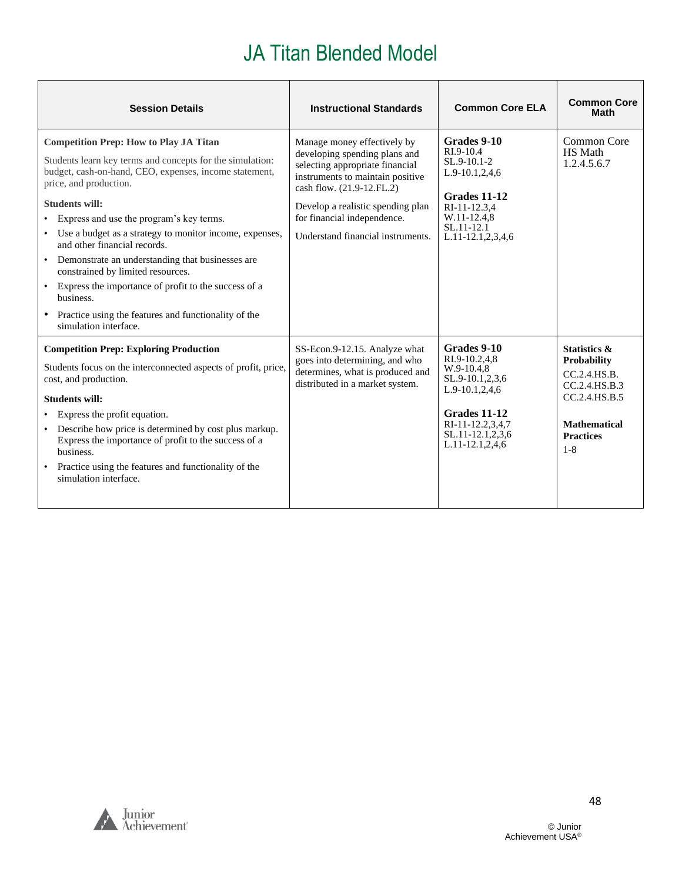# JA Titan Blended Model

| Session Details | Instructional Standards | Common Core ELA | Common Core Math |
|---|---|---|---|
| **Competition Prep: How to Play JA Titan**<br><br>Students learn key terms and concepts for the simulation: budget, cash-on-hand, CEO, expenses, income statement, price, and production.<br><br>**Students will:**<br>• Express and use the program's key terms.<br>• Use a budget as a strategy to monitor income, expenses, and other financial records.<br>• Demonstrate an understanding that businesses are constrained by limited resources.<br>• Express the importance of profit to the success of a business.<br>• Practice using the features and functionality of the simulation interface. | Manage money effectively by developing spending plans and selecting appropriate financial instruments to maintain positive cash flow. (21.9-12.FL.2)<br><br>Develop a realistic spending plan for financial independence.<br><br>Understand financial instruments. | **Grades 9-10**<br>RI.9-10.4<br>SL.9-10.1-2<br>L.9-10.1,2,4,6<br><br>**Grades 11-12**<br>RI-11-12.3,4<br>W.11-12.4,8<br>SL.11-12.1<br>L.11-12.1,2,3,4,6 | Common Core HS Math 1.2.4.5.6.7 |
| **Competition Prep: Exploring Production**<br><br>Students focus on the interconnected aspects of profit, price, cost, and production.<br><br>**Students will:**<br>• Express the profit equation.<br>• Describe how price is determined by cost plus markup. Express the importance of profit to the success of a business.<br>• Practice using the features and functionality of the simulation interface. | SS-Econ.9-12.15. Analyze what goes into determining, and who determines, what is produced and distributed in a market system. | **Grades 9-10**<br>RI.9-10.2,4,8<br>W.9-10.4,8<br>SL.9-10.1,2,3,6<br>L.9-10.1,2,4,6<br><br>**Grades 11-12**<br>RI-11-12.2,3,4,7<br>SL.11-12.1,2,3,6<br>L.11-12.1,2,4,6 | **Statistics & Probability**<br>CC.2.4.HS.B.<br>CC.2.4.HS.B.3<br>CC.2.4.HS.B.5<br><br>**Mathematical Practices**<br>1-8 |

© Junior Achievement USA®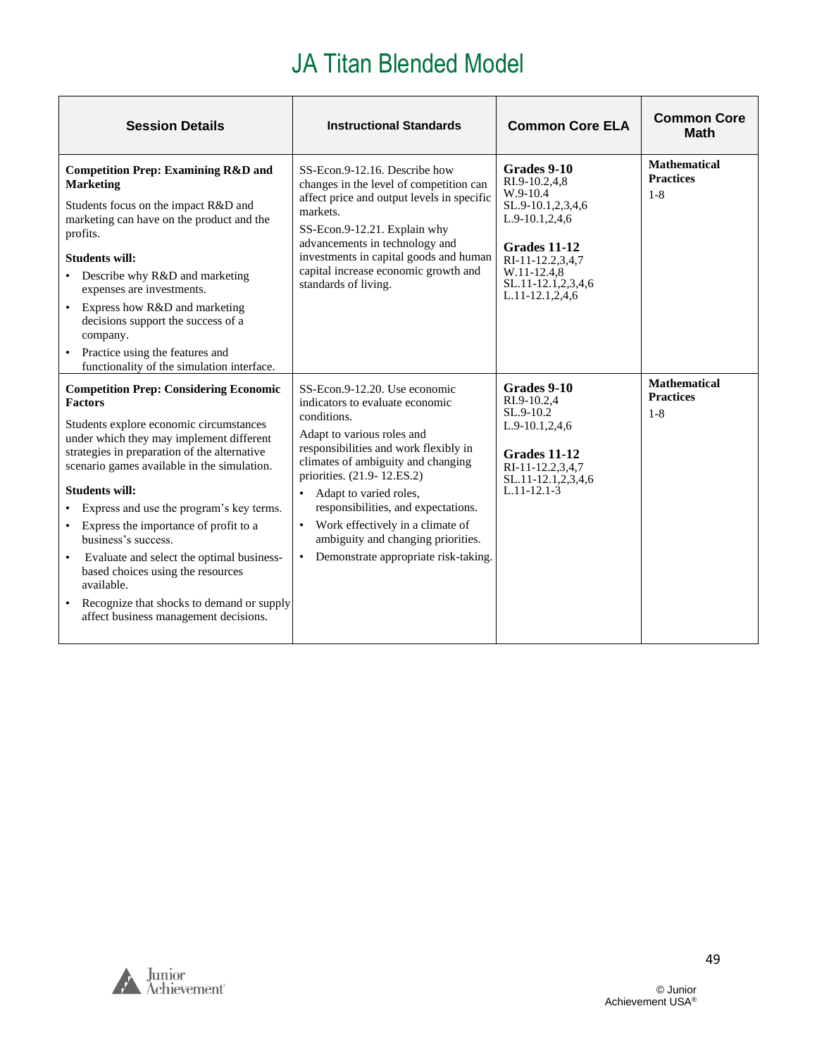# JA Titan Blended Model

| Session Details | Instructional Standards | Common Core ELA | Common Core Math |
|---|---|---|---|
| **Competition Prep: Examining R&D and Marketing**<br>Students focus on the impact R&D and marketing can have on the product and the profits.<br>**Students will:**<br>• Describe why R&D and marketing expenses are investments.<br>• Express how R&D and marketing decisions support the success of a company.<br>• Practice using the features and functionality of the simulation interface. | SS-Econ.9-12.16. Describe how changes in the level of competition can affect price and output levels in specific markets.<br>SS-Econ.9-12.21. Explain why advancements in technology and investments in capital goods and human capital increase economic growth and standards of living. | **Grades 9-10**<br>RI.9-10.2,4,8<br>W.9-10.4<br>SL.9-10.1,2,3,4,6<br>L.9-10.1,2,4,6<br><br>**Grades 11-12**<br>RI-11-12.2,3,4,7<br>W.11-12.4,8<br>SL.11-12.1,2,3,4,6<br>L.11-12.1,2,4,6 | **Mathematical Practices**<br>1-8 |
| **Competition Prep: Considering Economic Factors**<br>Students explore economic circumstances under which they may implement different strategies in preparation of the alternative scenario games available in the simulation.<br>**Students will:**<br>• Express and use the program's key terms.<br>• Express the importance of profit to a business's success.<br>• Evaluate and select the optimal business-based choices using the resources available.<br>• Recognize that shocks to demand or supply affect business management decisions. | SS-Econ.9-12.20. Use economic indicators to evaluate economic conditions.<br>Adapt to various roles and responsibilities and work flexibly in climates of ambiguity and changing priorities. (21.9- 12.ES.2)<br>• Adapt to varied roles, responsibilities, and expectations.<br>• Work effectively in a climate of ambiguity and changing priorities.<br>• Demonstrate appropriate risk-taking. | **Grades 9-10**<br>RI.9-10.2,4<br>SL.9-10.2<br>L.9-10.1,2,4,6<br><br>**Grades 11-12**<br>RI-11-12.2,3,4,7<br>SL.11-12.1,2,3,4,6<br>L.11-12.1-3 | **Mathematical Practices**<br>1-8 |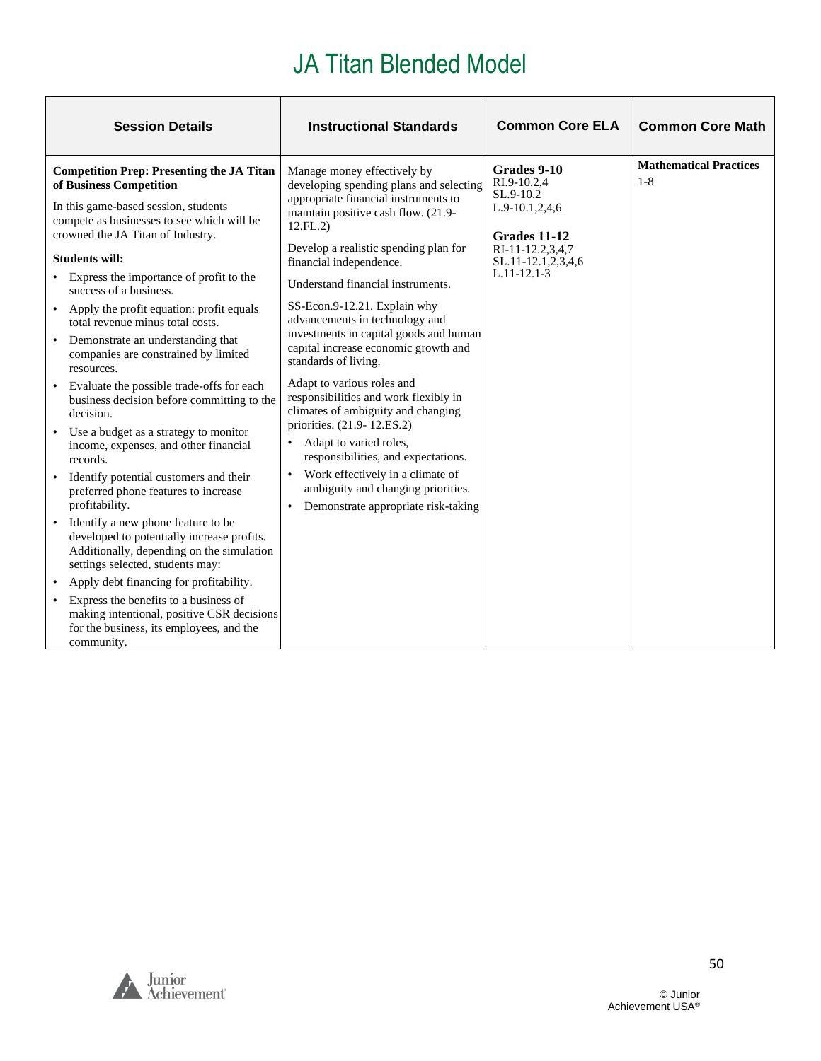# JA Titan Blended Model

| Session Details | Instructional Standards | Common Core ELA | Common Core Math |
|---|---|---|---|
| **Competition Prep: Presenting the JA Titan of Business Competition**<br><br>In this game-based session, students compete as businesses to see which will be crowned the JA Titan of Industry.<br><br>**Students will:**<br>• Express the importance of profit to the success of a business.<br>• Apply the profit equation: profit equals total revenue minus total costs.<br>• Demonstrate an understanding that companies are constrained by limited resources.<br>• Evaluate the possible trade-offs for each business decision before committing to the decision.<br>• Use a budget as a strategy to monitor income, expenses, and other financial records.<br>• Identify potential customers and their preferred phone features to increase profitability.<br>• Identify a new phone feature to be developed to potentially increase profits. Additionally, depending on the simulation settings selected, students may:<br>• Apply debt financing for profitability.<br>• Express the benefits to a business of making intentional, positive CSR decisions for the business, its employees, and the community. | Manage money effectively by developing spending plans and selecting appropriate financial instruments to maintain positive cash flow. (21.9-12.FL.2)<br><br>Develop a realistic spending plan for financial independence.<br><br>Understand financial instruments.<br><br>SS-Econ.9-12.21. Explain why advancements in technology and investments in capital goods and human capital increase economic growth and standards of living.<br><br>Adapt to various roles and responsibilities and work flexibly in climates of ambiguity and changing priorities. (21.9- 12.ES.2)<br>• Adapt to varied roles, responsibilities, and expectations.<br>• Work effectively in a climate of ambiguity and changing priorities.<br>• Demonstrate appropriate risk-taking | **Grades 9-10**<br>RI.9-10.2,4<br>SL.9-10.2<br>L.9-10.1,2,4,6<br><br>**Grades 11-12**<br>RI-11-12.2,3,4,7<br>SL.11-12.1,2,3,4,6<br>L.11-12.1-3 | **Mathematical Practices**<br>1-8 |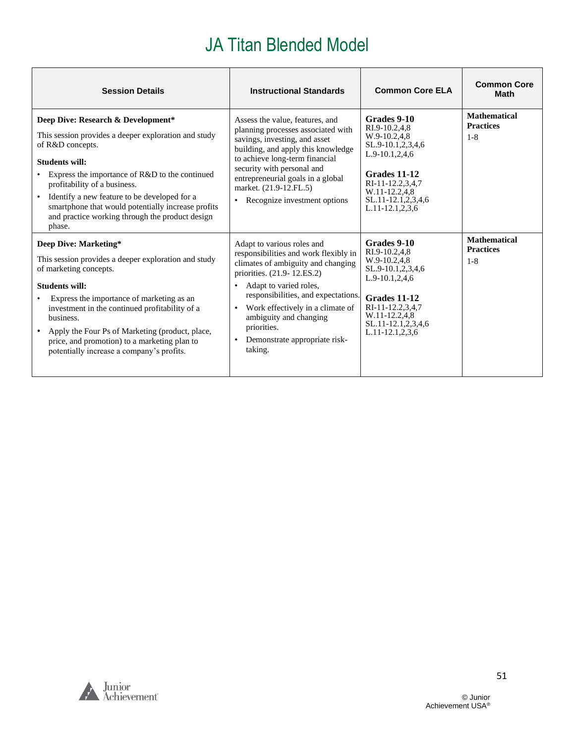# JA Titan Blended Model

| Session Details | Instructional Standards | Common Core ELA | Common Core Math |
|---|---|---|---|
| **Deep Dive: Research & Development***<br><br>This session provides a deeper exploration and study of R&D concepts.<br><br>**Students will:**<br>• Express the importance of R&D to the continued profitability of a business.<br>• Identify a new feature to be developed for a smartphone that would potentially increase profits and practice working through the product design phase. | Assess the value, features, and planning processes associated with savings, investing, and asset building, and apply this knowledge to achieve long-term financial security with personal and entrepreneurial goals in a global market. (21.9-12.FL.5)<br>• Recognize investment options | **Grades 9-10**<br>RI.9-10.2,4,8<br>W.9-10.2,4,8<br>SL.9-10.1,2,3,4,6<br>L.9-10.1,2,4,6<br><br>**Grades 11-12**<br>RI-11-12.2,3,4,7<br>W.11-12.2,4,8<br>SL.11-12.1,2,3,4,6<br>L.11-12.1,2,3,6 | **Mathematical Practices**<br>1-8 |
| **Deep Dive: Marketing***<br><br>This session provides a deeper exploration and study of marketing concepts.<br><br>**Students will:**<br>• Express the importance of marketing as an investment in the continued profitability of a business.<br>• Apply the Four Ps of Marketing (product, place, price, and promotion) to a marketing plan to potentially increase a company's profits. | Adapt to various roles and responsibilities and work flexibly in climates of ambiguity and changing priorities. (21.9- 12.ES.2)<br>• Adapt to varied roles, responsibilities, and expectations.<br>• Work effectively in a climate of ambiguity and changing priorities.<br>• Demonstrate appropriate risk-taking. | **Grades 9-10**<br>RI.9-10.2,4,8<br>W.9-10.2,4,8<br>SL.9-10.1,2,3,4,6<br>L.9-10.1,2,4,6<br><br>**Grades 11-12**<br>RI-11-12.2,3,4,7<br>W.11-12.2,4,8<br>SL.11-12.1,2,3,4,6<br>L.11-12.1,2,3,6 | **Mathematical Practices**<br>1-8 |

© Junior Achievement USA®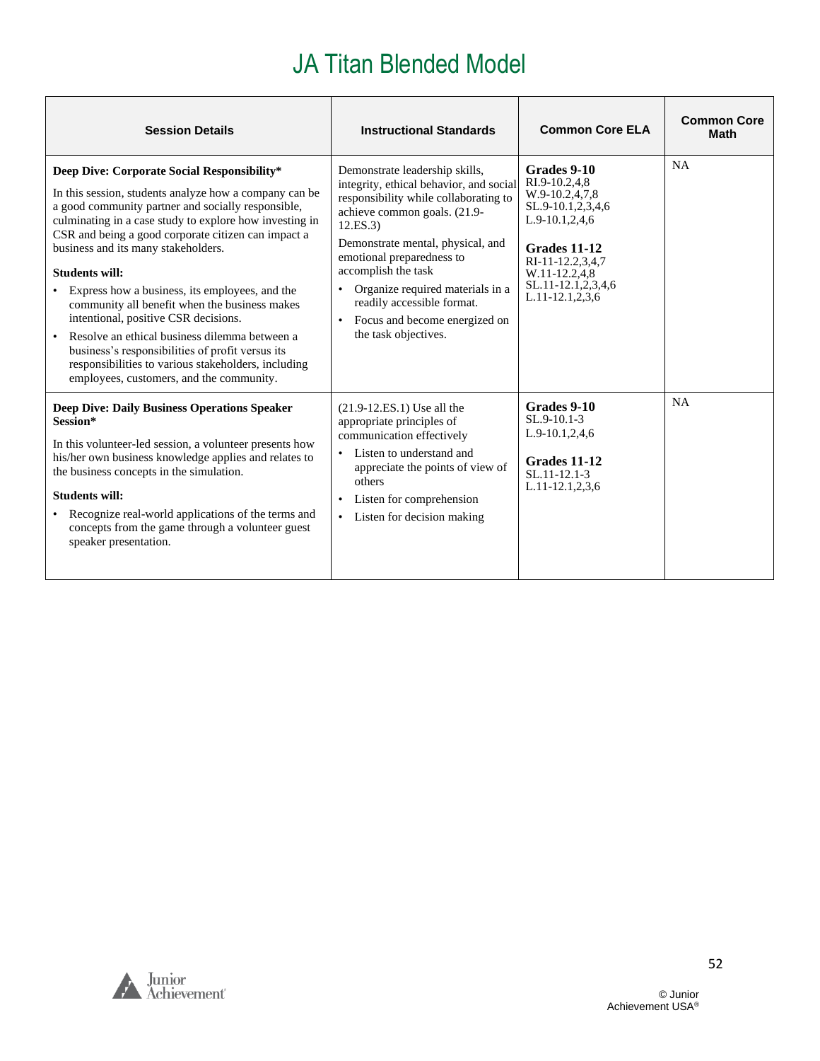# JA Titan Blended Model

| Session Details | Instructional Standards | Common Core ELA | Common Core Math |
|---|---|---|---|
| **Deep Dive: Corporate Social Responsibility***<br><br>In this session, students analyze how a company can be a good community partner and socially responsible, culminating in a case study to explore how investing in CSR and being a good corporate citizen can impact a business and its many stakeholders.<br><br>**Students will:**<br>• Express how a business, its employees, and the community all benefit when the business makes intentional, positive CSR decisions.<br>• Resolve an ethical business dilemma between a business's responsibilities of profit versus its responsibilities to various stakeholders, including employees, customers, and the community. | Demonstrate leadership skills, integrity, ethical behavior, and social responsibility while collaborating to achieve common goals. (21.9-12.ES.3)<br><br>Demonstrate mental, physical, and emotional preparedness to accomplish the task<br>• Organize required materials in a readily accessible format.<br>• Focus and become energized on the task objectives. | **Grades 9-10**<br>RI.9-10.2,4,8<br>W.9-10.2,4,7,8<br>SL.9-10.1,2,3,4,6<br>L.9-10.1,2,4,6<br><br>**Grades 11-12**<br>RI-11-12.2,3,4,7<br>W.11-12.2,4,8<br>SL.11-12.1,2,3,4,6<br>L.11-12.1,2,3,6 | NA |
| **Deep Dive: Daily Business Operations Speaker Session***<br><br>In this volunteer-led session, a volunteer presents how his/her own business knowledge applies and relates to the business concepts in the simulation.<br><br>**Students will:**<br>• Recognize real-world applications of the terms and concepts from the game through a volunteer guest speaker presentation. | (21.9-12.ES.1) Use all the appropriate principles of communication effectively<br>• Listen to understand and appreciate the points of view of others<br>• Listen for comprehension<br>• Listen for decision making | **Grades 9-10**<br>SL.9-10.1-3<br>L.9-10.1,2,4,6<br><br>**Grades 11-12**<br>SL.11-12.1-3<br>L.11-12.1,2,3,6 | NA |

© Junior Achievement USA®